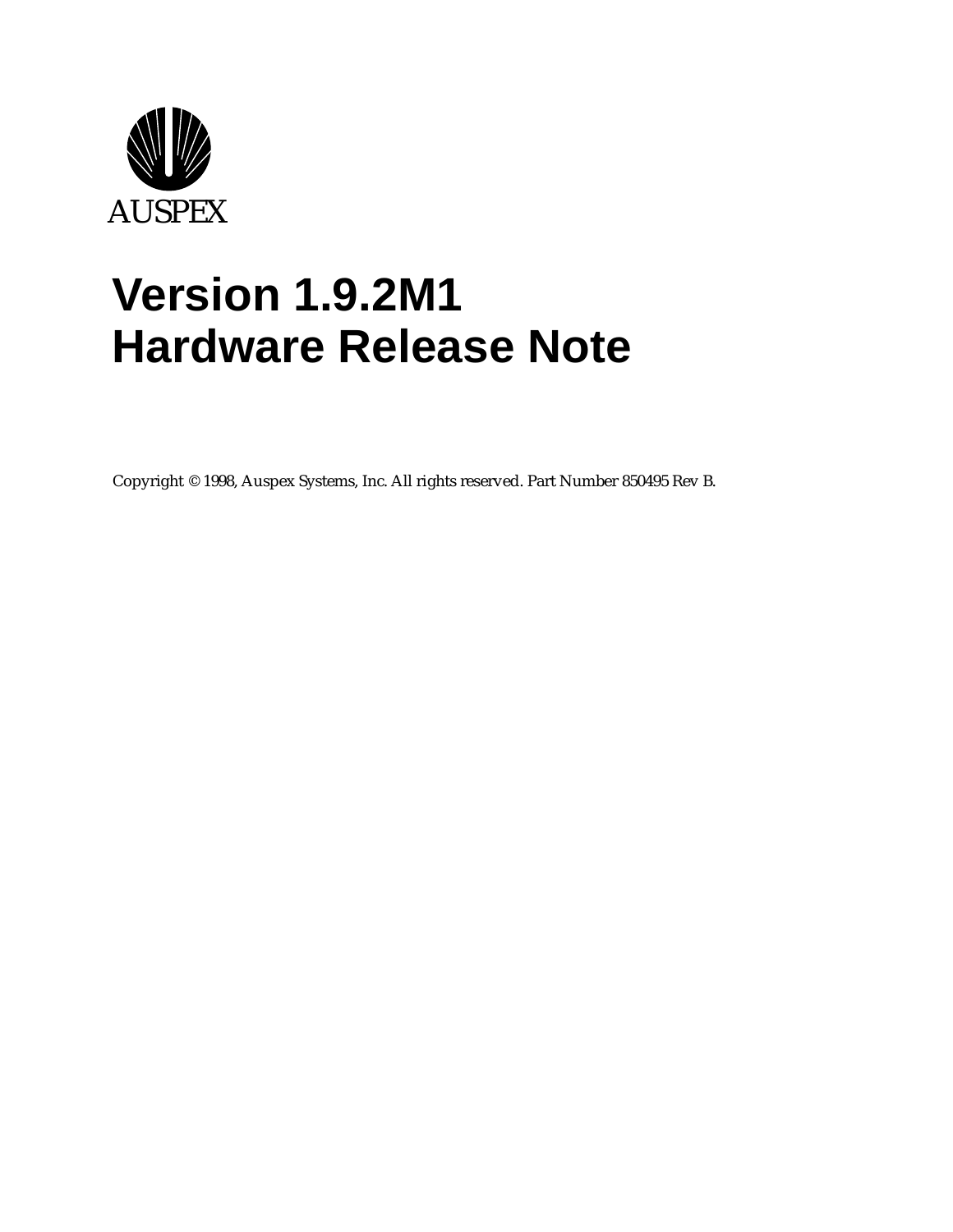AUSPEX

# Version 1.9.2M1
# Hardware Release Note

Copyright © 1998, Auspex Systems, Inc. All rights reserved. Part Number 850495 Rev B.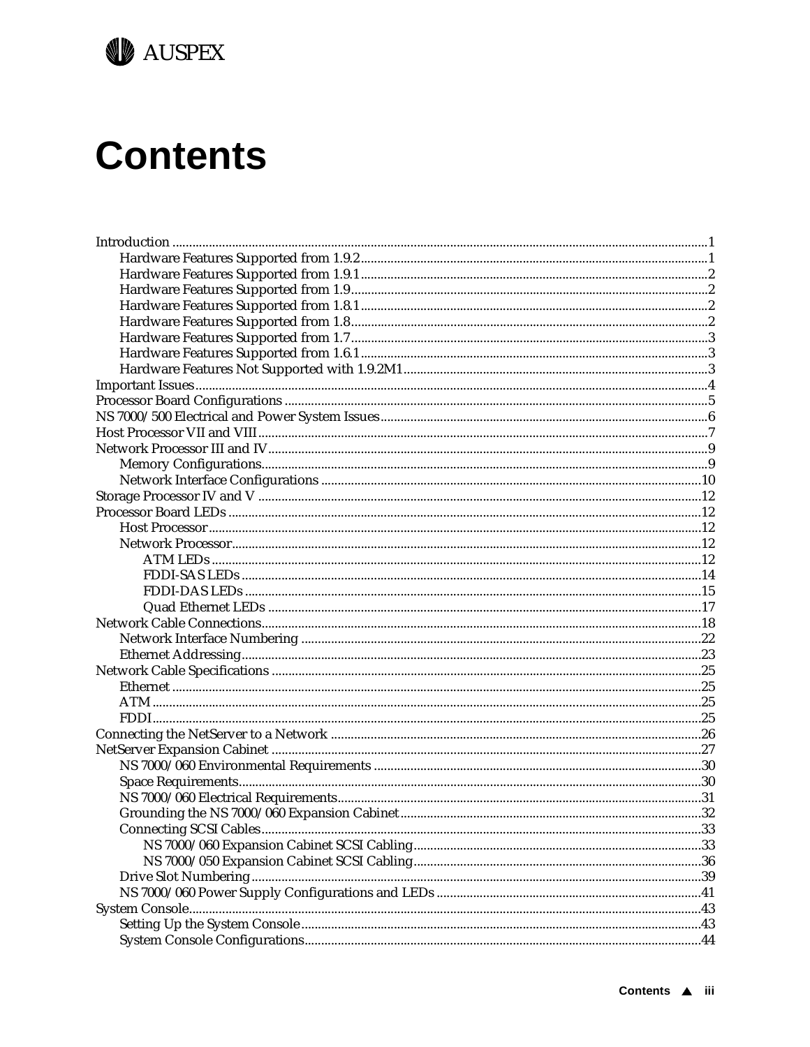# Contents

- Introduction ..................................................................................... 1
  - Hardware Features Supported from 1.9.2 ..................................................... 1
  - Hardware Features Supported from 1.9.1 ..................................................... 2
  - Hardware Features Supported from 1.9 ....................................................... 2
  - Hardware Features Supported from 1.8.1 ..................................................... 2
  - Hardware Features Supported from 1.8 ....................................................... 2
  - Hardware Features Supported from 1.7 ....................................................... 3
  - Hardware Features Supported from 1.6.1 ..................................................... 3
  - Hardware Features Not Supported with 1.9.2M1 ............................................... 3
- Important Issues ................................................................................. 4
- Processor Board Configurations ................................................................... 5
- NS 7000/500 Electrical and Power System Issues ................................................... 6
- Host Processor VII and VIII ...................................................................... 7
- Network Processor III and IV ..................................................................... 9
  - Memory Configurations ...................................................................... 9
  - Network Interface Configurations ........................................................... 10
- Storage Processor IV and V ....................................................................... 12
- Processor Board LEDs ............................................................................. 12
  - Host Processor ............................................................................. 12
  - Network Processor .......................................................................... 12
    - ATM LEDs .............................................................................. 12
    - FDDI-SAS LEDs ......................................................................... 14
    - FDDI-DAS LEDs ......................................................................... 15
    - Quad Ethernet LEDs ..................................................................... 17
- Network Cable Connections ........................................................................ 18
  - Network Interface Numbering ................................................................ 22
  - Ethernet Addressing ........................................................................ 23
- Network Cable Specifications ..................................................................... 25
  - Ethernet ................................................................................... 25
  - ATM ........................................................................................ 25
  - FDDI ....................................................................................... 25
- Connecting the NetServer to a Network ............................................................ 26
- NetServer Expansion Cabinet ...................................................................... 27
  - NS 7000/060 Environmental Requirements ...................................................... 30
  - Space Requirements ......................................................................... 30
  - NS 7000/060 Electrical Requirements ........................................................ 31
  - Grounding the NS 7000/060 Expansion Cabinet ................................................ 32
  - Connecting SCSI Cables ..................................................................... 33
    - NS 7000/060 Expansion Cabinet SCSI Cabling ............................................. 33
    - NS 7000/050 Expansion Cabinet SCSI Cabling ............................................. 36
  - Drive Slot Numbering ....................................................................... 39
  - NS 7000/060 Power Supply Configurations and LEDs ........................................... 41
- System Console ................................................................................... 43
  - Setting Up the System Console .............................................................. 43
  - System Console Configurations .............................................................. 44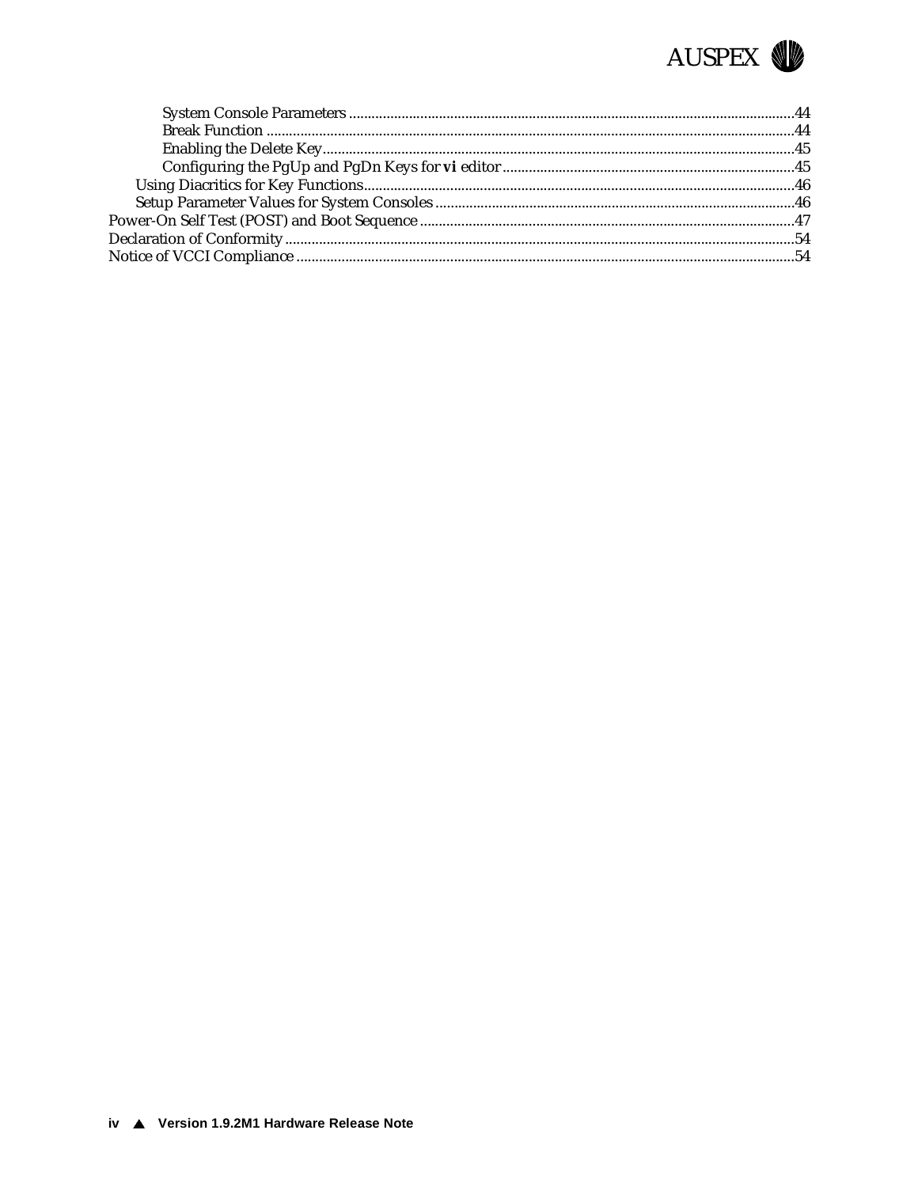- System Console Parameters ..... 44
- Break Function ..... 44
- Enabling the Delete Key ..... 45
- Configuring the PgUp and PgDn Keys for **vi** editor ..... 45

Using Diacritics for Key Functions ..... 46

Setup Parameter Values for System Consoles ..... 46

Power-On Self Test (POST) and Boot Sequence ..... 47

Declaration of Conformity ..... 54

Notice of VCCI Compliance ..... 54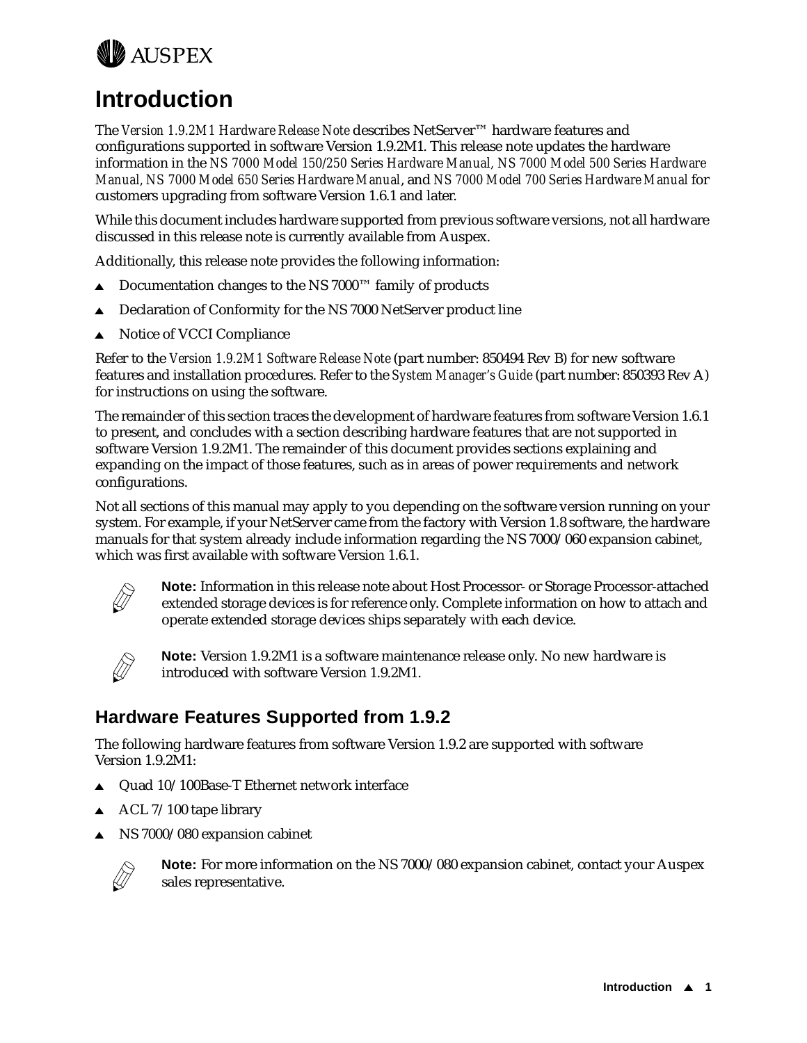# Introduction

The *Version 1.9.2M1 Hardware Release Note* describes NetServer™ hardware features and configurations supported in software Version 1.9.2M1. This release note updates the hardware information in the *NS 7000 Model 150/250 Series Hardware Manual, NS 7000 Model 500 Series Hardware Manual, NS 7000 Model 650 Series Hardware Manual*, and *NS 7000 Model 700 Series Hardware Manual* for customers upgrading from software Version 1.6.1 and later.

While this document includes hardware supported from previous software versions, not all hardware discussed in this release note is currently available from Auspex.

Additionally, this release note provides the following information:

- Documentation changes to the NS 7000™ family of products
- Declaration of Conformity for the NS 7000 NetServer product line
- Notice of VCCI Compliance

Refer to the *Version 1.9.2M1 Software Release Note* (part number: 850494 Rev B) for new software features and installation procedures. Refer to the *System Manager's Guide* (part number: 850393 Rev A) for instructions on using the software.

The remainder of this section traces the development of hardware features from software Version 1.6.1 to present, and concludes with a section describing hardware features that are not supported in software Version 1.9.2M1. The remainder of this document provides sections explaining and expanding on the impact of those features, such as in areas of power requirements and network configurations.

Not all sections of this manual may apply to you depending on the software version running on your system. For example, if your NetServer came from the factory with Version 1.8 software, the hardware manuals for that system already include information regarding the NS 7000/060 expansion cabinet, which was first available with software Version 1.6.1.

**Note:** Information in this release note about Host Processor- or Storage Processor-attached extended storage devices is for reference only. Complete information on how to attach and operate extended storage devices ships separately with each device.

**Note:** Version 1.9.2M1 is a software maintenance release only. No new hardware is introduced with software Version 1.9.2M1.

## Hardware Features Supported from 1.9.2

The following hardware features from software Version 1.9.2 are supported with software Version 1.9.2M1:

- Quad 10/100Base-T Ethernet network interface
- ACL 7/100 tape library
- NS 7000/080 expansion cabinet

**Note:** For more information on the NS 7000/080 expansion cabinet, contact your Auspex sales representative.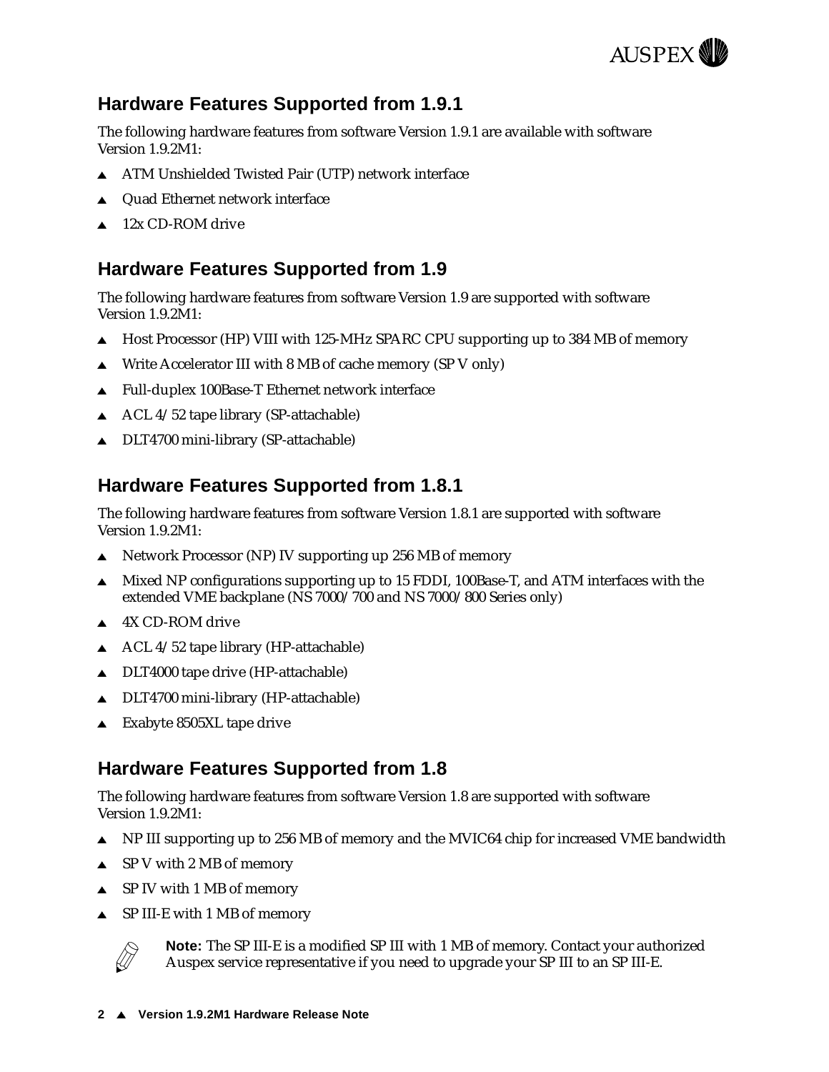## Hardware Features Supported from 1.9.1

The following hardware features from software Version 1.9.1 are available with software Version 1.9.2M1:

- ATM Unshielded Twisted Pair (UTP) network interface
- Quad Ethernet network interface
- 12x CD-ROM drive

## Hardware Features Supported from 1.9

The following hardware features from software Version 1.9 are supported with software Version 1.9.2M1:

- Host Processor (HP) VIII with 125-MHz SPARC CPU supporting up to 384 MB of memory
- Write Accelerator III with 8 MB of cache memory (SP V only)
- Full-duplex 100Base-T Ethernet network interface
- ACL 4/52 tape library (SP-attachable)
- DLT4700 mini-library (SP-attachable)

## Hardware Features Supported from 1.8.1

The following hardware features from software Version 1.8.1 are supported with software Version 1.9.2M1:

- Network Processor (NP) IV supporting up 256 MB of memory
- Mixed NP configurations supporting up to 15 FDDI, 100Base-T, and ATM interfaces with the extended VME backplane (NS 7000/700 and NS 7000/800 Series only)
- 4X CD-ROM drive
- ACL 4/52 tape library (HP-attachable)
- DLT4000 tape drive (HP-attachable)
- DLT4700 mini-library (HP-attachable)
- Exabyte 8505XL tape drive

## Hardware Features Supported from 1.8

The following hardware features from software Version 1.8 are supported with software Version 1.9.2M1:

- NP III supporting up to 256 MB of memory and the MVIC64 chip for increased VME bandwidth
- SP V with 2 MB of memory
- SP IV with 1 MB of memory
- SP III-E with 1 MB of memory

**Note:** The SP III-E is a modified SP III with 1 MB of memory. Contact your authorized Auspex service representative if you need to upgrade your SP III to an SP III-E.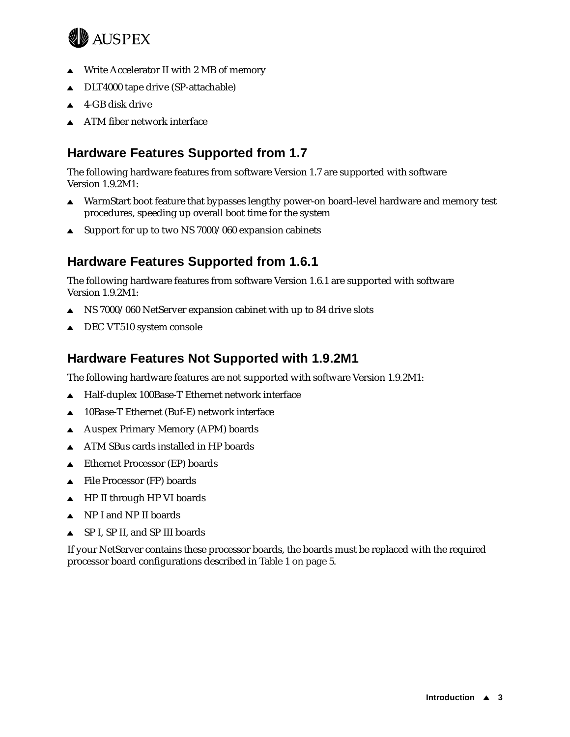- Write Accelerator II with 2 MB of memory
- DLT4000 tape drive (SP-attachable)
- 4-GB disk drive
- ATM fiber network interface

## Hardware Features Supported from 1.7

The following hardware features from software Version 1.7 are supported with software Version 1.9.2M1:

- WarmStart boot feature that bypasses lengthy power-on board-level hardware and memory test procedures, speeding up overall boot time for the system
- Support for up to two NS 7000/060 expansion cabinets

## Hardware Features Supported from 1.6.1

The following hardware features from software Version 1.6.1 are supported with software Version 1.9.2M1:

- NS 7000/060 NetServer expansion cabinet with up to 84 drive slots
- DEC VT510 system console

## Hardware Features Not Supported with 1.9.2M1

The following hardware features are not supported with software Version 1.9.2M1:

- Half-duplex 100Base-T Ethernet network interface
- 10Base-T Ethernet (Buf-E) network interface
- Auspex Primary Memory (APM) boards
- ATM SBus cards installed in HP boards
- Ethernet Processor (EP) boards
- File Processor (FP) boards
- HP II through HP VI boards
- NP I and NP II boards
- SP I, SP II, and SP III boards

If your NetServer contains these processor boards, the boards must be replaced with the required processor board configurations described in Table 1 on page 5.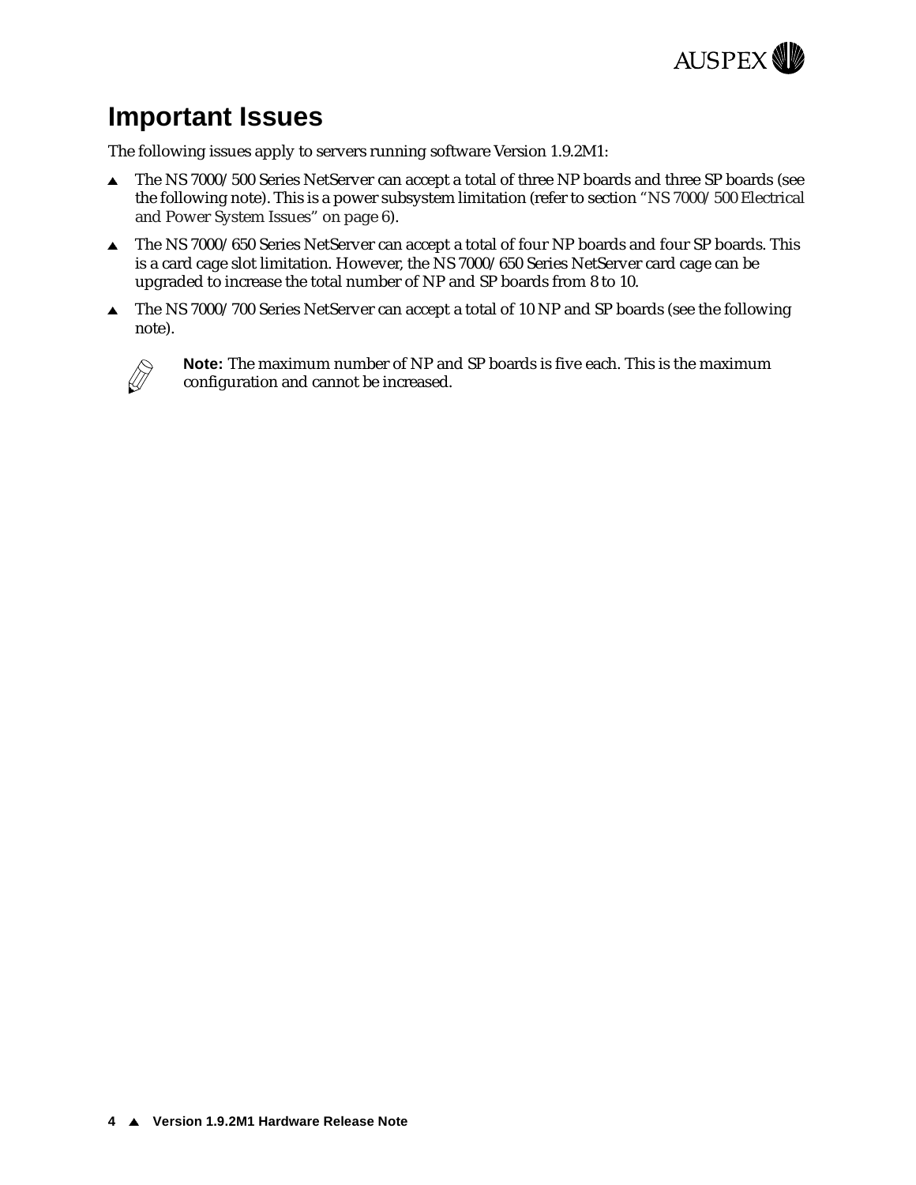# Important Issues

The following issues apply to servers running software Version 1.9.2M1:

- The NS 7000/500 Series NetServer can accept a total of three NP boards and three SP boards (see the following note). This is a power subsystem limitation (refer to section "NS 7000/500 Electrical and Power System Issues" on page 6).
- The NS 7000/650 Series NetServer can accept a total of four NP boards and four SP boards. This is a card cage slot limitation. However, the NS 7000/650 Series NetServer card cage can be upgraded to increase the total number of NP and SP boards from 8 to 10.
- The NS 7000/700 Series NetServer can accept a total of 10 NP and SP boards (see the following note).

**Note:** The maximum number of NP and SP boards is five each. This is the maximum configuration and cannot be increased.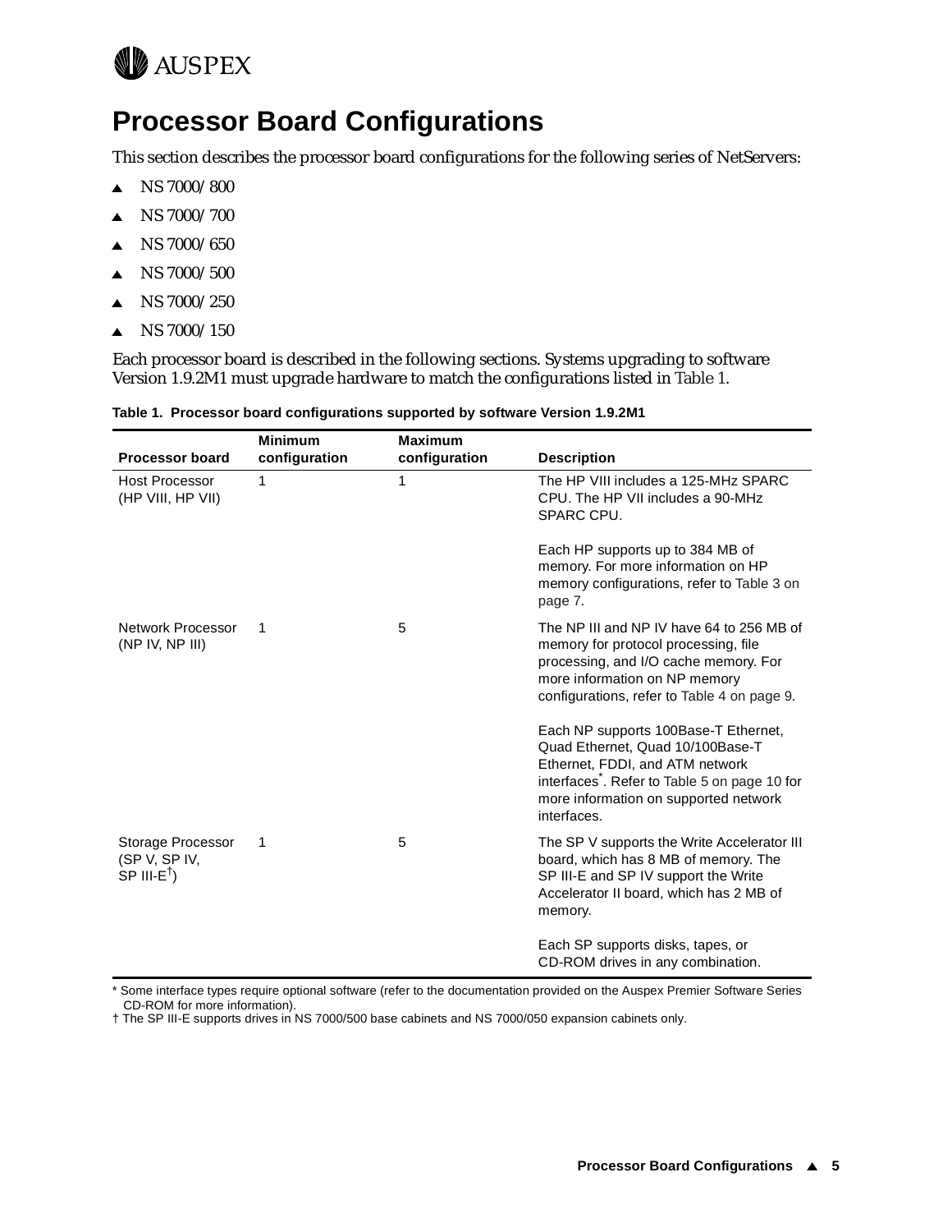# Processor Board Configurations

This section describes the processor board configurations for the following series of NetServers:

- NS 7000/800
- NS 7000/700
- NS 7000/650
- NS 7000/500
- NS 7000/250
- NS 7000/150

Each processor board is described in the following sections. Systems upgrading to software Version 1.9.2M1 must upgrade hardware to match the configurations listed in Table 1.

**Table 1. Processor board configurations supported by software Version 1.9.2M1**

| Processor board | Minimum configuration | Maximum configuration | Description |
|---|---|---|---|
| Host Processor (HP VIII, HP VII) | 1 | 1 | The HP VIII includes a 125-MHz SPARC CPU. The HP VII includes a 90-MHz SPARC CPU.<br><br>Each HP supports up to 384 MB of memory. For more information on HP memory configurations, refer to Table 3 on page 7. |
| Network Processor (NP IV, NP III) | 1 | 5 | The NP III and NP IV have 64 to 256 MB of memory for protocol processing, file processing, and I/O cache memory. For more information on NP memory configurations, refer to Table 4 on page 9.<br><br>Each NP supports 100Base-T Ethernet, Quad Ethernet, Quad 10/100Base-T Ethernet, FDDI, and ATM network interfaces*. Refer to Table 5 on page 10 for more information on supported network interfaces. |
| Storage Processor (SP V, SP IV, SP III-E†) | 1 | 5 | The SP V supports the Write Accelerator III board, which has 8 MB of memory. The SP III-E and SP IV support the Write Accelerator II board, which has 2 MB of memory.<br><br>Each SP supports disks, tapes, or CD-ROM drives in any combination. |

* Some interface types require optional software (refer to the documentation provided on the Auspex Premier Software Series CD-ROM for more information).

† The SP III-E supports drives in NS 7000/500 base cabinets and NS 7000/050 expansion cabinets only.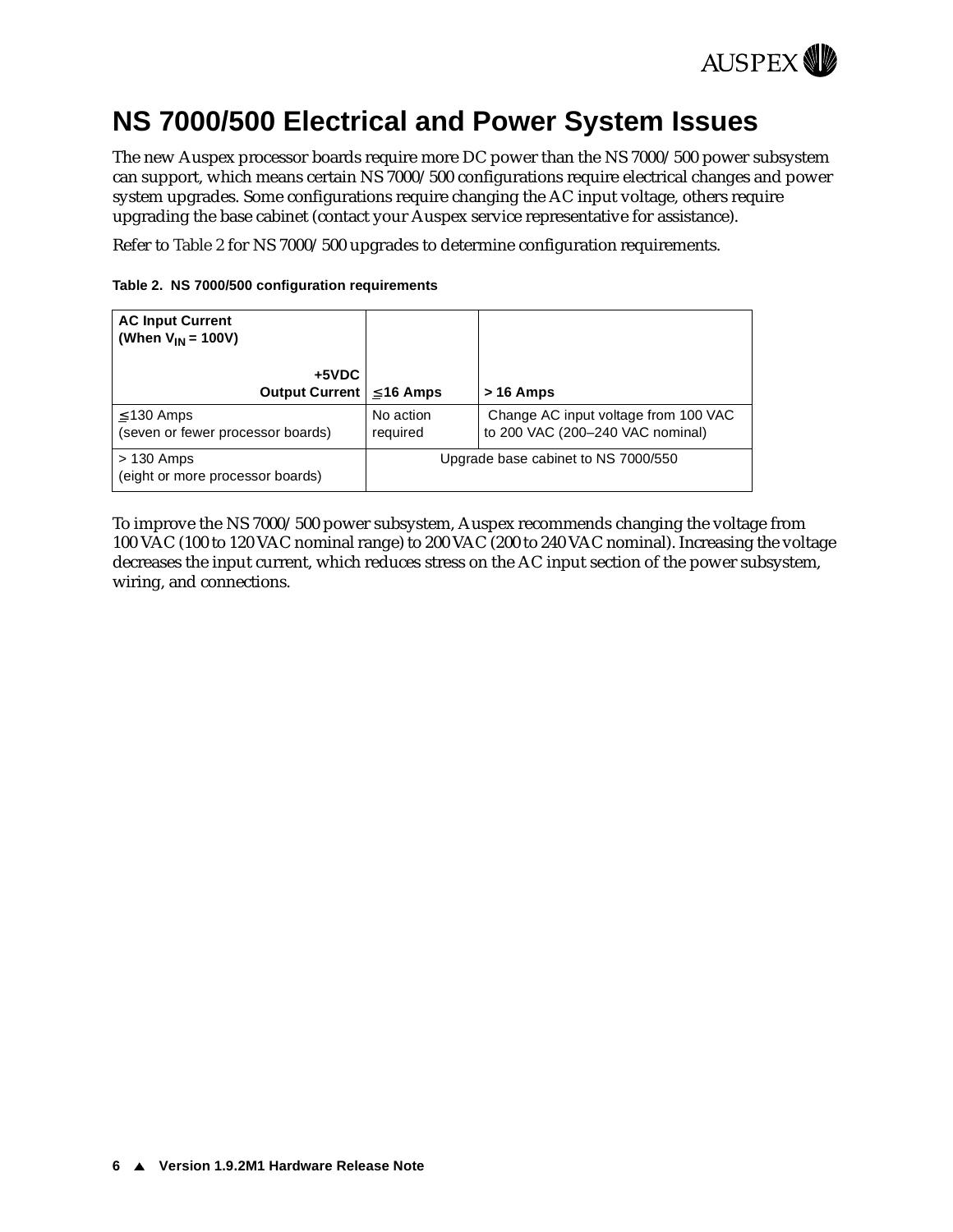# NS 7000/500 Electrical and Power System Issues

The new Auspex processor boards require more DC power than the NS 7000/500 power subsystem can support, which means certain NS 7000/500 configurations require electrical changes and power system upgrades. Some configurations require changing the AC input voltage, others require upgrading the base cabinet (contact your Auspex service representative for assistance).

Refer to Table 2 for NS 7000/500 upgrades to determine configuration requirements.

**Table 2. NS 7000/500 configuration requirements**

| **AC Input Current (When $V_{IN}$ = 100V)** / **+5VDC Output Current** | **≤16 Amps** | **> 16 Amps** |
|---|---|---|
| ≤130 Amps (seven or fewer processor boards) | No action required | Change AC input voltage from 100 VAC to 200 VAC (200–240 VAC nominal) |
| > 130 Amps (eight or more processor boards) | Upgrade base cabinet to NS 7000/550 | |

To improve the NS 7000/500 power subsystem, Auspex recommends changing the voltage from 100 VAC (100 to 120 VAC nominal range) to 200 VAC (200 to 240 VAC nominal). Increasing the voltage decreases the input current, which reduces stress on the AC input section of the power subsystem, wiring, and connections.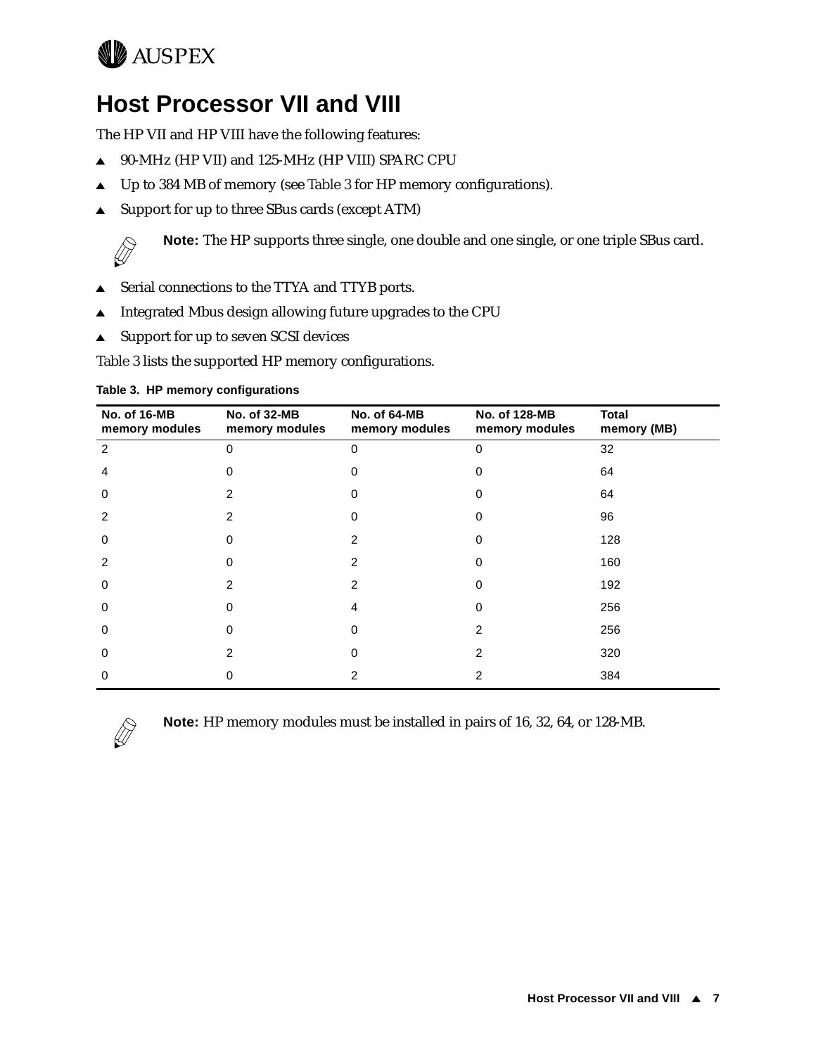# Host Processor VII and VIII

The HP VII and HP VIII have the following features:

- 90-MHz (HP VII) and 125-MHz (HP VIII) SPARC CPU
- Up to 384 MB of memory (see Table 3 for HP memory configurations).
- Support for up to three SBus cards (except ATM)

> **Note:** The HP supports three single, one double and one single, or one triple SBus card.

- Serial connections to the TTYA and TTYB ports.
- Integrated Mbus design allowing future upgrades to the CPU
- Support for up to seven SCSI devices

Table 3 lists the supported HP memory configurations.

**Table 3. HP memory configurations**

| No. of 16-MB memory modules | No. of 32-MB memory modules | No. of 64-MB memory modules | No. of 128-MB memory modules | Total memory (MB) |
|---|---|---|---|---|
| 2 | 0 | 0 | 0 | 32 |
| 4 | 0 | 0 | 0 | 64 |
| 0 | 2 | 0 | 0 | 64 |
| 2 | 2 | 0 | 0 | 96 |
| 0 | 0 | 2 | 0 | 128 |
| 2 | 0 | 2 | 0 | 160 |
| 0 | 2 | 2 | 0 | 192 |
| 0 | 0 | 4 | 0 | 256 |
| 0 | 0 | 0 | 2 | 256 |
| 0 | 2 | 0 | 2 | 320 |
| 0 | 0 | 2 | 2 | 384 |

> **Note:** HP memory modules must be installed in pairs of 16, 32, 64, or 128-MB.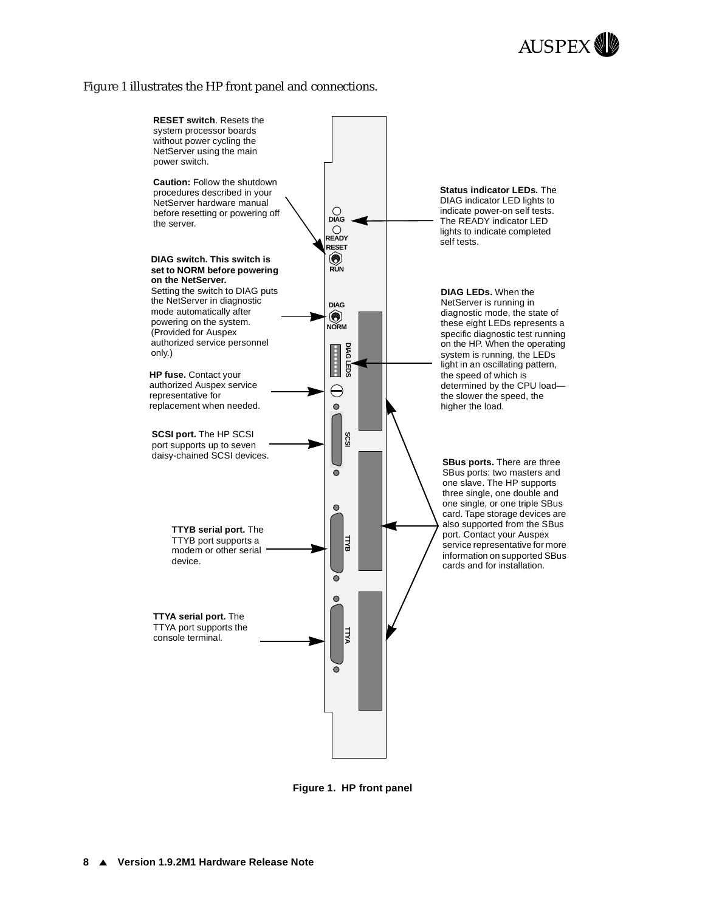*Figure 1* illustrates the HP front panel and connections.

**RESET switch**. Resets the system processor boards without power cycling the NetServer using the main power switch.

**Caution:** Follow the shutdown procedures described in your NetServer hardware manual before resetting or powering off the server.

**DIAG switch. This switch is set to NORM before powering on the NetServer.** Setting the switch to DIAG puts the NetServer in diagnostic mode automatically after powering on the system. (Provided for Auspex authorized service personnel only.)

**HP fuse.** Contact your authorized Auspex service representative for replacement when needed.

**SCSI port.** The HP SCSI port supports up to seven daisy-chained SCSI devices.

**TTYB serial port.** The TTYB port supports a modem or other serial device.

**TTYA serial port.** The TTYA port supports the console terminal.

**Status indicator LEDs.** The DIAG indicator LED lights to indicate power-on self tests. The READY indicator LED lights to indicate completed self tests.

**DIAG LEDs.** When the NetServer is running in diagnostic mode, the state of these eight LEDs represents a specific diagnostic test running on the HP. When the operating system is running, the LEDs light in an oscillating pattern, the speed of which is determined by the CPU load—the slower the speed, the higher the load.

**SBus ports.** There are three SBus ports: two masters and one slave. The HP supports three single, one double and one single, or one triple SBus card. Tape storage devices are also supported from the SBus port. Contact your Auspex service representative for more information on supported SBus cards and for installation.

DIAG READY RESET RUN DIAG NORM DIAG LEDS SCSI TTYB TTYA

**Figure 1. HP front panel**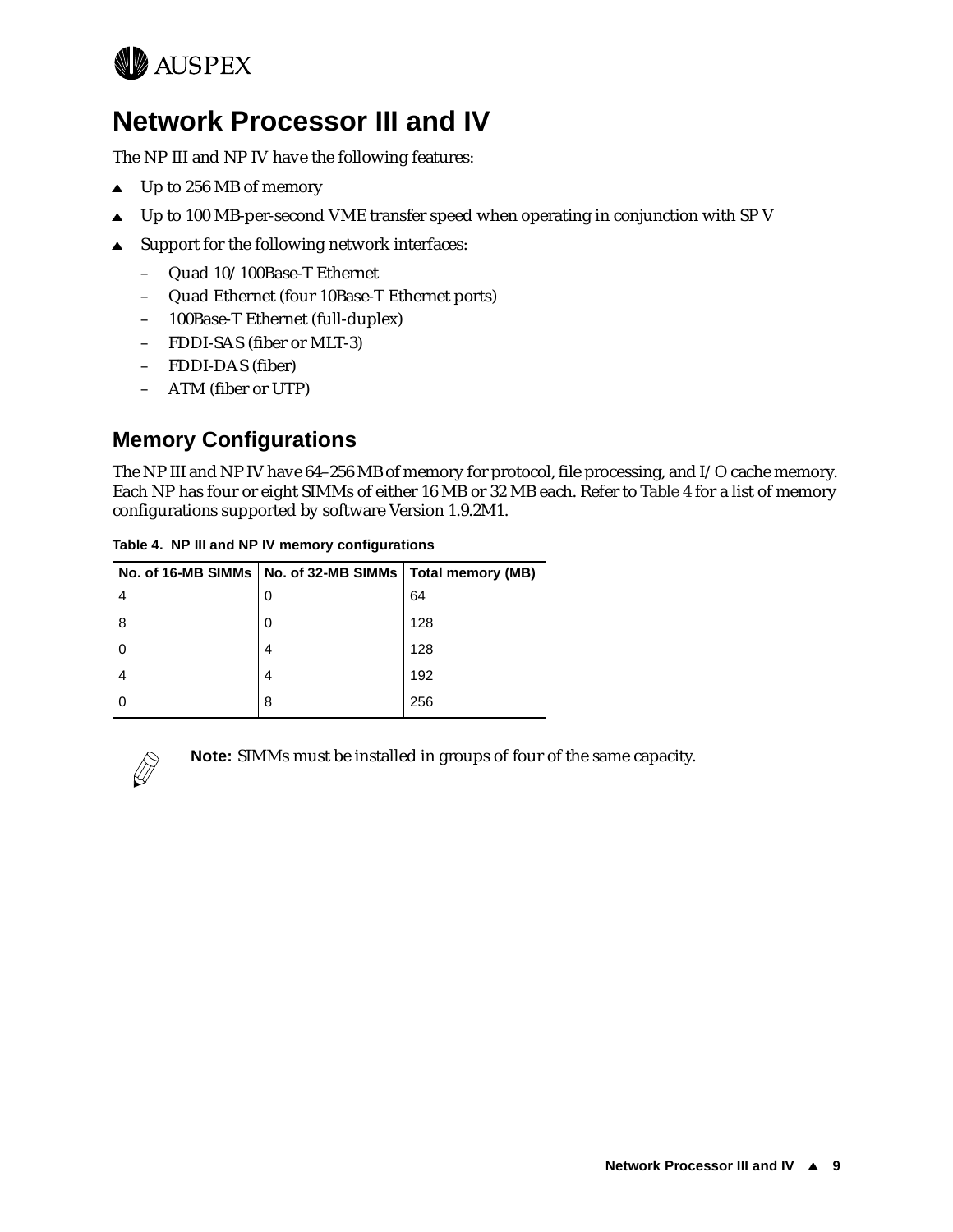# Network Processor III and IV

The NP III and NP IV have the following features:

- Up to 256 MB of memory
- Up to 100 MB-per-second VME transfer speed when operating in conjunction with SP V
- Support for the following network interfaces:
  - Quad 10/100Base-T Ethernet
  - Quad Ethernet (four 10Base-T Ethernet ports)
  - 100Base-T Ethernet (full-duplex)
  - FDDI-SAS (fiber or MLT-3)
  - FDDI-DAS (fiber)
  - ATM (fiber or UTP)

## Memory Configurations

The NP III and NP IV have 64–256 MB of memory for protocol, file processing, and I/O cache memory. Each NP has four or eight SIMMs of either 16 MB or 32 MB each. Refer to Table 4 for a list of memory configurations supported by software Version 1.9.2M1.

**Table 4. NP III and NP IV memory configurations**

| No. of 16-MB SIMMs | No. of 32-MB SIMMs | Total memory (MB) |
|---|---|---|
| 4 | 0 | 64 |
| 8 | 0 | 128 |
| 0 | 4 | 128 |
| 4 | 4 | 192 |
| 0 | 8 | 256 |

**Note:** SIMMs must be installed in groups of four of the same capacity.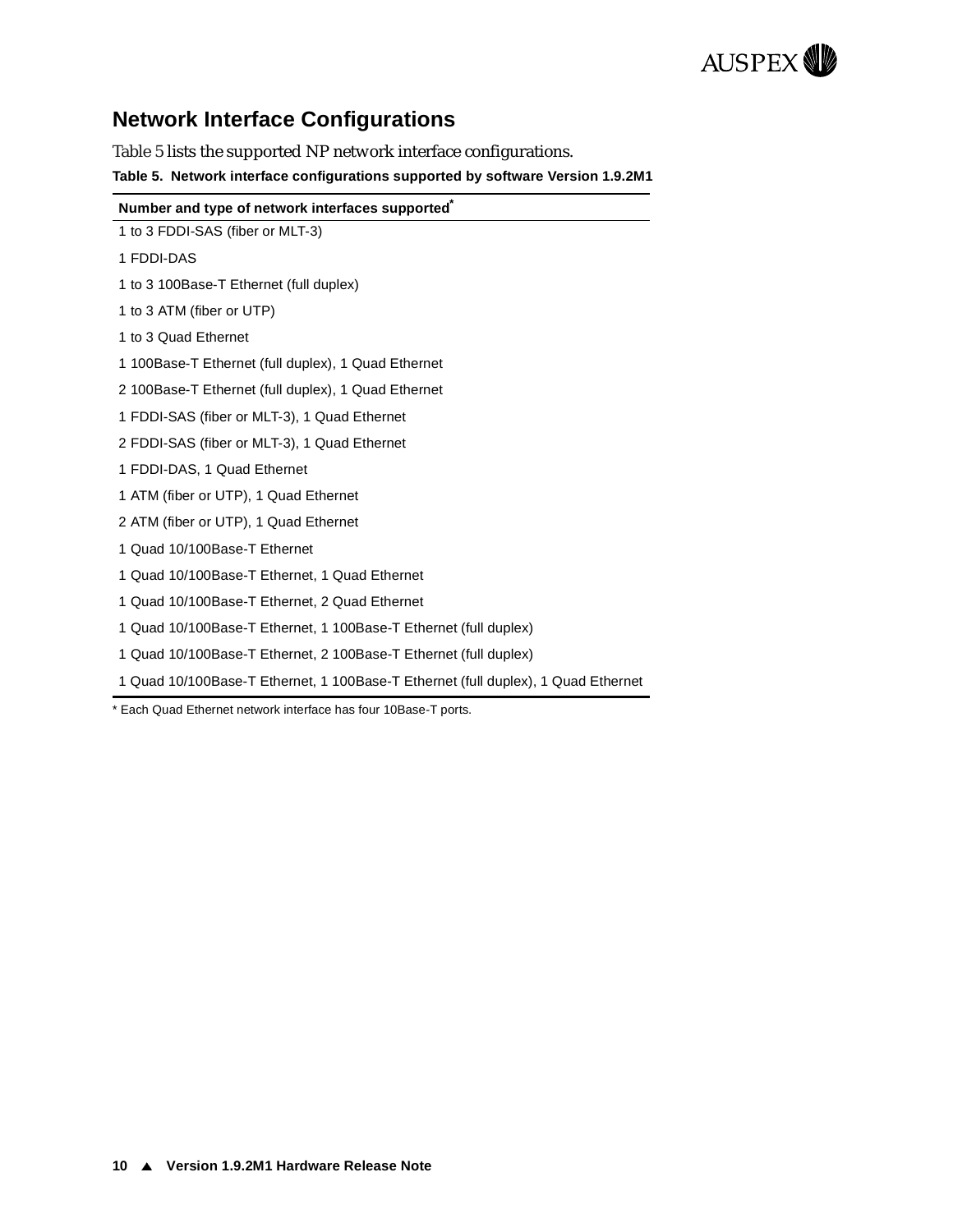## Network Interface Configurations

Table 5 lists the supported NP network interface configurations.

**Table 5. Network interface configurations supported by software Version 1.9.2M1**

| Number and type of network interfaces supported* |
|---|
| 1 to 3 FDDI-SAS (fiber or MLT-3) |
| 1 FDDI-DAS |
| 1 to 3 100Base-T Ethernet (full duplex) |
| 1 to 3 ATM (fiber or UTP) |
| 1 to 3 Quad Ethernet |
| 1 100Base-T Ethernet (full duplex), 1 Quad Ethernet |
| 2 100Base-T Ethernet (full duplex), 1 Quad Ethernet |
| 1 FDDI-SAS (fiber or MLT-3), 1 Quad Ethernet |
| 2 FDDI-SAS (fiber or MLT-3), 1 Quad Ethernet |
| 1 FDDI-DAS, 1 Quad Ethernet |
| 1 ATM (fiber or UTP), 1 Quad Ethernet |
| 2 ATM (fiber or UTP), 1 Quad Ethernet |
| 1 Quad 10/100Base-T Ethernet |
| 1 Quad 10/100Base-T Ethernet, 1 Quad Ethernet |
| 1 Quad 10/100Base-T Ethernet, 2 Quad Ethernet |
| 1 Quad 10/100Base-T Ethernet, 1 100Base-T Ethernet (full duplex) |
| 1 Quad 10/100Base-T Ethernet, 2 100Base-T Ethernet (full duplex) |
| 1 Quad 10/100Base-T Ethernet, 1 100Base-T Ethernet (full duplex), 1 Quad Ethernet |

* Each Quad Ethernet network interface has four 10Base-T ports.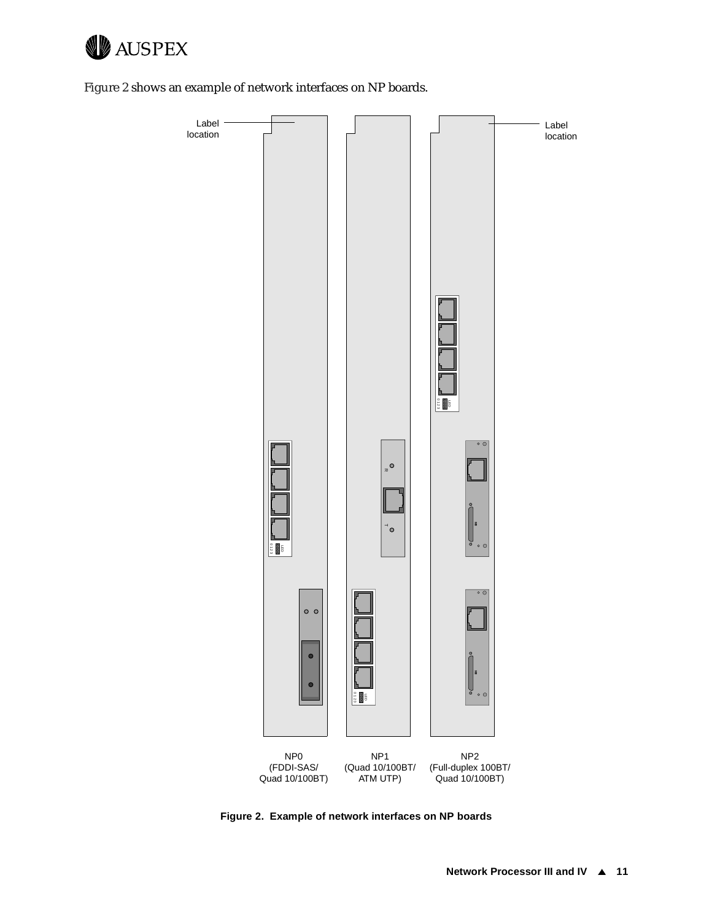Figure 2 shows an example of network interfaces on NP boards.

Label location

Label location

NP0 (FDDI-SAS/ Quad 10/100BT)

NP1 (Quad 10/100BT/ ATM UTP)

NP2 (Full-duplex 100BT/ Quad 10/100BT)

**Figure 2. Example of network interfaces on NP boards**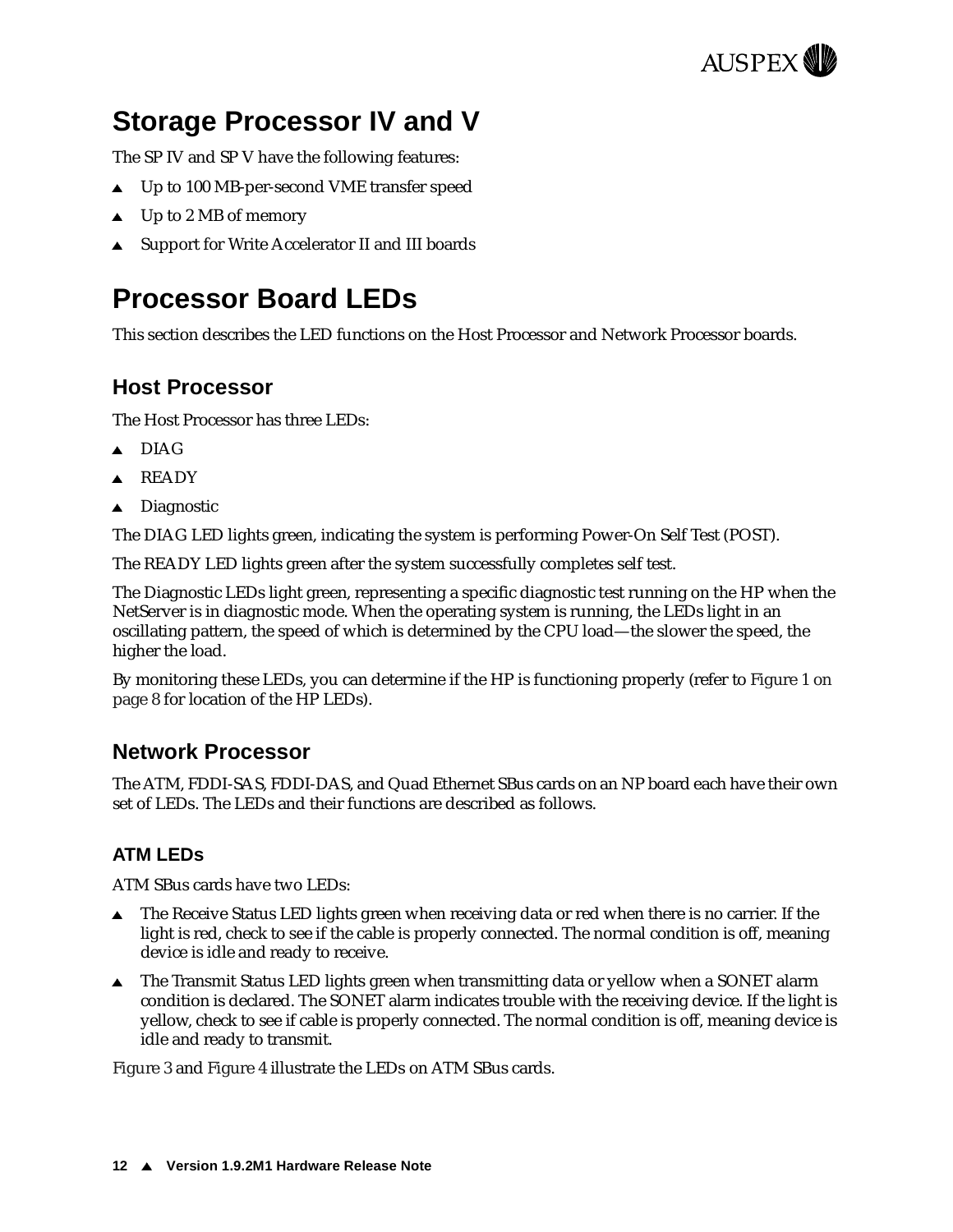# Storage Processor IV and V

The SP IV and SP V have the following features:

- Up to 100 MB-per-second VME transfer speed
- Up to 2 MB of memory
- Support for Write Accelerator II and III boards

# Processor Board LEDs

This section describes the LED functions on the Host Processor and Network Processor boards.

## Host Processor

The Host Processor has three LEDs:

- DIAG
- READY
- Diagnostic

The DIAG LED lights green, indicating the system is performing Power-On Self Test (POST).

The READY LED lights green after the system successfully completes self test.

The Diagnostic LEDs light green, representing a specific diagnostic test running on the HP when the NetServer is in diagnostic mode. When the operating system is running, the LEDs light in an oscillating pattern, the speed of which is determined by the CPU load—the slower the speed, the higher the load.

By monitoring these LEDs, you can determine if the HP is functioning properly (refer to Figure 1 on page 8 for location of the HP LEDs).

## Network Processor

The ATM, FDDI-SAS, FDDI-DAS, and Quad Ethernet SBus cards on an NP board each have their own set of LEDs. The LEDs and their functions are described as follows.

### ATM LEDs

ATM SBus cards have two LEDs:

- The Receive Status LED lights green when receiving data or red when there is no carrier. If the light is red, check to see if the cable is properly connected. The normal condition is off, meaning device is idle and ready to receive.
- The Transmit Status LED lights green when transmitting data or yellow when a SONET alarm condition is declared. The SONET alarm indicates trouble with the receiving device. If the light is yellow, check to see if cable is properly connected. The normal condition is off, meaning device is idle and ready to transmit.

Figure 3 and Figure 4 illustrate the LEDs on ATM SBus cards.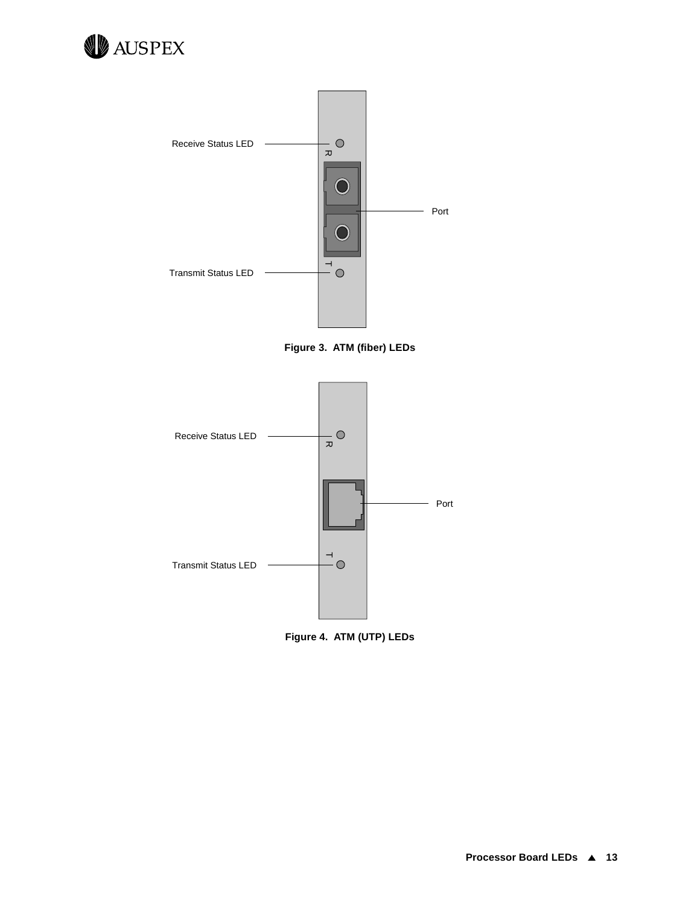Receive Status LED

Port

Transmit Status LED

**Figure 3. ATM (fiber) LEDs**

Receive Status LED

Port

Transmit Status LED

**Figure 4. ATM (UTP) LEDs**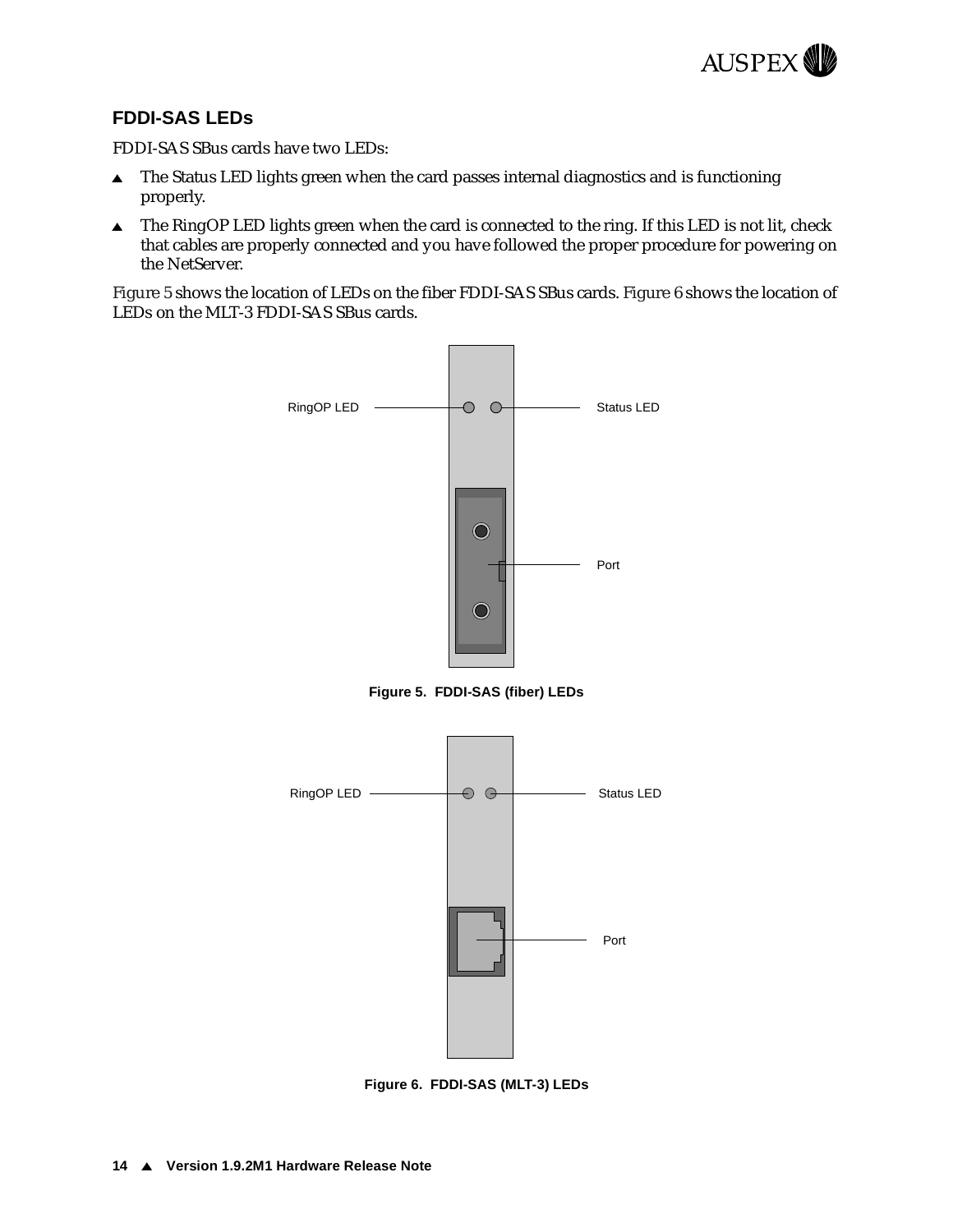## FDDI-SAS LEDs

FDDI-SAS SBus cards have two LEDs:

- The Status LED lights green when the card passes internal diagnostics and is functioning properly.
- The RingOP LED lights green when the card is connected to the ring. If this LED is not lit, check that cables are properly connected and you have followed the proper procedure for powering on the NetServer.

Figure 5 shows the location of LEDs on the fiber FDDI-SAS SBus cards. Figure 6 shows the location of LEDs on the MLT-3 FDDI-SAS SBus cards.

RingOP LED

Status LED

Port

**Figure 5. FDDI-SAS (fiber) LEDs**

RingOP LED

Status LED

Port

**Figure 6. FDDI-SAS (MLT-3) LEDs**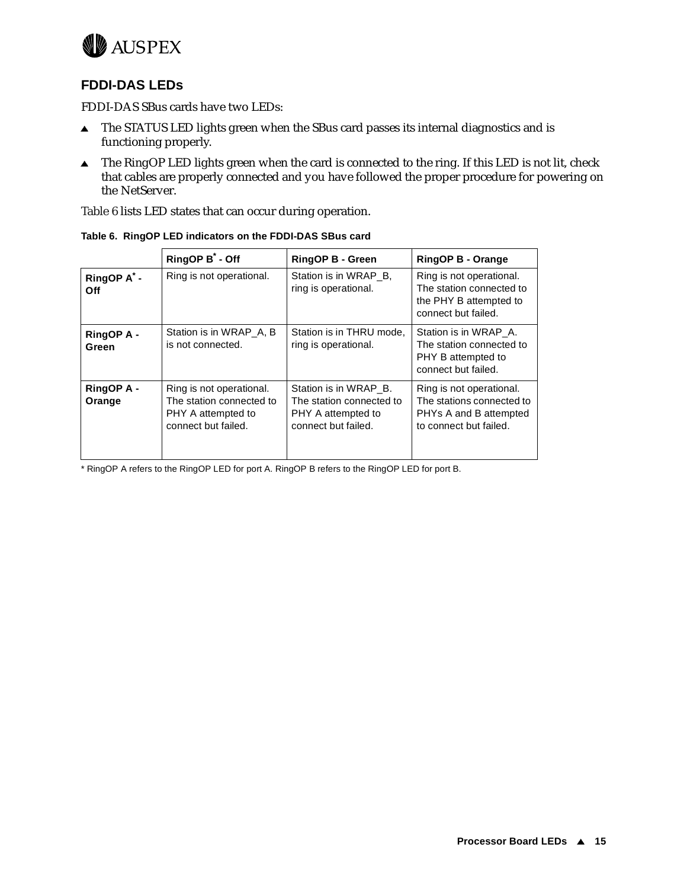## FDDI-DAS LEDs

FDDI-DAS SBus cards have two LEDs:

- The STATUS LED lights green when the SBus card passes its internal diagnostics and is functioning properly.
- The RingOP LED lights green when the card is connected to the ring. If this LED is not lit, check that cables are properly connected and you have followed the proper procedure for powering on the NetServer.

Table 6 lists LED states that can occur during operation.

**Table 6. RingOP LED indicators on the FDDI-DAS SBus card**

| | RingOP B* - Off | RingOP B - Green | RingOP B - Orange |
|---|---|---|---|
| **RingOP A* - Off** | Ring is not operational. | Station is in WRAP_B, ring is operational. | Ring is not operational. The station connected to the PHY B attempted to connect but failed. |
| **RingOP A - Green** | Station is in WRAP_A, B is not connected. | Station is in THRU mode, ring is operational. | Station is in WRAP_A. The station connected to PHY B attempted to connect but failed. |
| **RingOP A - Orange** | Ring is not operational. The station connected to PHY A attempted to connect but failed. | Station is in WRAP_B. The station connected to PHY A attempted to connect but failed. | Ring is not operational. The stations connected to PHYs A and B attempted to connect but failed. |

* RingOP A refers to the RingOP LED for port A. RingOP B refers to the RingOP LED for port B.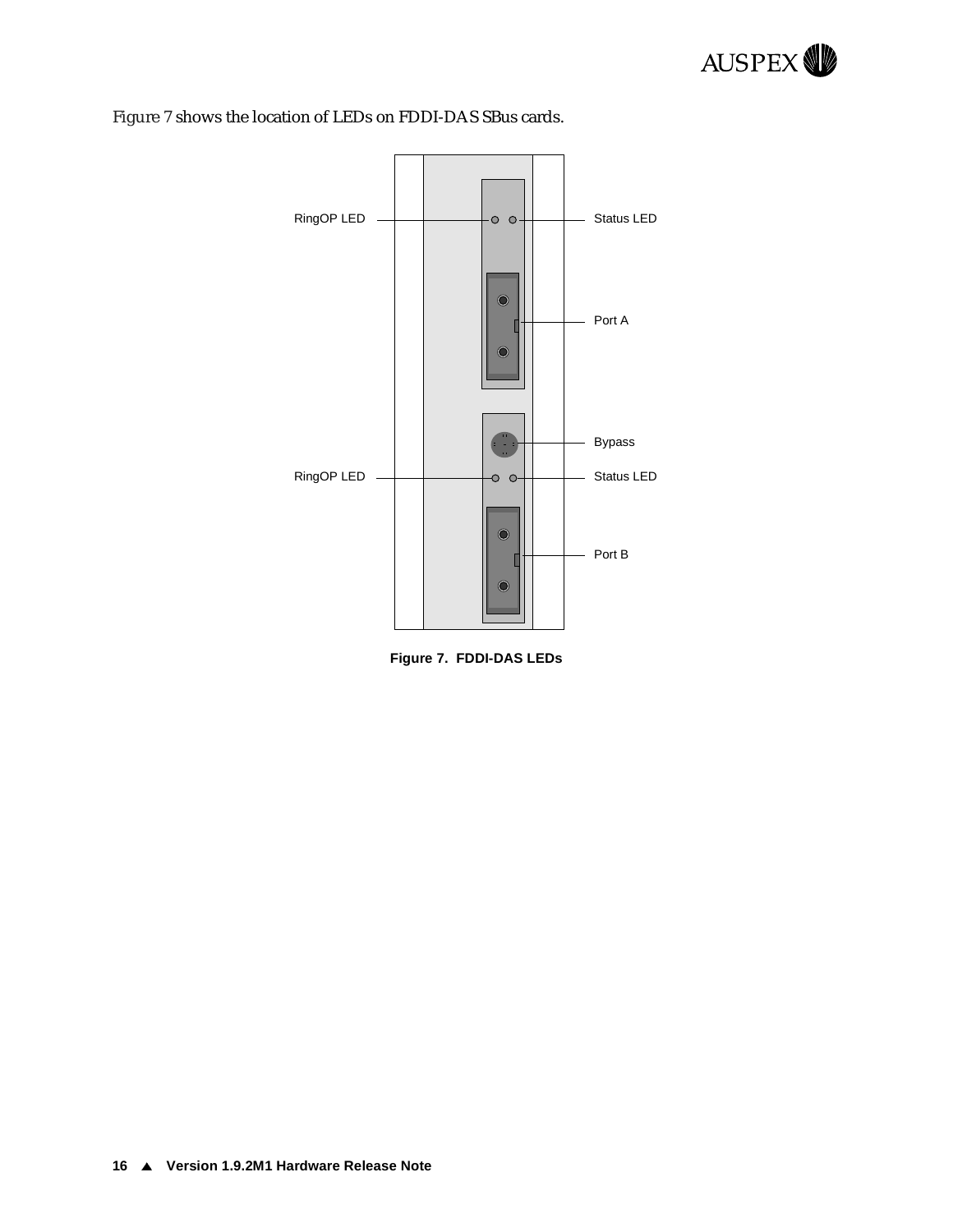Figure 7 shows the location of LEDs on FDDI-DAS SBus cards.

RingOP LED

Status LED

Port A

Bypass

RingOP LED

Status LED

Port B

**Figure 7. FDDI-DAS LEDs**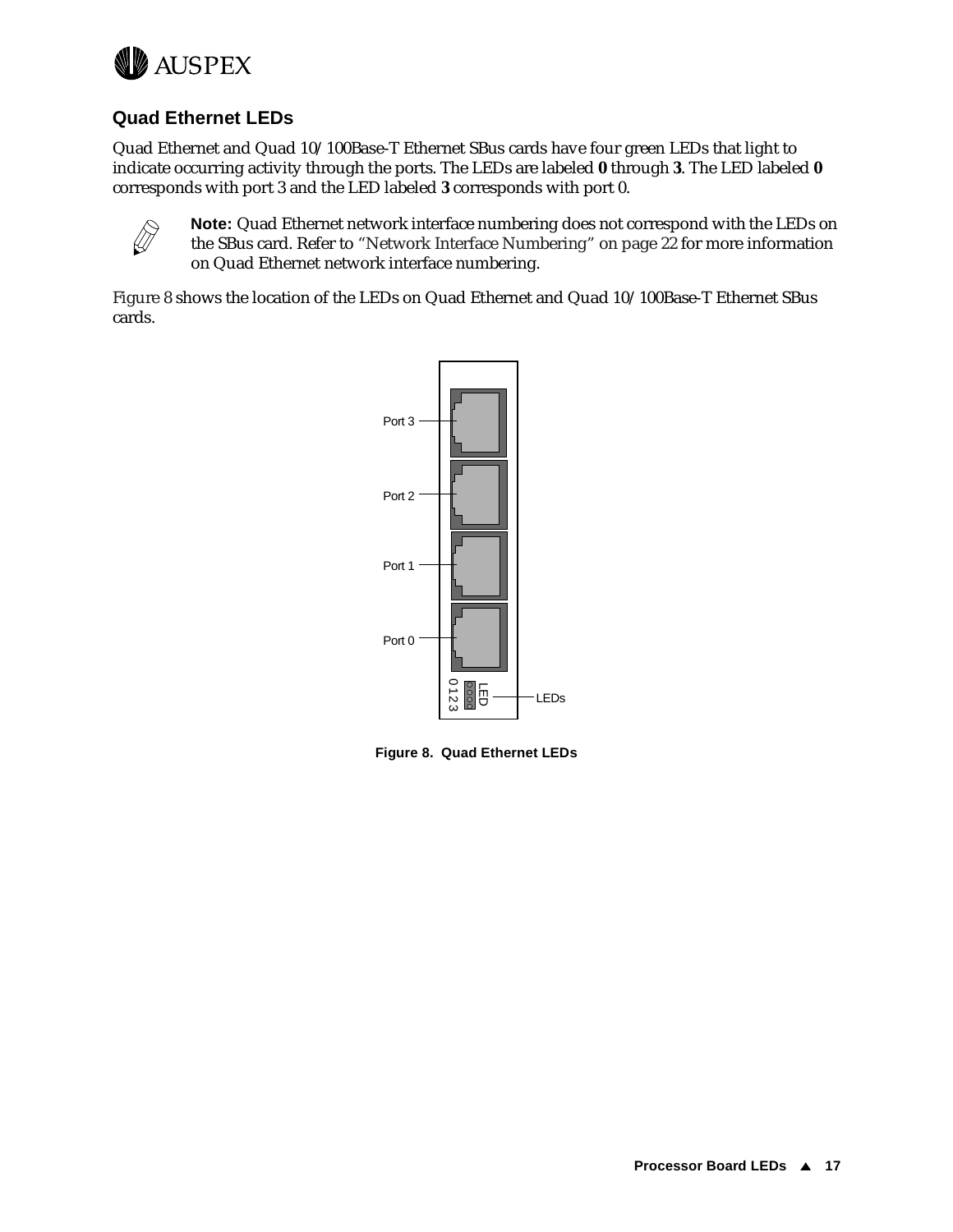## Quad Ethernet LEDs

Quad Ethernet and Quad 10/100Base-T Ethernet SBus cards have four green LEDs that light to indicate occurring activity through the ports. The LEDs are labeled **0** through **3**. The LED labeled **0** corresponds with port 3 and the LED labeled **3** corresponds with port 0.

**Note:** Quad Ethernet network interface numbering does not correspond with the LEDs on the SBus card. Refer to "Network Interface Numbering" on page 22 for more information on Quad Ethernet network interface numbering.

Figure 8 shows the location of the LEDs on Quad Ethernet and Quad 10/100Base-T Ethernet SBus cards.

Port 3

Port 2

Port 1

Port 0

LED 0 1 2 3

LEDs

**Figure 8. Quad Ethernet LEDs**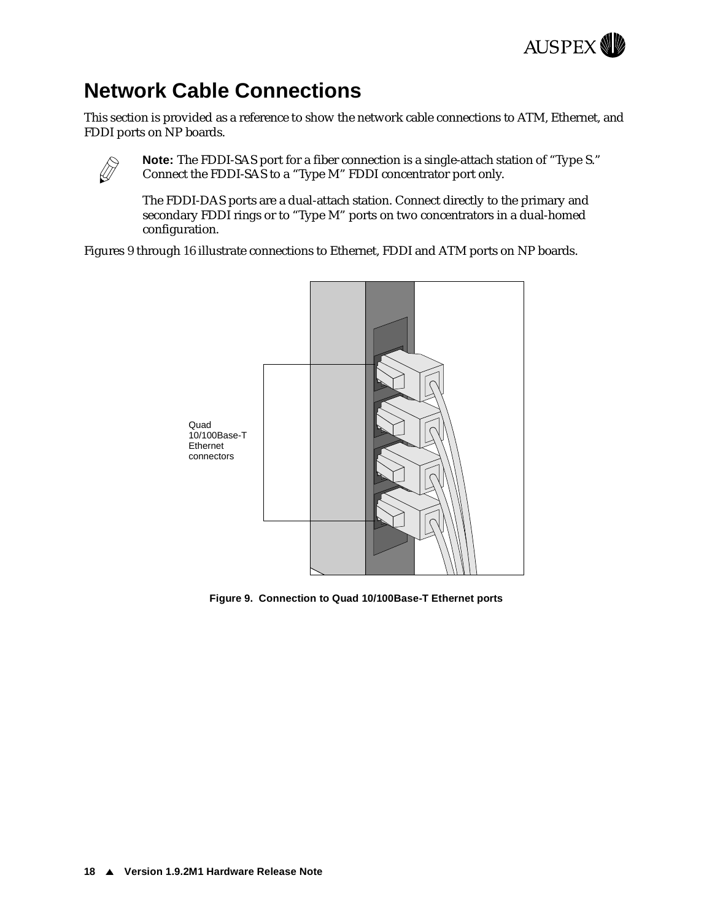# Network Cable Connections

This section is provided as a reference to show the network cable connections to ATM, Ethernet, and FDDI ports on NP boards.

**Note:** The FDDI-SAS port for a fiber connection is a single-attach station of “Type S.” Connect the FDDI-SAS to a “Type M” FDDI concentrator port only.

The FDDI-DAS ports are a dual-attach station. Connect directly to the primary and secondary FDDI rings or to “Type M” ports on two concentrators in a dual-homed configuration.

Figures 9 through 16 illustrate connections to Ethernet, FDDI and ATM ports on NP boards.

Quad 10/100Base-T Ethernet connectors

**Figure 9. Connection to Quad 10/100Base-T Ethernet ports**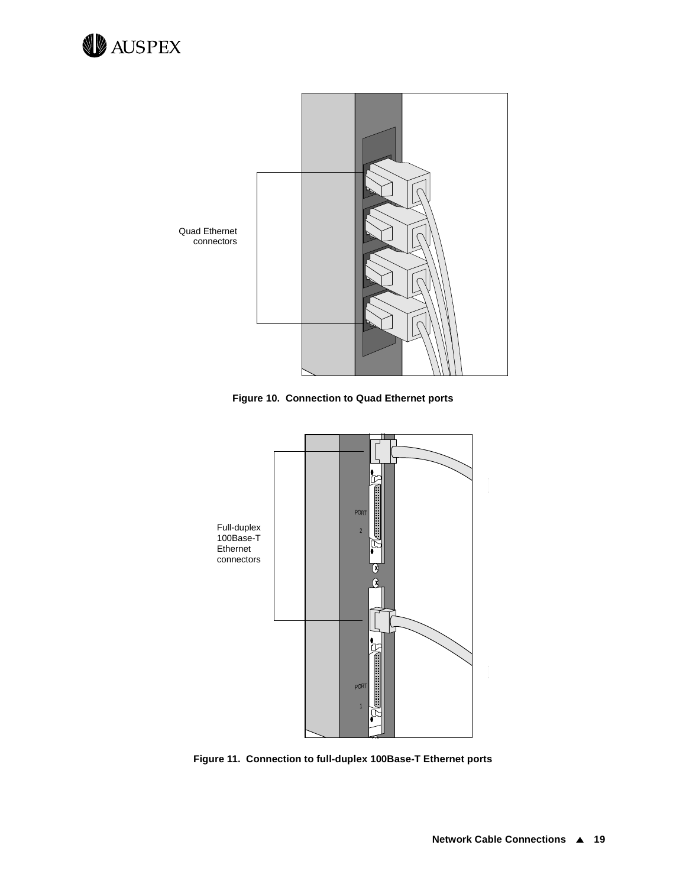Quad Ethernet connectors

**Figure 10. Connection to Quad Ethernet ports**

Full-duplex 100Base-T Ethernet connectors

PORT 2

PORT 1

**Figure 11. Connection to full-duplex 100Base-T Ethernet ports**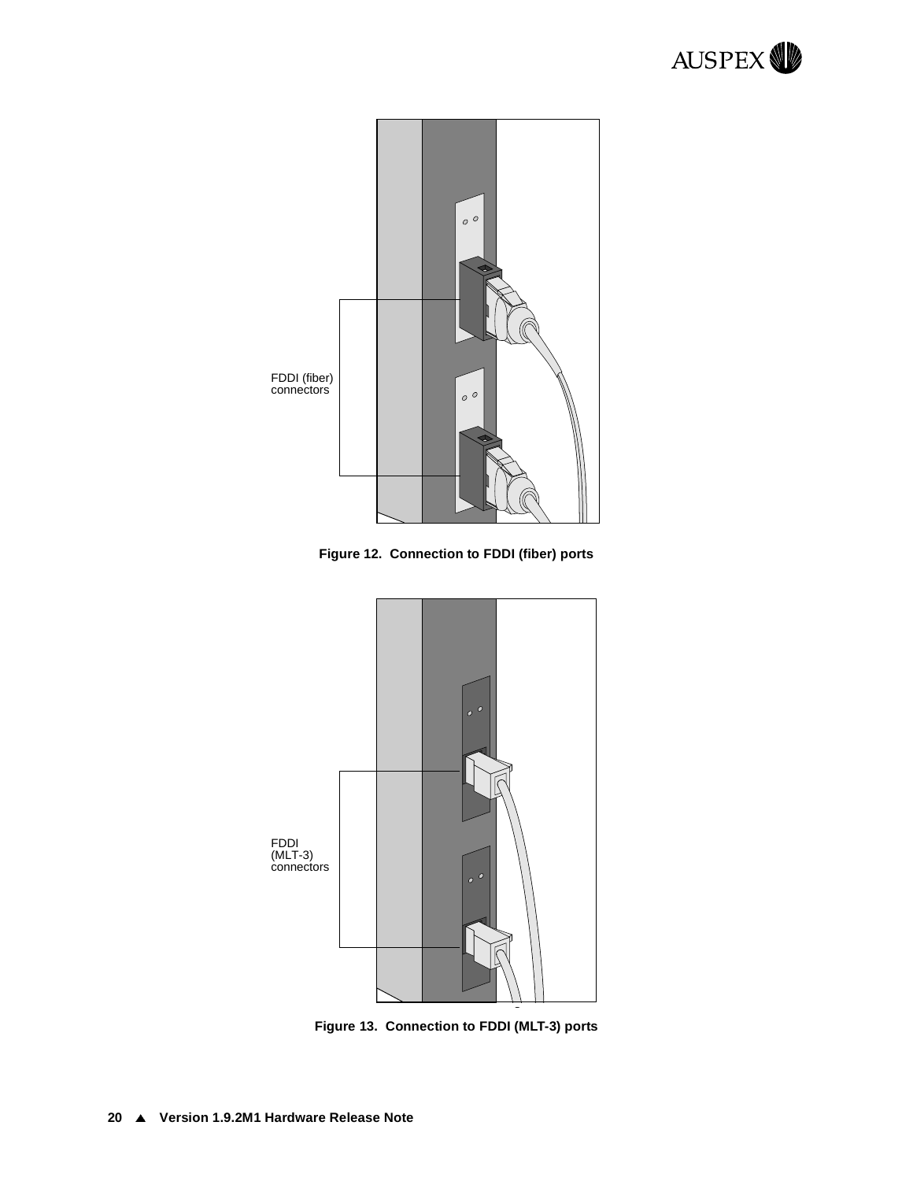FDDI (fiber) connectors

**Figure 12. Connection to FDDI (fiber) ports**

FDDI (MLT-3) connectors

**Figure 13. Connection to FDDI (MLT-3) ports**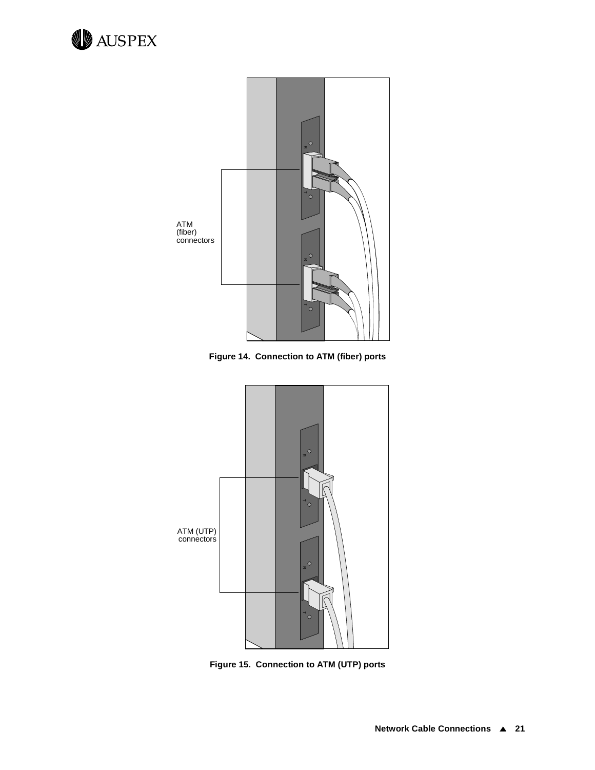ATM (fiber) connectors

**Figure 14. Connection to ATM (fiber) ports**

ATM (UTP) connectors

**Figure 15. Connection to ATM (UTP) ports**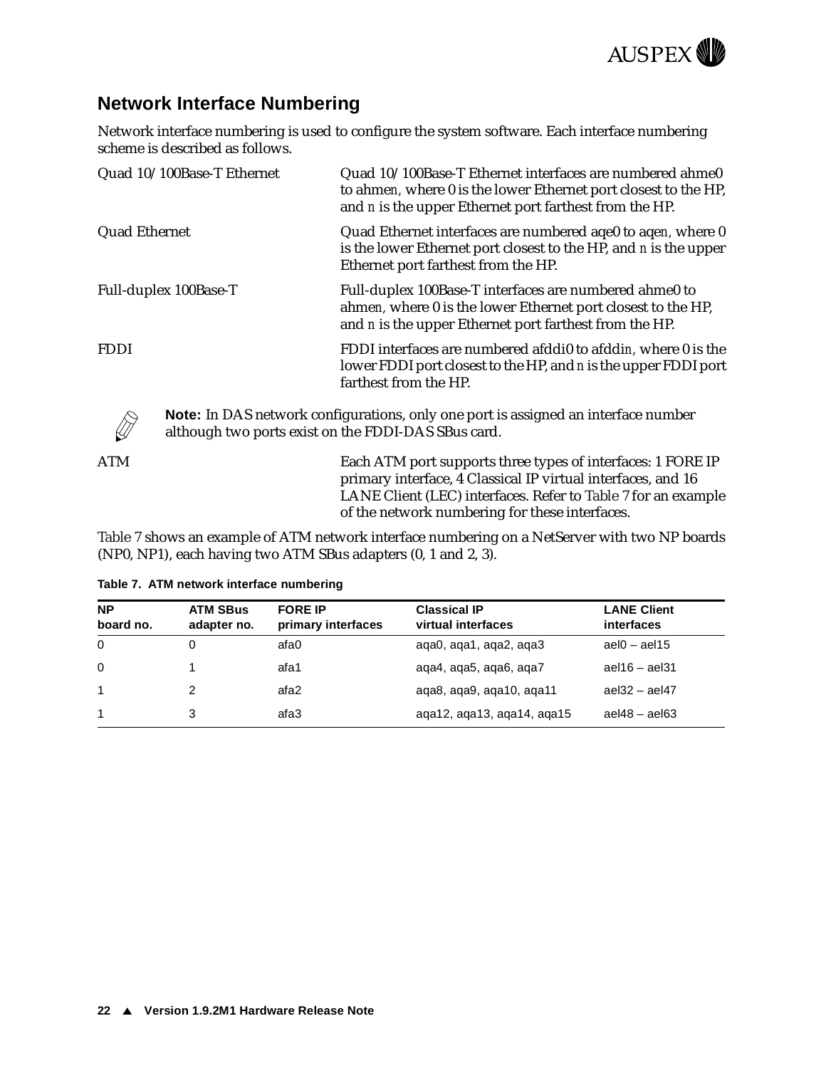## Network Interface Numbering

Network interface numbering is used to configure the system software. Each interface numbering scheme is described as follows.

Quad 10/100Base-T Ethernet

Quad 10/100Base-T Ethernet interfaces are numbered ahme0 to ahme*n*, where 0 is the lower Ethernet port closest to the HP, and *n* is the upper Ethernet port farthest from the HP.

Quad Ethernet

Quad Ethernet interfaces are numbered aqe0 to aqe*n*, where 0 is the lower Ethernet port closest to the HP, and *n* is the upper Ethernet port farthest from the HP.

Full-duplex 100Base-T

Full-duplex 100Base-T interfaces are numbered ahme0 to ahme*n*, where 0 is the lower Ethernet port closest to the HP, and *n* is the upper Ethernet port farthest from the HP.

FDDI

FDDI interfaces are numbered afddi0 to afddi*n*, where 0 is the lower FDDI port closest to the HP, and *n* is the upper FDDI port farthest from the HP.

**Note:** In DAS network configurations, only one port is assigned an interface number although two ports exist on the FDDI-DAS SBus card.

ATM

Each ATM port supports three types of interfaces: 1 FORE IP primary interface, 4 Classical IP virtual interfaces, and 16 LANE Client (LEC) interfaces. Refer to Table 7 for an example of the network numbering for these interfaces.

Table 7 shows an example of ATM network interface numbering on a NetServer with two NP boards (NP0, NP1), each having two ATM SBus adapters (0, 1 and 2, 3).

**Table 7. ATM network interface numbering**

| NP board no. | ATM SBus adapter no. | FORE IP primary interfaces | Classical IP virtual interfaces | LANE Client interfaces |
|---|---|---|---|---|
| 0 | 0 | afa0 | aqa0, aqa1, aqa2, aqa3 | ael0 – ael15 |
| 0 | 1 | afa1 | aqa4, aqa5, aqa6, aqa7 | ael16 – ael31 |
| 1 | 2 | afa2 | aqa8, aqa9, aqa10, aqa11 | ael32 – ael47 |
| 1 | 3 | afa3 | aqa12, aqa13, aqa14, aqa15 | ael48 – ael63 |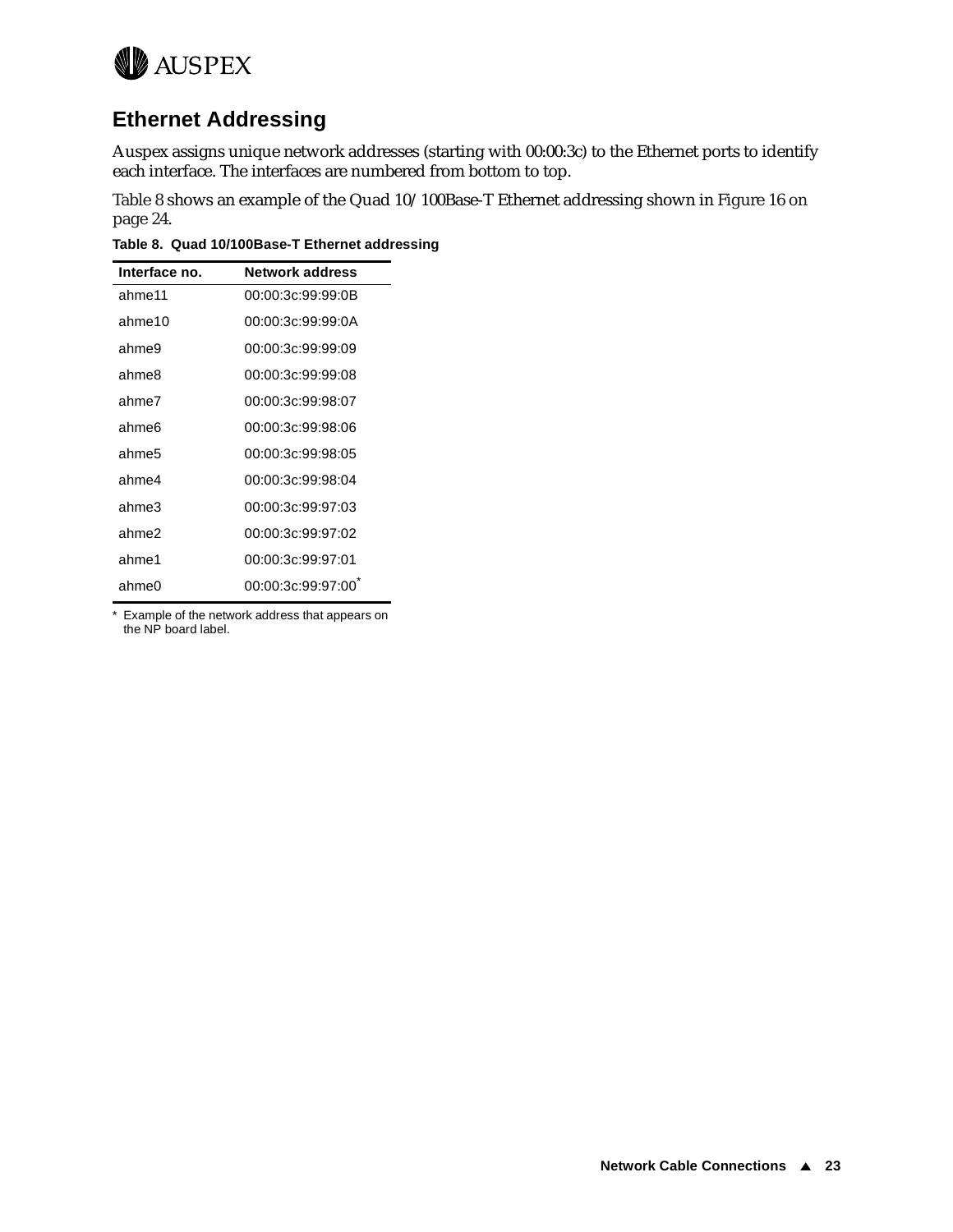## Ethernet Addressing

Auspex assigns unique network addresses (starting with 00:00:3c) to the Ethernet ports to identify each interface. The interfaces are numbered from bottom to top.

Table 8 shows an example of the Quad 10/100Base-T Ethernet addressing shown in Figure 16 on page 24.

**Table 8. Quad 10/100Base-T Ethernet addressing**

| Interface no. | Network address |
|---|---|
| ahme11 | 00:00:3c:99:99:0B |
| ahme10 | 00:00:3c:99:99:0A |
| ahme9 | 00:00:3c:99:99:09 |
| ahme8 | 00:00:3c:99:99:08 |
| ahme7 | 00:00:3c:99:98:07 |
| ahme6 | 00:00:3c:99:98:06 |
| ahme5 | 00:00:3c:99:98:05 |
| ahme4 | 00:00:3c:99:98:04 |
| ahme3 | 00:00:3c:99:97:03 |
| ahme2 | 00:00:3c:99:97:02 |
| ahme1 | 00:00:3c:99:97:01 |
| ahme0 | 00:00:3c:99:97:00* |

\* Example of the network address that appears on the NP board label.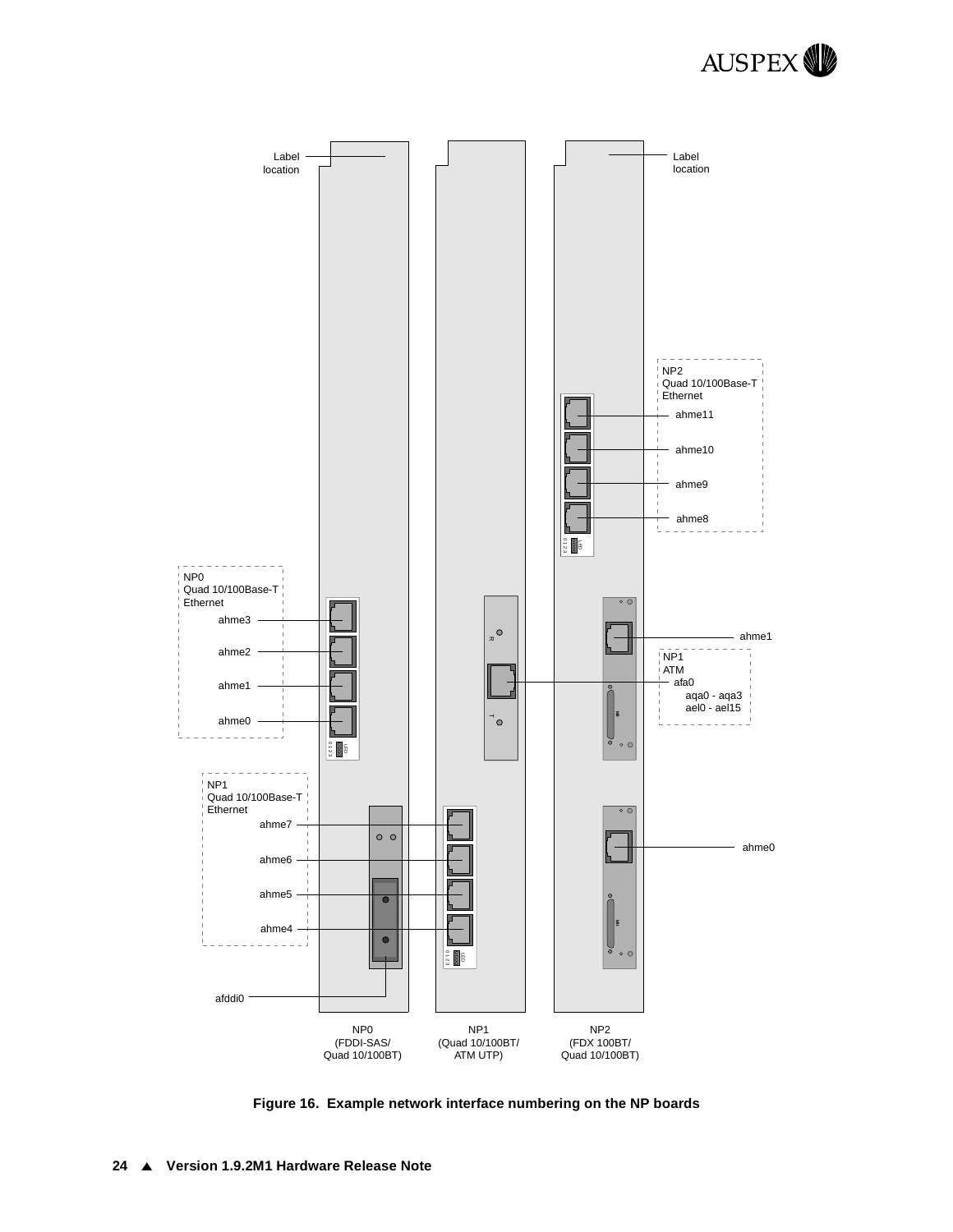Label location

Label location

NP2
Quad 10/100Base-T
Ethernet

ahme11

ahme10

ahme9

ahme8

NP0
Quad 10/100Base-T
Ethernet

ahme3

ahme2

ahme1

ahme0

ahme1

NP1
ATM
afa0
aqa0 - aqa3
ael0 - ael15

NP1
Quad 10/100Base-T
Ethernet

ahme7

ahme6

ahme5

ahme4

ahme0

afddi0

NP0
(FDDI-SAS/
Quad 10/100BT)

NP1
(Quad 10/100BT/
ATM UTP)

NP2
(FDX 100BT/
Quad 10/100BT)

**Figure 16. Example network interface numbering on the NP boards**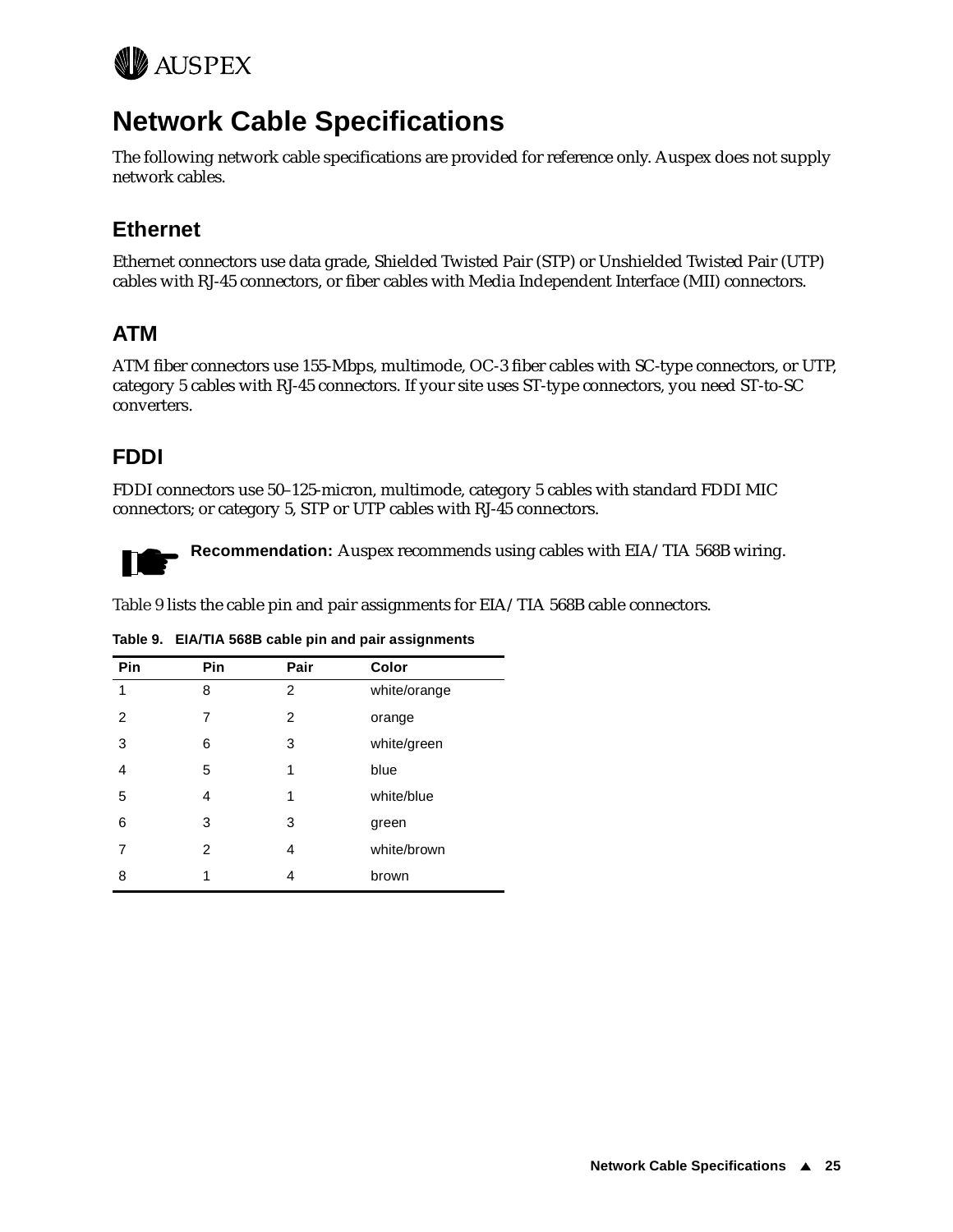# Network Cable Specifications

The following network cable specifications are provided for reference only. Auspex does not supply network cables.

## Ethernet

Ethernet connectors use data grade, Shielded Twisted Pair (STP) or Unshielded Twisted Pair (UTP) cables with RJ-45 connectors, or fiber cables with Media Independent Interface (MII) connectors.

## ATM

ATM fiber connectors use 155-Mbps, multimode, OC-3 fiber cables with SC-type connectors, or UTP, category 5 cables with RJ-45 connectors. If your site uses ST-type connectors, you need ST-to-SC converters.

## FDDI

FDDI connectors use 50–125-micron, multimode, category 5 cables with standard FDDI MIC connectors; or category 5, STP or UTP cables with RJ-45 connectors.

**Recommendation:** Auspex recommends using cables with EIA/TIA 568B wiring.

Table 9 lists the cable pin and pair assignments for EIA/TIA 568B cable connectors.

**Table 9. EIA/TIA 568B cable pin and pair assignments**

| Pin | Pin | Pair | Color |
|---|---|---|---|
| 1 | 8 | 2 | white/orange |
| 2 | 7 | 2 | orange |
| 3 | 6 | 3 | white/green |
| 4 | 5 | 1 | blue |
| 5 | 4 | 1 | white/blue |
| 6 | 3 | 3 | green |
| 7 | 2 | 4 | white/brown |
| 8 | 1 | 4 | brown |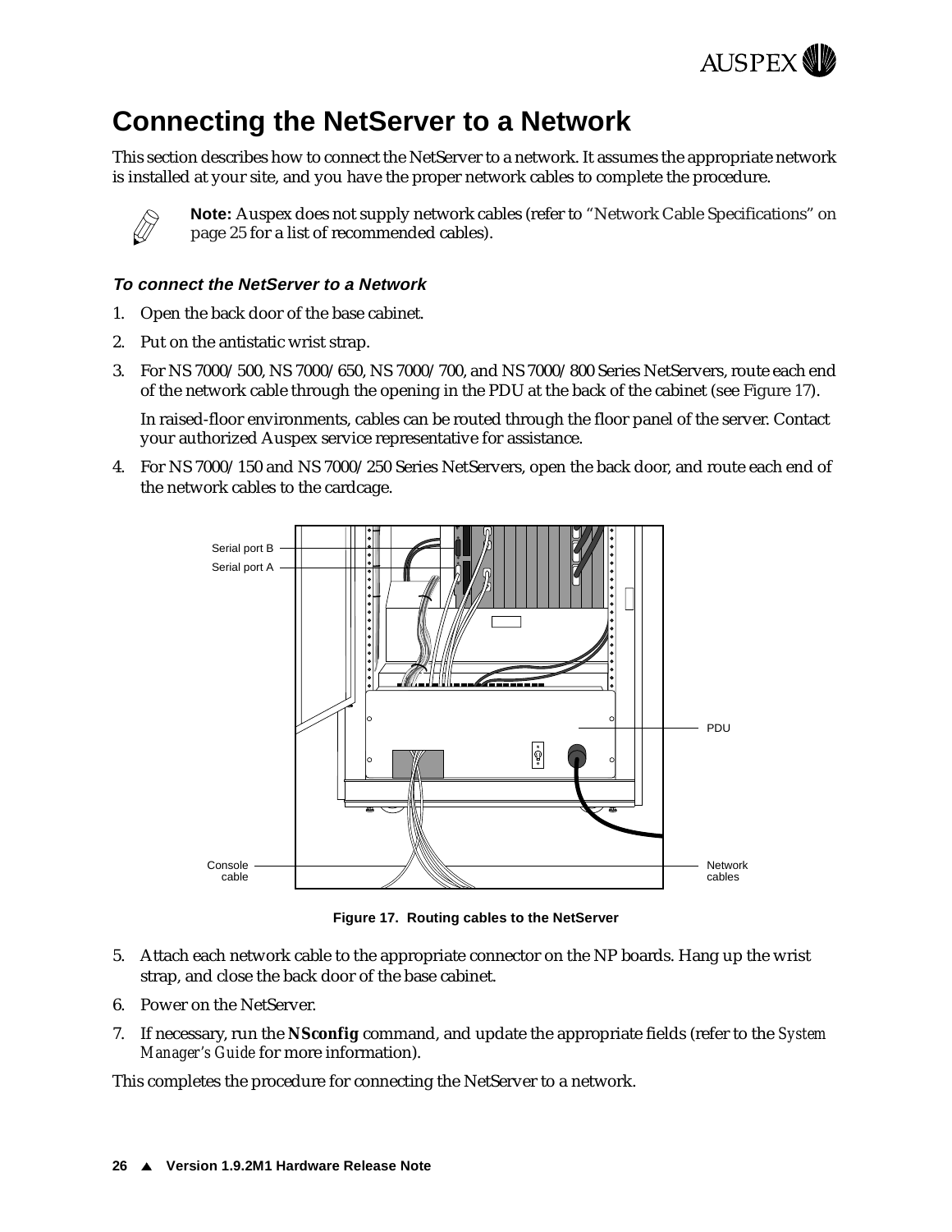# Connecting the NetServer to a Network

This section describes how to connect the NetServer to a network. It assumes the appropriate network is installed at your site, and you have the proper network cables to complete the procedure.

**Note:** Auspex does not supply network cables (refer to "Network Cable Specifications" on page 25 for a list of recommended cables).

### *To connect the NetServer to a Network*

1. Open the back door of the base cabinet.
2. Put on the antistatic wrist strap.
3. For NS 7000/500, NS 7000/650, NS 7000/700, and NS 7000/800 Series NetServers, route each end of the network cable through the opening in the PDU at the back of the cabinet (see Figure 17).

   In raised-floor environments, cables can be routed through the floor panel of the server. Contact your authorized Auspex service representative for assistance.
4. For NS 7000/150 and NS 7000/250 Series NetServers, open the back door, and route each end of the network cables to the cardcage.

Serial port B
Serial port A
PDU
Console cable
Network cables

**Figure 17. Routing cables to the NetServer**

5. Attach each network cable to the appropriate connector on the NP boards. Hang up the wrist strap, and close the back door of the base cabinet.
6. Power on the NetServer.
7. If necessary, run the **NSconfig** command, and update the appropriate fields (refer to the *System Manager's Guide* for more information).

This completes the procedure for connecting the NetServer to a network.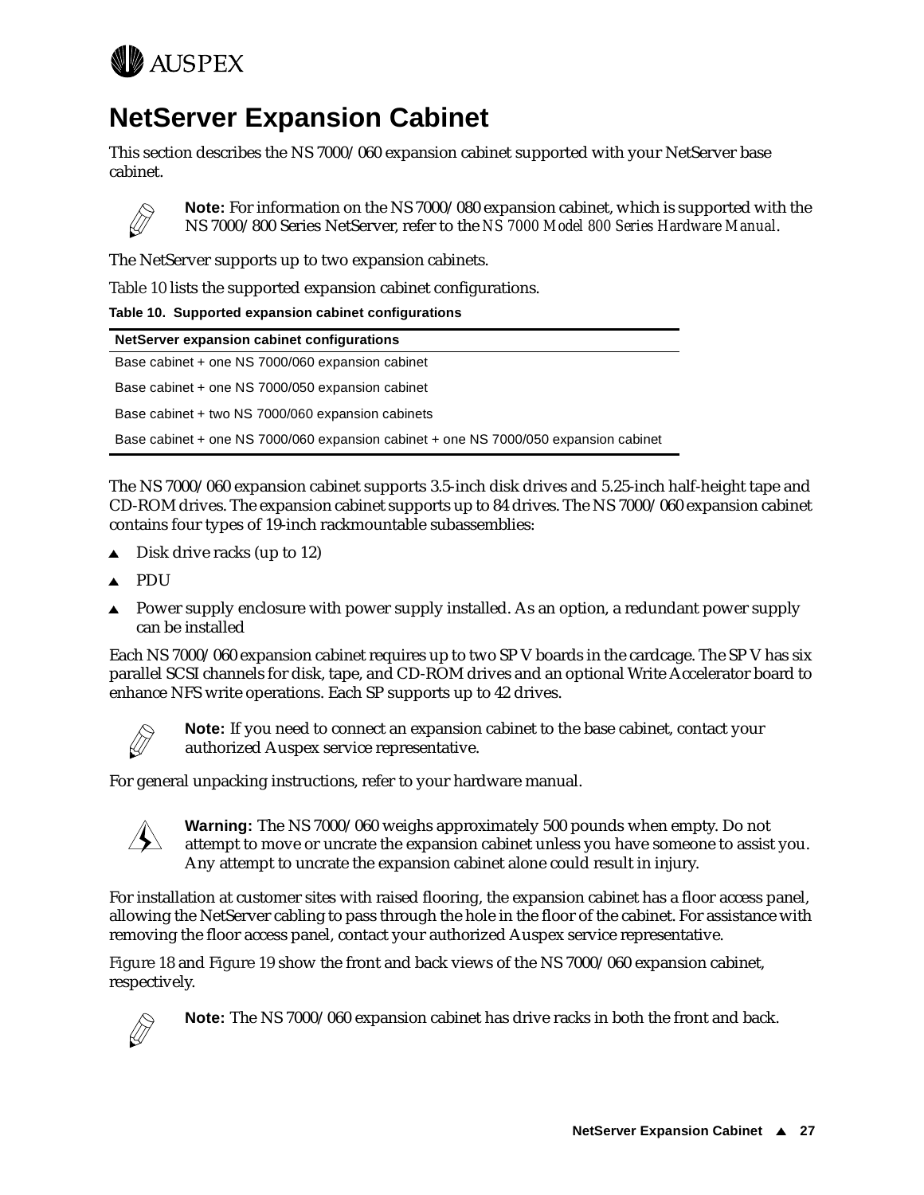# NetServer Expansion Cabinet

This section describes the NS 7000/060 expansion cabinet supported with your NetServer base cabinet.

**Note:** For information on the NS 7000/080 expansion cabinet, which is supported with the NS 7000/800 Series NetServer, refer to the *NS 7000 Model 800 Series Hardware Manual*.

The NetServer supports up to two expansion cabinets.

Table 10 lists the supported expansion cabinet configurations.

**Table 10. Supported expansion cabinet configurations**

| NetServer expansion cabinet configurations |
|---|
| Base cabinet + one NS 7000/060 expansion cabinet |
| Base cabinet + one NS 7000/050 expansion cabinet |
| Base cabinet + two NS 7000/060 expansion cabinets |
| Base cabinet + one NS 7000/060 expansion cabinet + one NS 7000/050 expansion cabinet |

The NS 7000/060 expansion cabinet supports 3.5-inch disk drives and 5.25-inch half-height tape and CD-ROM drives. The expansion cabinet supports up to 84 drives. The NS 7000/060 expansion cabinet contains four types of 19-inch rackmountable subassemblies:

- Disk drive racks (up to 12)
- PDU
- Power supply enclosure with power supply installed. As an option, a redundant power supply can be installed

Each NS 7000/060 expansion cabinet requires up to two SP V boards in the cardcage. The SP V has six parallel SCSI channels for disk, tape, and CD-ROM drives and an optional Write Accelerator board to enhance NFS write operations. Each SP supports up to 42 drives.

**Note:** If you need to connect an expansion cabinet to the base cabinet, contact your authorized Auspex service representative.

For general unpacking instructions, refer to your hardware manual.

**Warning:** The NS 7000/060 weighs approximately 500 pounds when empty. Do not attempt to move or uncrate the expansion cabinet unless you have someone to assist you. Any attempt to uncrate the expansion cabinet alone could result in injury.

For installation at customer sites with raised flooring, the expansion cabinet has a floor access panel, allowing the NetServer cabling to pass through the hole in the floor of the cabinet. For assistance with removing the floor access panel, contact your authorized Auspex service representative.

Figure 18 and Figure 19 show the front and back views of the NS 7000/060 expansion cabinet, respectively.

**Note:** The NS 7000/060 expansion cabinet has drive racks in both the front and back.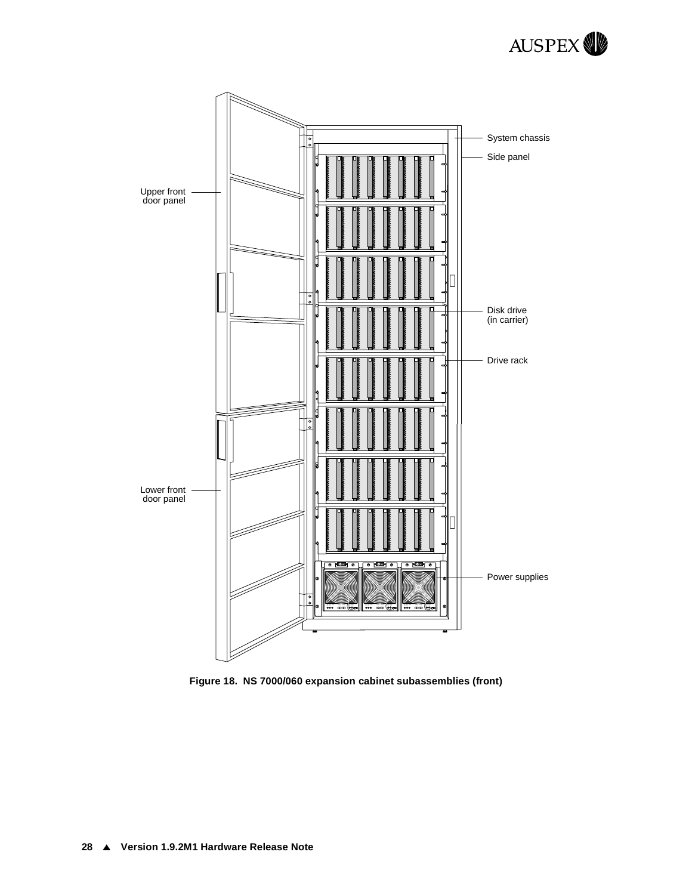Upper front door panel

System chassis

Side panel

Disk drive (in carrier)

Drive rack

Lower front door panel

Power supplies

**Figure 18. NS 7000/060 expansion cabinet subassemblies (front)**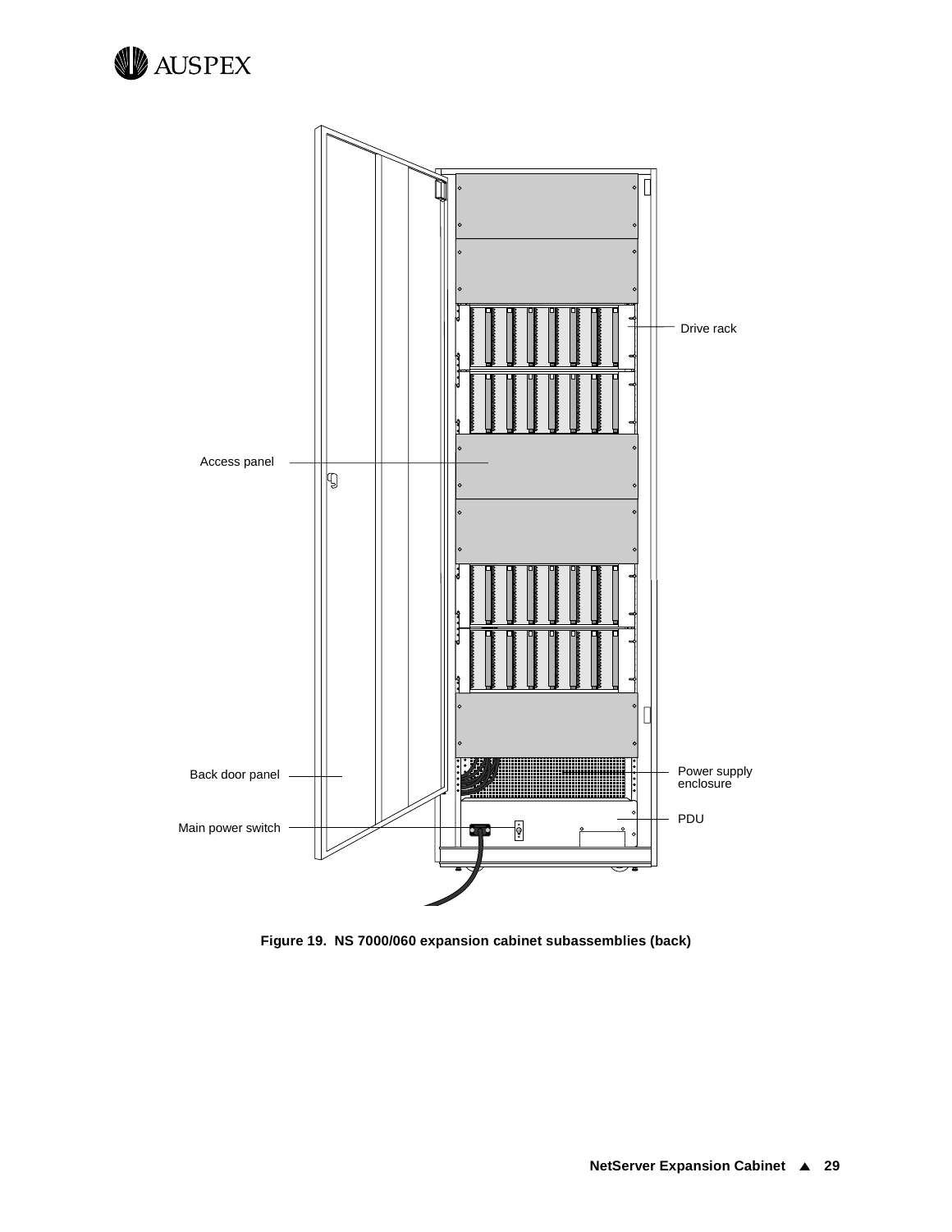Drive rack

Access panel

Back door panel

Main power switch

Power supply enclosure

PDU

**Figure 19. NS 7000/060 expansion cabinet subassemblies (back)**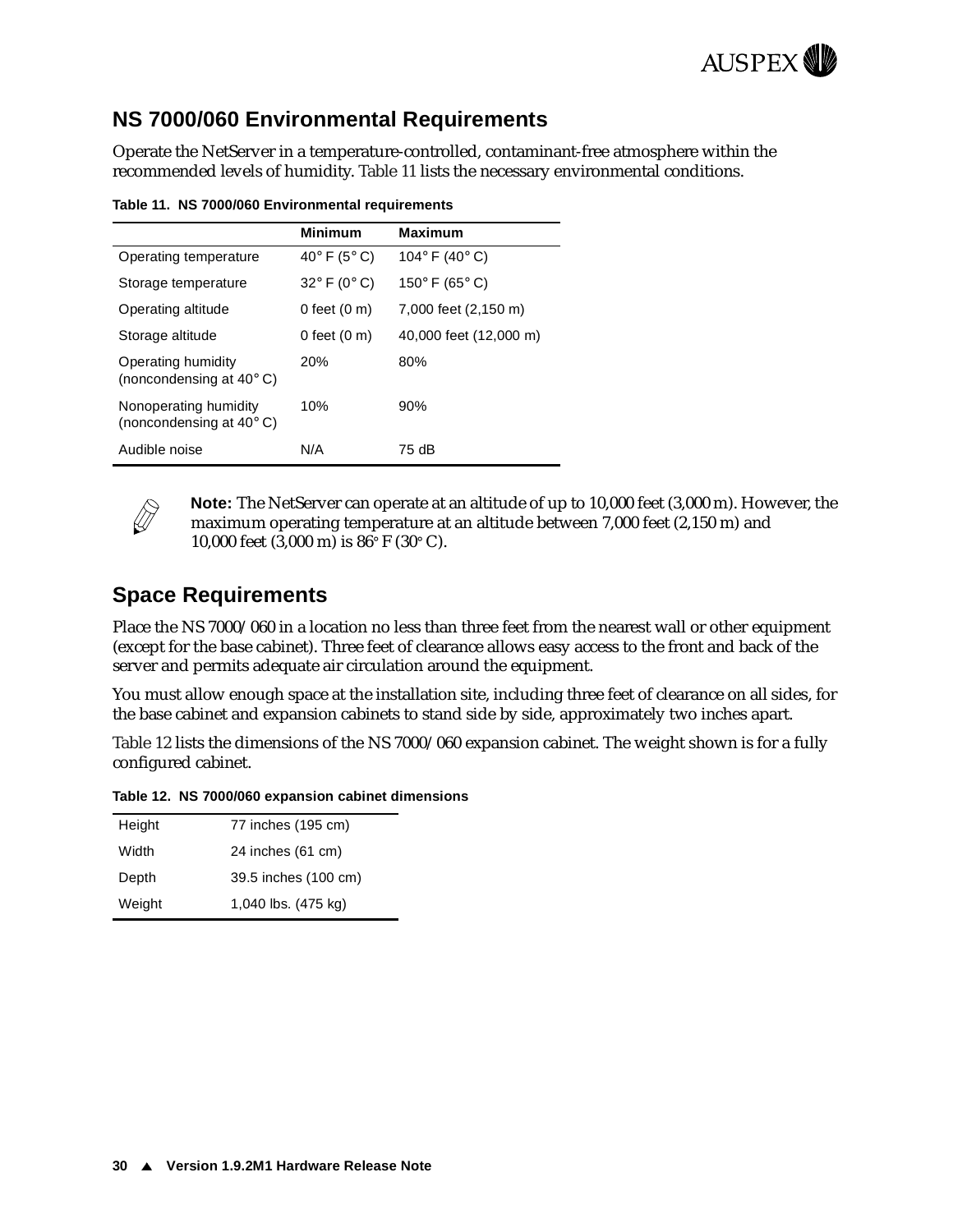## NS 7000/060 Environmental Requirements

Operate the NetServer in a temperature-controlled, contaminant-free atmosphere within the recommended levels of humidity. Table 11 lists the necessary environmental conditions.

**Table 11. NS 7000/060 Environmental requirements**

| | Minimum | Maximum |
|---|---|---|
| Operating temperature | 40° F (5° C) | 104° F (40° C) |
| Storage temperature | 32° F (0° C) | 150° F (65° C) |
| Operating altitude | 0 feet (0 m) | 7,000 feet (2,150 m) |
| Storage altitude | 0 feet (0 m) | 40,000 feet (12,000 m) |
| Operating humidity (noncondensing at 40° C) | 20% | 80% |
| Nonoperating humidity (noncondensing at 40° C) | 10% | 90% |
| Audible noise | N/A | 75 dB |

**Note:** The NetServer can operate at an altitude of up to 10,000 feet (3,000 m). However, the maximum operating temperature at an altitude between 7,000 feet (2,150 m) and 10,000 feet (3,000 m) is 86° F (30° C).

## Space Requirements

Place the NS 7000/060 in a location no less than three feet from the nearest wall or other equipment (except for the base cabinet). Three feet of clearance allows easy access to the front and back of the server and permits adequate air circulation around the equipment.

You must allow enough space at the installation site, including three feet of clearance on all sides, for the base cabinet and expansion cabinets to stand side by side, approximately two inches apart.

Table 12 lists the dimensions of the NS 7000/060 expansion cabinet. The weight shown is for a fully configured cabinet.

**Table 12. NS 7000/060 expansion cabinet dimensions**

| | |
|---|---|
| Height | 77 inches (195 cm) |
| Width | 24 inches (61 cm) |
| Depth | 39.5 inches (100 cm) |
| Weight | 1,040 lbs. (475 kg) |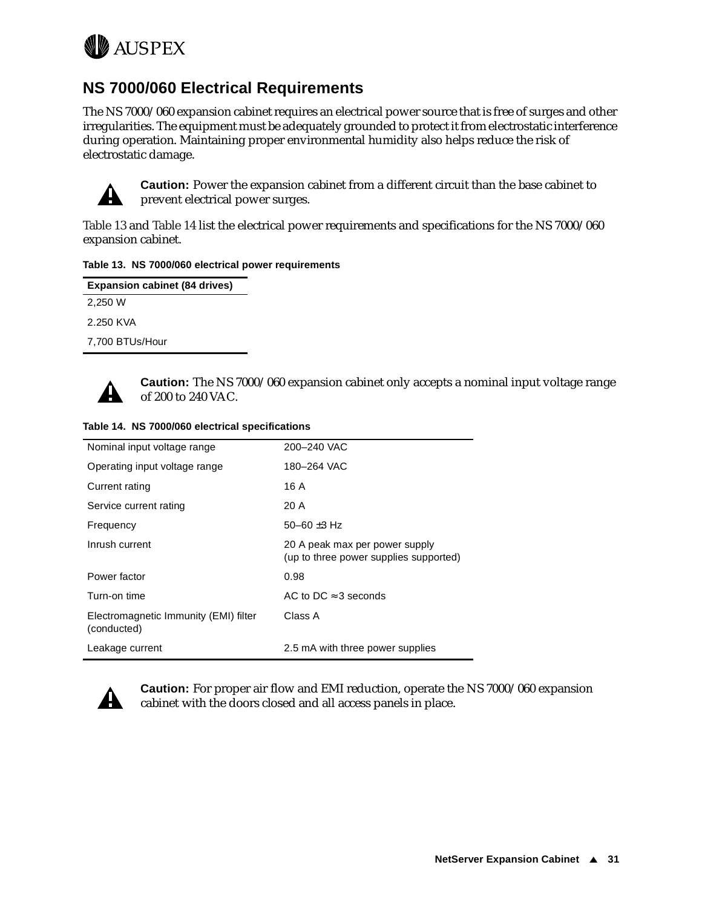## NS 7000/060 Electrical Requirements

The NS 7000/060 expansion cabinet requires an electrical power source that is free of surges and other irregularities. The equipment must be adequately grounded to protect it from electrostatic interference during operation. Maintaining proper environmental humidity also helps reduce the risk of electrostatic damage.

**Caution:** Power the expansion cabinet from a different circuit than the base cabinet to prevent electrical power surges.

Table 13 and Table 14 list the electrical power requirements and specifications for the NS 7000/060 expansion cabinet.

**Table 13. NS 7000/060 electrical power requirements**

| Expansion cabinet (84 drives) |
|---|
| 2,250 W |
| 2.250 KVA |
| 7,700 BTUs/Hour |

**Caution:** The NS 7000/060 expansion cabinet only accepts a nominal input voltage range of 200 to 240 VAC.

**Table 14. NS 7000/060 electrical specifications**

| | |
|---|---|
| Nominal input voltage range | 200–240 VAC |
| Operating input voltage range | 180–264 VAC |
| Current rating | 16 A |
| Service current rating | 20 A |
| Frequency | 50–60 ±3 Hz |
| Inrush current | 20 A peak max per power supply (up to three power supplies supported) |
| Power factor | 0.98 |
| Turn-on time | AC to DC ≈ 3 seconds |
| Electromagnetic Immunity (EMI) filter (conducted) | Class A |
| Leakage current | 2.5 mA with three power supplies |

**Caution:** For proper air flow and EMI reduction, operate the NS 7000/060 expansion cabinet with the doors closed and all access panels in place.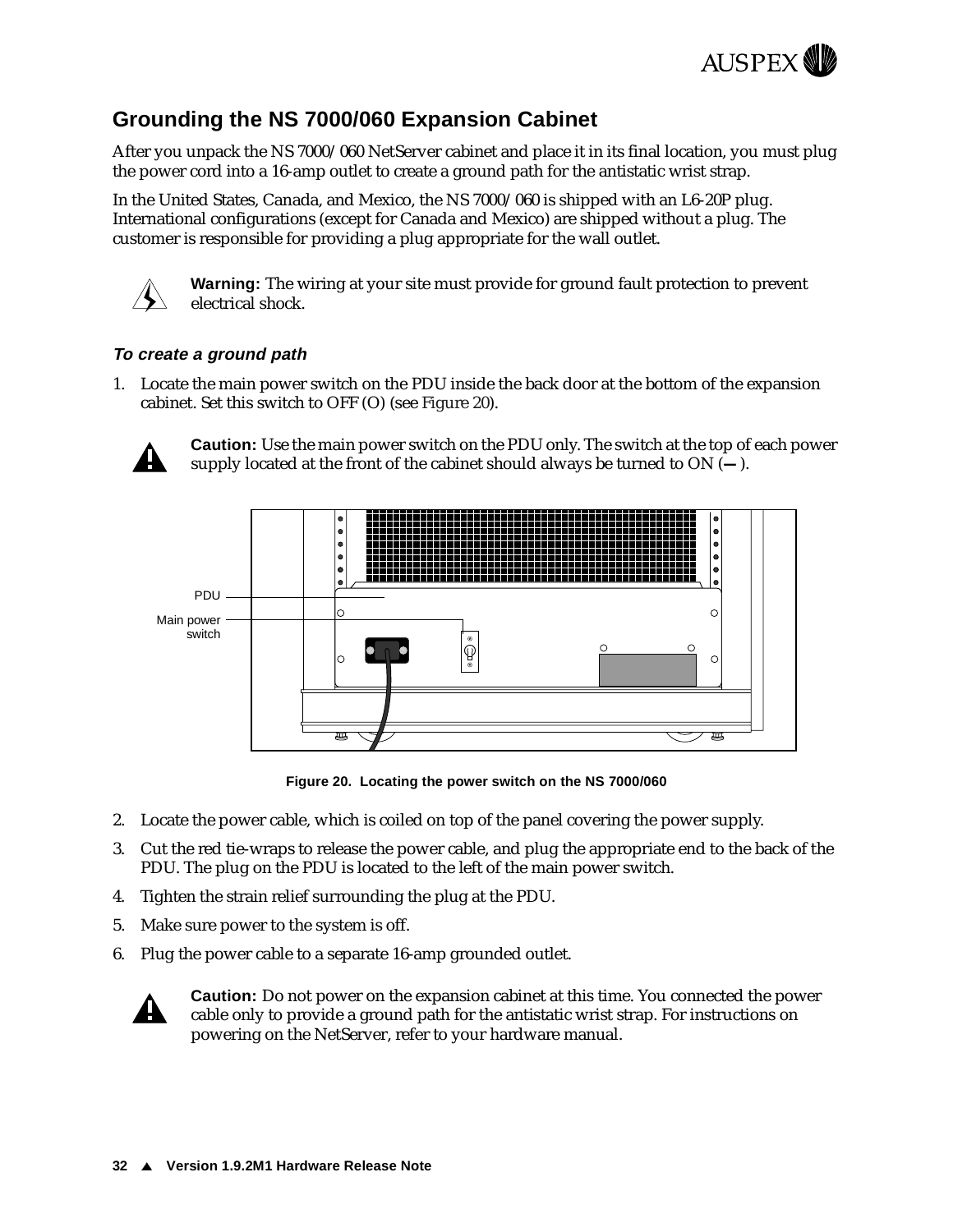## Grounding the NS 7000/060 Expansion Cabinet

After you unpack the NS 7000/060 NetServer cabinet and place it in its final location, you must plug the power cord into a 16-amp outlet to create a ground path for the antistatic wrist strap.

In the United States, Canada, and Mexico, the NS 7000/060 is shipped with an L6-20P plug. International configurations (except for Canada and Mexico) are shipped without a plug. The customer is responsible for providing a plug appropriate for the wall outlet.

**Warning:** The wiring at your site must provide for ground fault protection to prevent electrical shock.

### *To create a ground path*

1. Locate the main power switch on the PDU inside the back door at the bottom of the expansion cabinet. Set this switch to OFF (O) (see Figure 20).

**Caution:** Use the main power switch on the PDU only. The switch at the top of each power supply located at the front of the cabinet should always be turned to ON (**—** ).

PDU

Main power switch

**Figure 20. Locating the power switch on the NS 7000/060**

2. Locate the power cable, which is coiled on top of the panel covering the power supply.
3. Cut the red tie-wraps to release the power cable, and plug the appropriate end to the back of the PDU. The plug on the PDU is located to the left of the main power switch.
4. Tighten the strain relief surrounding the plug at the PDU.
5. Make sure power to the system is off.
6. Plug the power cable to a separate 16-amp grounded outlet.

**Caution:** Do not power on the expansion cabinet at this time. You connected the power cable only to provide a ground path for the antistatic wrist strap. For instructions on powering on the NetServer, refer to your hardware manual.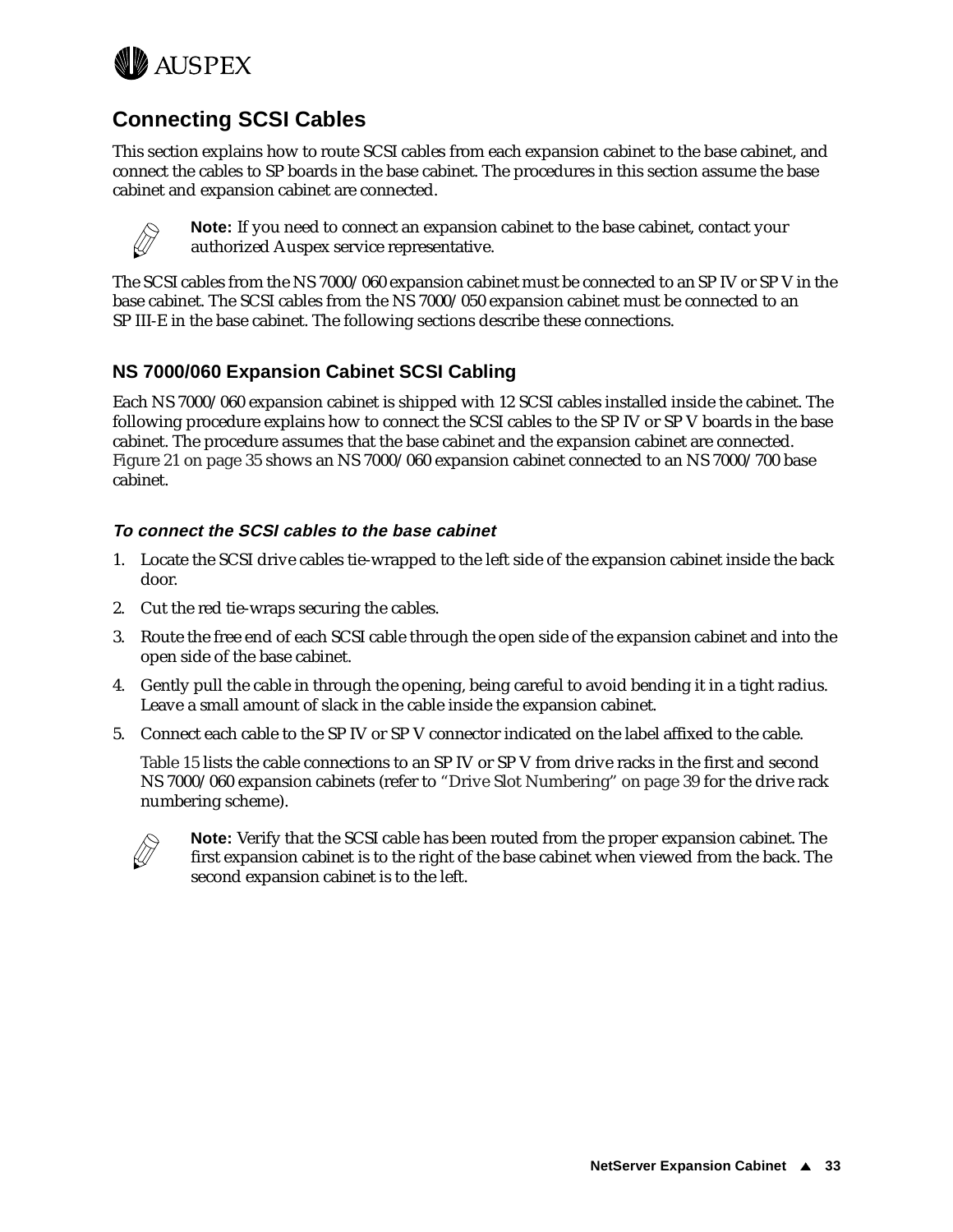## Connecting SCSI Cables

This section explains how to route SCSI cables from each expansion cabinet to the base cabinet, and connect the cables to SP boards in the base cabinet. The procedures in this section assume the base cabinet and expansion cabinet are connected.

> **Note:** If you need to connect an expansion cabinet to the base cabinet, contact your authorized Auspex service representative.

The SCSI cables from the NS 7000/060 expansion cabinet must be connected to an SP IV or SP V in the base cabinet. The SCSI cables from the NS 7000/050 expansion cabinet must be connected to an SP III-E in the base cabinet. The following sections describe these connections.

### NS 7000/060 Expansion Cabinet SCSI Cabling

Each NS 7000/060 expansion cabinet is shipped with 12 SCSI cables installed inside the cabinet. The following procedure explains how to connect the SCSI cables to the SP IV or SP V boards in the base cabinet. The procedure assumes that the base cabinet and the expansion cabinet are connected. Figure 21 on page 35 shows an NS 7000/060 expansion cabinet connected to an NS 7000/700 base cabinet.

#### *To connect the SCSI cables to the base cabinet*

1. Locate the SCSI drive cables tie-wrapped to the left side of the expansion cabinet inside the back door.
2. Cut the red tie-wraps securing the cables.
3. Route the free end of each SCSI cable through the open side of the expansion cabinet and into the open side of the base cabinet.
4. Gently pull the cable in through the opening, being careful to avoid bending it in a tight radius. Leave a small amount of slack in the cable inside the expansion cabinet.
5. Connect each cable to the SP IV or SP V connector indicated on the label affixed to the cable.

   Table 15 lists the cable connections to an SP IV or SP V from drive racks in the first and second NS 7000/060 expansion cabinets (refer to "Drive Slot Numbering" on page 39 for the drive rack numbering scheme).

   > **Note:** Verify that the SCSI cable has been routed from the proper expansion cabinet. The first expansion cabinet is to the right of the base cabinet when viewed from the back. The second expansion cabinet is to the left.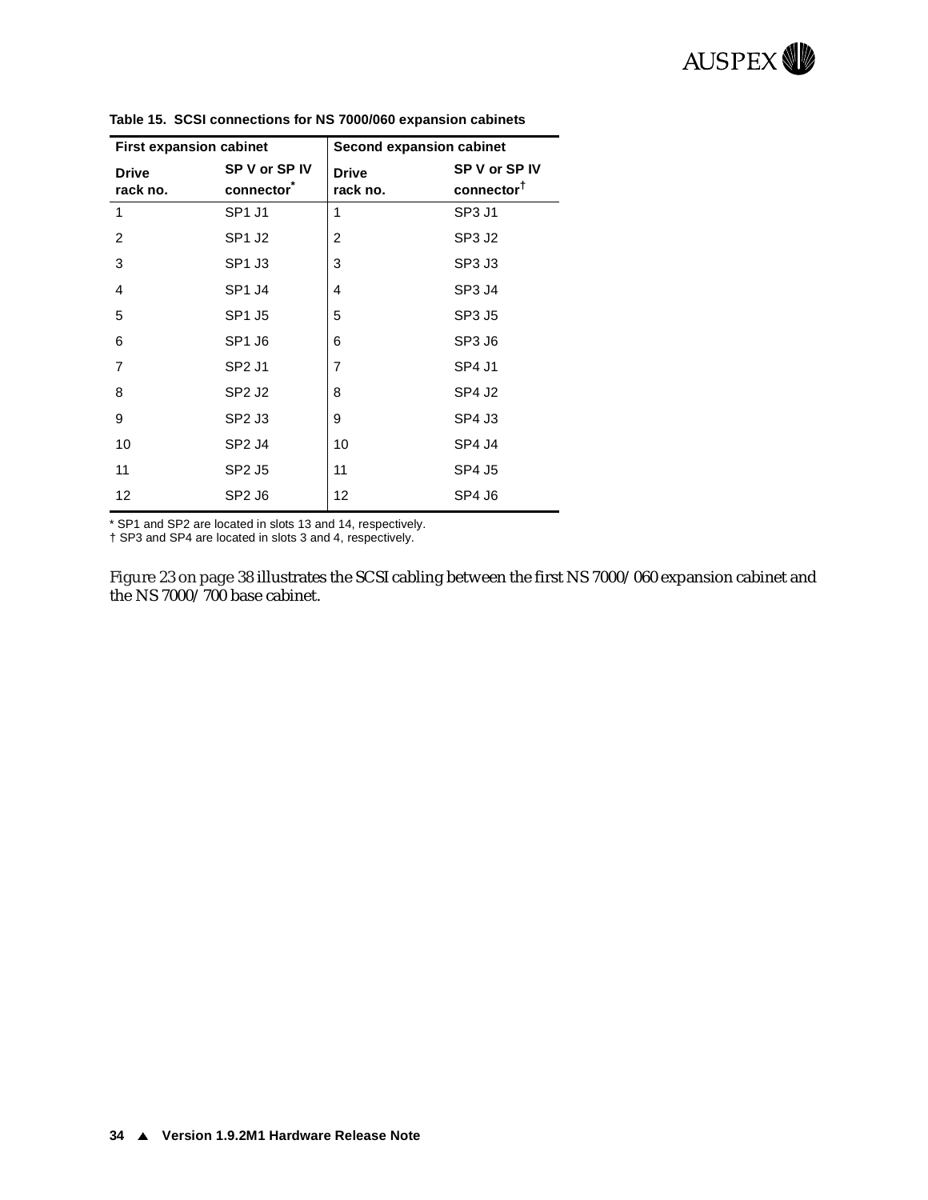**Table 15. SCSI connections for NS 7000/060 expansion cabinets**

| First expansion cabinet | | Second expansion cabinet | |
|---|---|---|---|
| **Drive rack no.** | **SP V or SP IV connector*** | **Drive rack no.** | **SP V or SP IV connector†** |
| 1 | SP1 J1 | 1 | SP3 J1 |
| 2 | SP1 J2 | 2 | SP3 J2 |
| 3 | SP1 J3 | 3 | SP3 J3 |
| 4 | SP1 J4 | 4 | SP3 J4 |
| 5 | SP1 J5 | 5 | SP3 J5 |
| 6 | SP1 J6 | 6 | SP3 J6 |
| 7 | SP2 J1 | 7 | SP4 J1 |
| 8 | SP2 J2 | 8 | SP4 J2 |
| 9 | SP2 J3 | 9 | SP4 J3 |
| 10 | SP2 J4 | 10 | SP4 J4 |
| 11 | SP2 J5 | 11 | SP4 J5 |
| 12 | SP2 J6 | 12 | SP4 J6 |

\* SP1 and SP2 are located in slots 13 and 14, respectively.
† SP3 and SP4 are located in slots 3 and 4, respectively.

Figure 23 on page 38 illustrates the SCSI cabling between the first NS 7000/060 expansion cabinet and the NS 7000/700 base cabinet.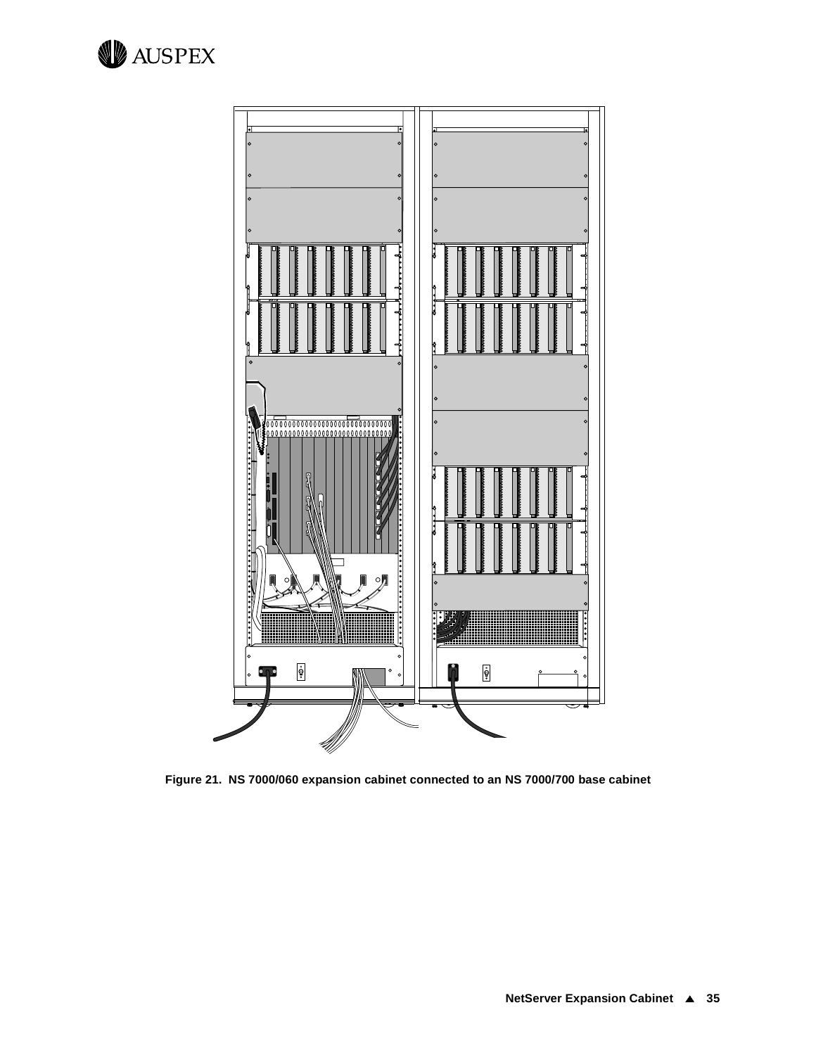**Figure 21. NS 7000/060 expansion cabinet connected to an NS 7000/700 base cabinet**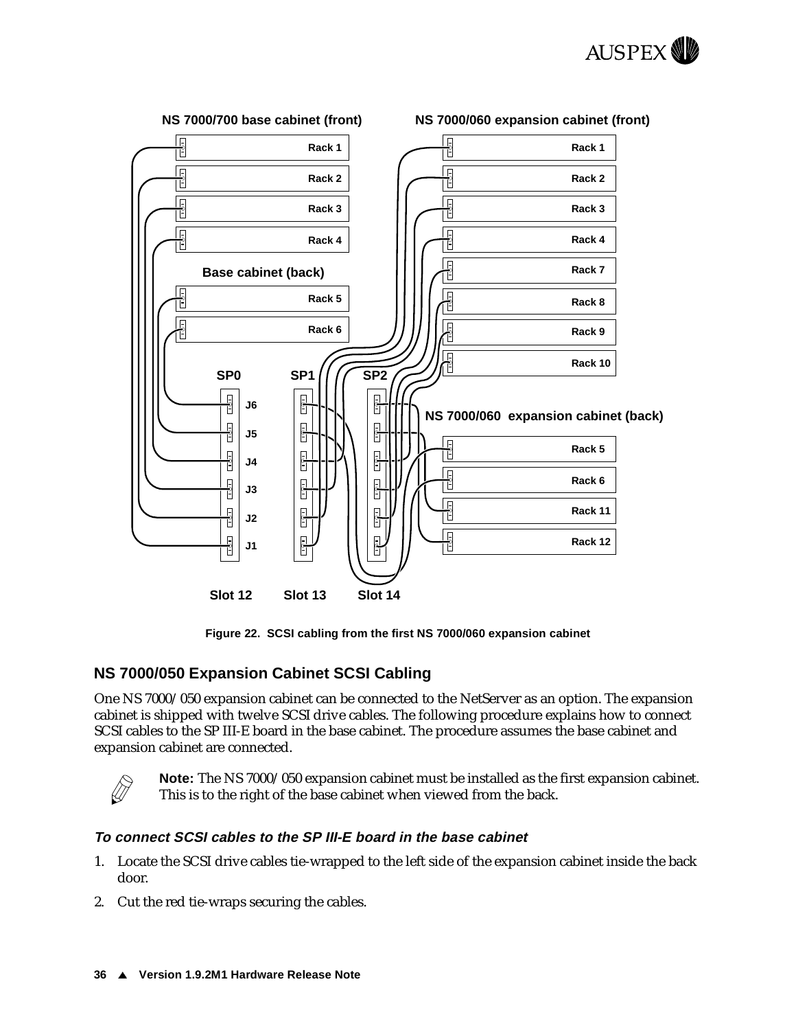Figure 22. SCSI cabling from the first NS 7000/060 expansion cabinet

## NS 7000/050 Expansion Cabinet SCSI Cabling

One NS 7000/050 expansion cabinet can be connected to the NetServer as an option. The expansion cabinet is shipped with twelve SCSI drive cables. The following procedure explains how to connect SCSI cables to the SP III-E board in the base cabinet. The procedure assumes the base cabinet and expansion cabinet are connected.

**Note:** The NS 7000/050 expansion cabinet must be installed as the first expansion cabinet. This is to the right of the base cabinet when viewed from the back.

### *To connect SCSI cables to the SP III-E board in the base cabinet*

1. Locate the SCSI drive cables tie-wrapped to the left side of the expansion cabinet inside the back door.
2. Cut the red tie-wraps securing the cables.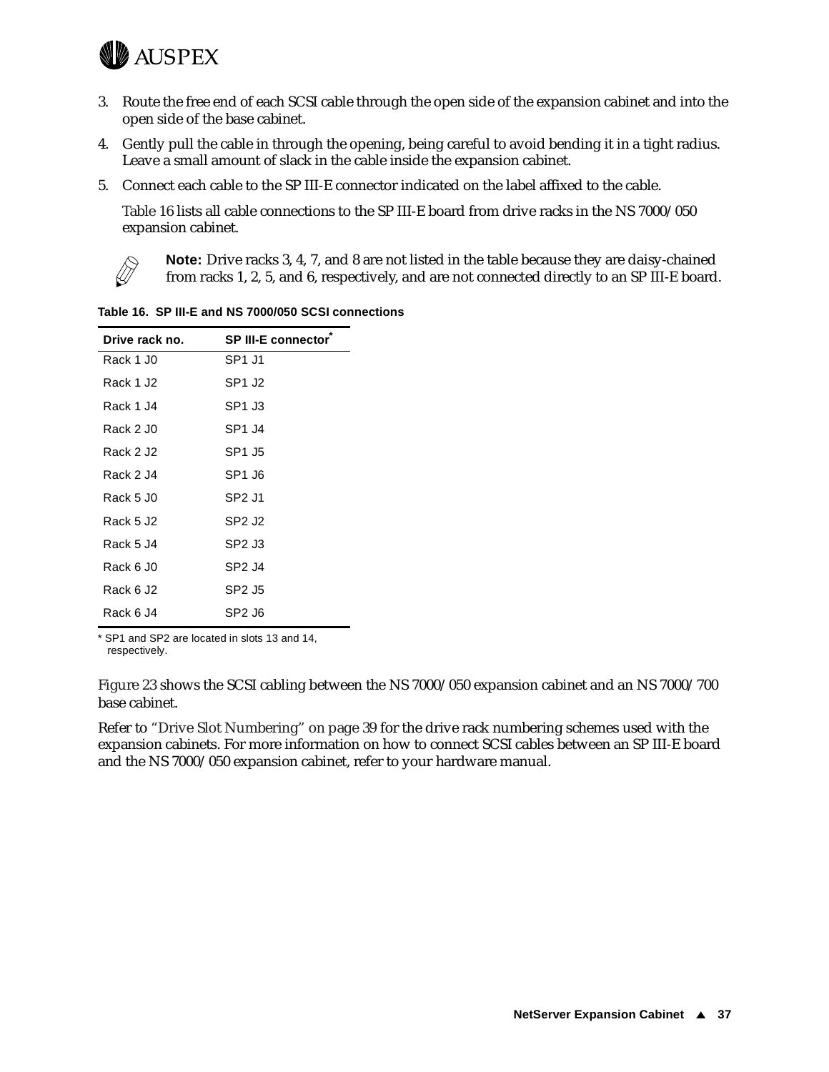3. Route the free end of each SCSI cable through the open side of the expansion cabinet and into the open side of the base cabinet.
4. Gently pull the cable in through the opening, being careful to avoid bending it in a tight radius. Leave a small amount of slack in the cable inside the expansion cabinet.
5. Connect each cable to the SP III-E connector indicated on the label affixed to the cable.

   Table 16 lists all cable connections to the SP III-E board from drive racks in the NS 7000/050 expansion cabinet.

   **Note:** Drive racks 3, 4, 7, and 8 are not listed in the table because they are daisy-chained from racks 1, 2, 5, and 6, respectively, and are not connected directly to an SP III-E board.

**Table 16. SP III-E and NS 7000/050 SCSI connections**

| Drive rack no. | SP III-E connector* |
|---|---|
| Rack 1 J0 | SP1 J1 |
| Rack 1 J2 | SP1 J2 |
| Rack 1 J4 | SP1 J3 |
| Rack 2 J0 | SP1 J4 |
| Rack 2 J2 | SP1 J5 |
| Rack 2 J4 | SP1 J6 |
| Rack 5 J0 | SP2 J1 |
| Rack 5 J2 | SP2 J2 |
| Rack 5 J4 | SP2 J3 |
| Rack 6 J0 | SP2 J4 |
| Rack 6 J2 | SP2 J5 |
| Rack 6 J4 | SP2 J6 |

\* SP1 and SP2 are located in slots 13 and 14, respectively.

Figure 23 shows the SCSI cabling between the NS 7000/050 expansion cabinet and an NS 7000/700 base cabinet.

Refer to "Drive Slot Numbering" on page 39 for the drive rack numbering schemes used with the expansion cabinets. For more information on how to connect SCSI cables between an SP III-E board and the NS 7000/050 expansion cabinet, refer to your hardware manual.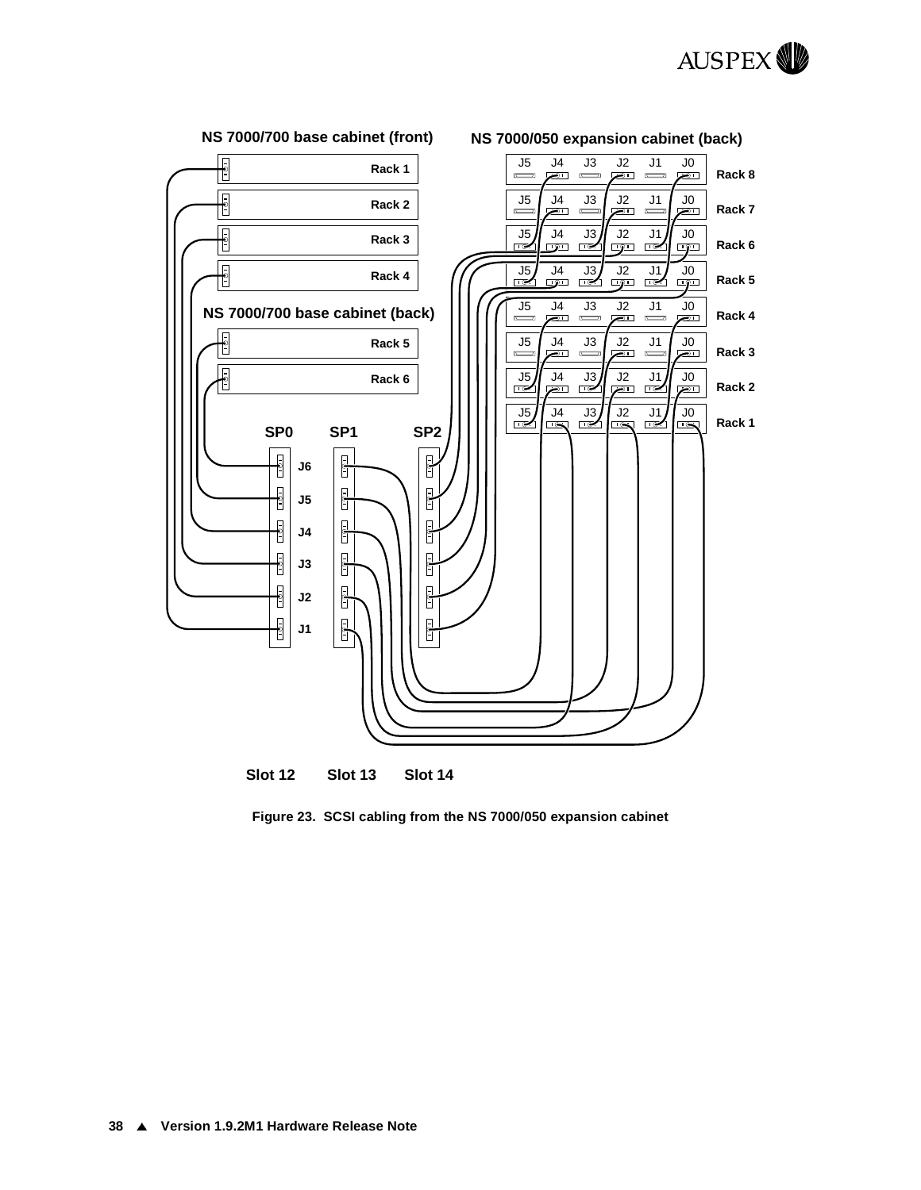NS 7000/700 base cabinet (front)

NS 7000/050 expansion cabinet (back)

Rack 1

Rack 2

Rack 3

Rack 4

NS 7000/700 base cabinet (back)

Rack 5

Rack 6

J5 J4 J3 J2 J1 J0 Rack 8

J5 J4 J3 J2 J1 J0 Rack 7

J5 J4 J3 J2 J1 J0 Rack 6

J5 J4 J3 J2 J1 J0 Rack 5

J5 J4 J3 J2 J1 J0 Rack 4

J5 J4 J3 J2 J1 J0 Rack 3

J5 J4 J3 J2 J1 J0 Rack 2

J5 J4 J3 J2 J1 J0 Rack 1

SP0 SP1 SP2

J6

J5

J4

J3

J2

J1

Slot 12 Slot 13 Slot 14

**Figure 23. SCSI cabling from the NS 7000/050 expansion cabinet**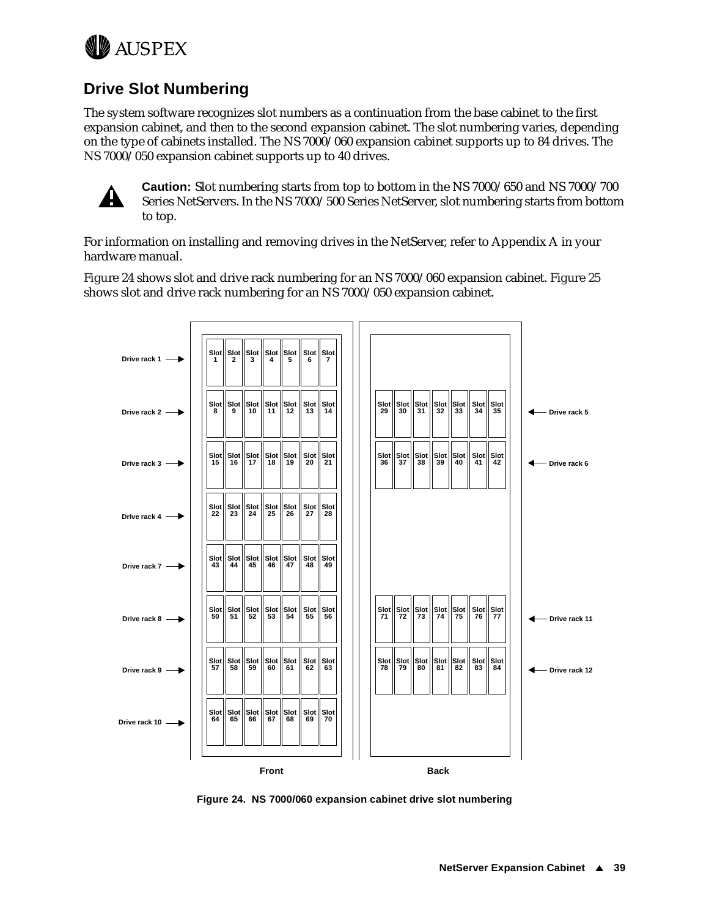## Drive Slot Numbering

The system software recognizes slot numbers as a continuation from the base cabinet to the first expansion cabinet, and then to the second expansion cabinet. The slot numbering varies, depending on the type of cabinets installed. The NS 7000/060 expansion cabinet supports up to 84 drives. The NS 7000/050 expansion cabinet supports up to 40 drives.

**Caution:** Slot numbering starts from top to bottom in the NS 7000/650 and NS 7000/700 Series NetServers. In the NS 7000/500 Series NetServer, slot numbering starts from bottom to top.

For information on installing and removing drives in the NetServer, refer to Appendix A in your hardware manual.

Figure 24 shows slot and drive rack numbering for an NS 7000/060 expansion cabinet. Figure 25 shows slot and drive rack numbering for an NS 7000/050 expansion cabinet.

| Front | | Back | |
|---|---|---|---|
| Drive rack 1 | Slot 1 – Slot 7 | | |
| Drive rack 2 | Slot 8 – Slot 14 | Slot 29 – Slot 35 | Drive rack 5 |
| Drive rack 3 | Slot 15 – Slot 21 | Slot 36 – Slot 42 | Drive rack 6 |
| Drive rack 4 | Slot 22 – Slot 28 | | |
| Drive rack 7 | Slot 43 – Slot 49 | | |
| Drive rack 8 | Slot 50 – Slot 56 | Slot 71 – Slot 77 | Drive rack 11 |
| Drive rack 9 | Slot 57 – Slot 63 | Slot 78 – Slot 84 | Drive rack 12 |
| Drive rack 10 | Slot 64 – Slot 70 | | |

**Figure 24. NS 7000/060 expansion cabinet drive slot numbering**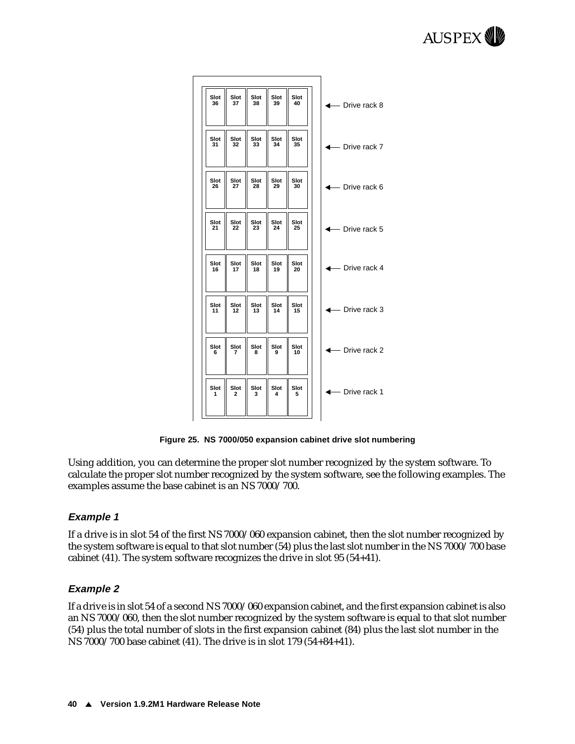| | | | | | |
|---|---|---|---|---|---|
| Slot 36 | Slot 37 | Slot 38 | Slot 39 | Slot 40 | ← Drive rack 8 |
| Slot 31 | Slot 32 | Slot 33 | Slot 34 | Slot 35 | ← Drive rack 7 |
| Slot 26 | Slot 27 | Slot 28 | Slot 29 | Slot 30 | ← Drive rack 6 |
| Slot 21 | Slot 22 | Slot 23 | Slot 24 | Slot 25 | ← Drive rack 5 |
| Slot 16 | Slot 17 | Slot 18 | Slot 19 | Slot 20 | ← Drive rack 4 |
| Slot 11 | Slot 12 | Slot 13 | Slot 14 | Slot 15 | ← Drive rack 3 |
| Slot 6 | Slot 7 | Slot 8 | Slot 9 | Slot 10 | ← Drive rack 2 |
| Slot 1 | Slot 2 | Slot 3 | Slot 4 | Slot 5 | ← Drive rack 1 |

**Figure 25. NS 7000/050 expansion cabinet drive slot numbering**

Using addition, you can determine the proper slot number recognized by the system software. To calculate the proper slot number recognized by the system software, see the following examples. The examples assume the base cabinet is an NS 7000/700.

### *Example 1*

If a drive is in slot 54 of the first NS 7000/060 expansion cabinet, then the slot number recognized by the system software is equal to that slot number (54) plus the last slot number in the NS 7000/700 base cabinet (41). The system software recognizes the drive in slot 95 (54+41).

### *Example 2*

If a drive is in slot 54 of a second NS 7000/060 expansion cabinet, and the first expansion cabinet is also an NS 7000/060, then the slot number recognized by the system software is equal to that slot number (54) plus the total number of slots in the first expansion cabinet (84) plus the last slot number in the NS 7000/700 base cabinet (41). The drive is in slot 179 (54+84+41).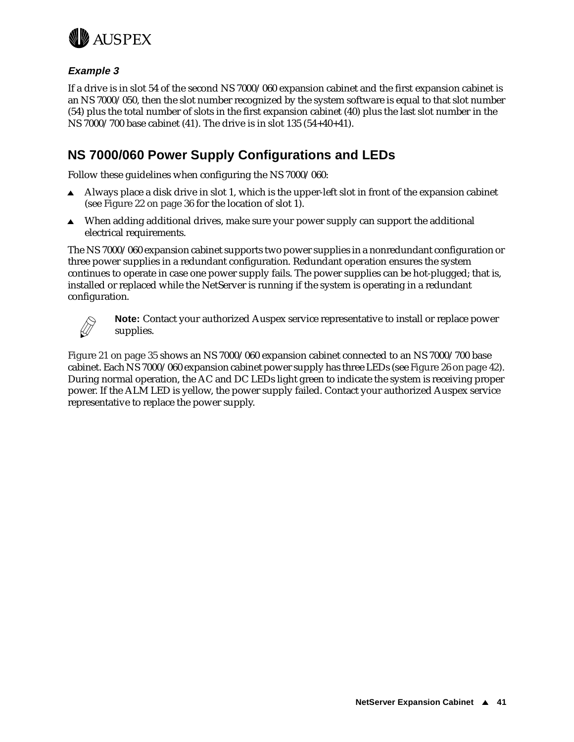### *Example 3*

If a drive is in slot 54 of the second NS 7000/060 expansion cabinet and the first expansion cabinet is an NS 7000/050, then the slot number recognized by the system software is equal to that slot number (54) plus the total number of slots in the first expansion cabinet (40) plus the last slot number in the NS 7000/700 base cabinet (41). The drive is in slot 135 (54+40+41).

## NS 7000/060 Power Supply Configurations and LEDs

Follow these guidelines when configuring the NS 7000/060:

- Always place a disk drive in slot 1, which is the upper-left slot in front of the expansion cabinet (see Figure 22 on page 36 for the location of slot 1).
- When adding additional drives, make sure your power supply can support the additional electrical requirements.

The NS 7000/060 expansion cabinet supports two power supplies in a nonredundant configuration or three power supplies in a redundant configuration. Redundant operation ensures the system continues to operate in case one power supply fails. The power supplies can be hot-plugged; that is, installed or replaced while the NetServer is running if the system is operating in a redundant configuration.

**Note:** Contact your authorized Auspex service representative to install or replace power supplies.

Figure 21 on page 35 shows an NS 7000/060 expansion cabinet connected to an NS 7000/700 base cabinet. Each NS 7000/060 expansion cabinet power supply has three LEDs (see Figure 26 on page 42). During normal operation, the AC and DC LEDs light green to indicate the system is receiving proper power. If the ALM LED is yellow, the power supply failed. Contact your authorized Auspex service representative to replace the power supply.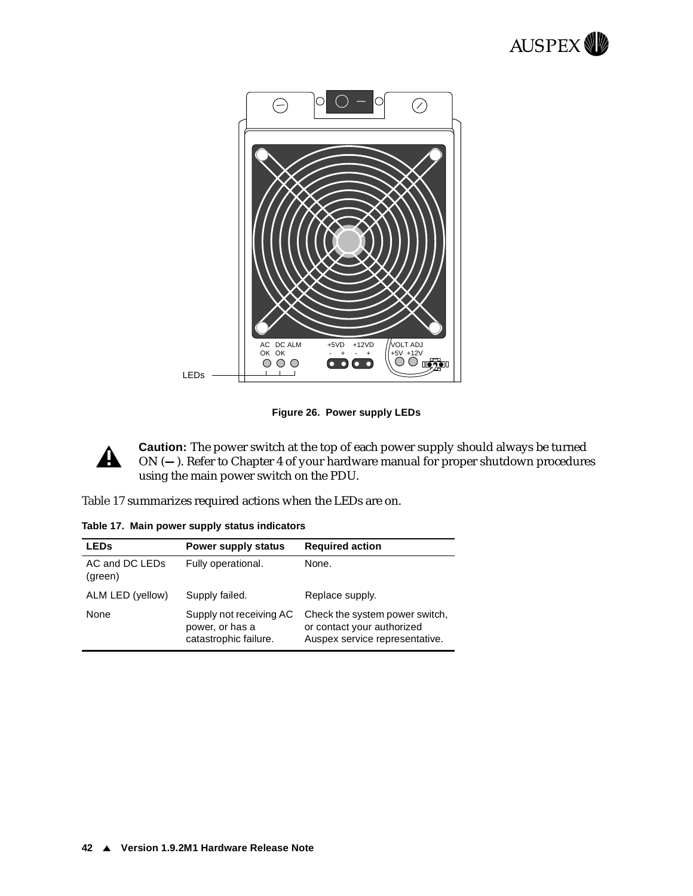Figure 26.  Power supply LEDs

**Caution:** The power switch at the top of each power supply should always be turned ON (**—** ). Refer to Chapter 4 of your hardware manual for proper shutdown procedures using the main power switch on the PDU.

Table 17 summarizes required actions when the LEDs are on.

**Table 17.  Main power supply status indicators**

| LEDs | Power supply status | Required action |
|---|---|---|
| AC and DC LEDs (green) | Fully operational. | None. |
| ALM LED (yellow) | Supply failed. | Replace supply. |
| None | Supply not receiving AC power, or has a catastrophic failure. | Check the system power switch, or contact your authorized Auspex service representative. |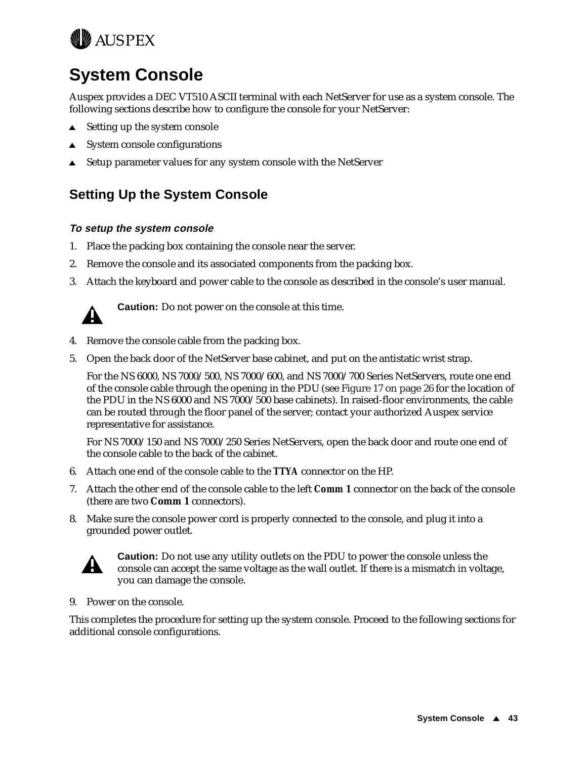# System Console

Auspex provides a DEC VT510 ASCII terminal with each NetServer for use as a system console. The following sections describe how to configure the console for your NetServer:

- Setting up the system console
- System console configurations
- Setup parameter values for any system console with the NetServer

## Setting Up the System Console

#### *To setup the system console*

1. Place the packing box containing the console near the server.
2. Remove the console and its associated components from the packing box.
3. Attach the keyboard and power cable to the console as described in the console's user manual.

   **Caution:** Do not power on the console at this time.

4. Remove the console cable from the packing box.
5. Open the back door of the NetServer base cabinet, and put on the antistatic wrist strap.

   For the NS 6000, NS 7000/500, NS 7000/600, and NS 7000/700 Series NetServers, route one end of the console cable through the opening in the PDU (see Figure 17 on page 26 for the location of the PDU in the NS 6000 and NS 7000/500 base cabinets). In raised-floor environments, the cable can be routed through the floor panel of the server; contact your authorized Auspex service representative for assistance.

   For NS 7000/150 and NS 7000/250 Series NetServers, open the back door and route one end of the console cable to the back of the cabinet.

6. Attach one end of the console cable to the **TTYA** connector on the HP.
7. Attach the other end of the console cable to the left **Comm 1** connector on the back of the console (there are two **Comm 1** connectors).
8. Make sure the console power cord is properly connected to the console, and plug it into a grounded power outlet.

   **Caution:** Do not use any utility outlets on the PDU to power the console unless the console can accept the same voltage as the wall outlet. If there is a mismatch in voltage, you can damage the console.

9. Power on the console.

This completes the procedure for setting up the system console. Proceed to the following sections for additional console configurations.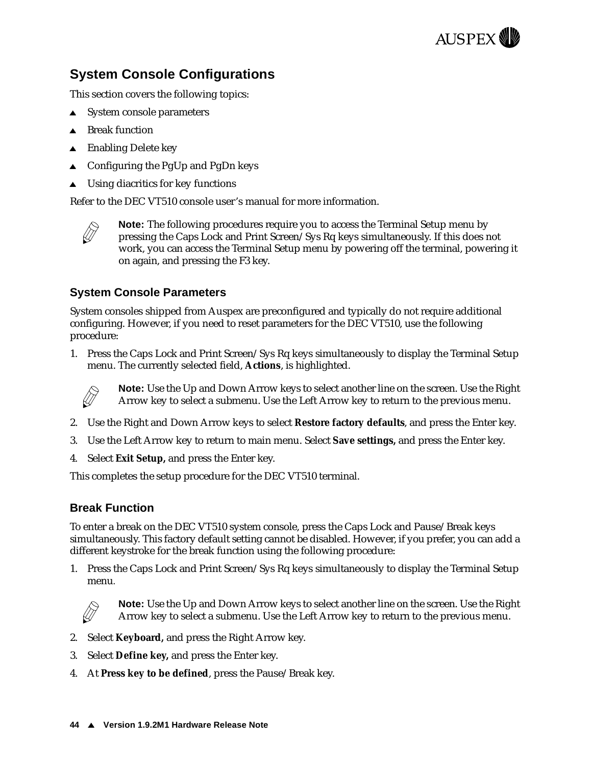## System Console Configurations

This section covers the following topics:

- System console parameters
- Break function
- Enabling Delete key
- Configuring the PgUp and PgDn keys
- Using diacritics for key functions

Refer to the DEC VT510 console user's manual for more information.

> **Note:** The following procedures require you to access the Terminal Setup menu by pressing the Caps Lock and Print Screen/Sys Rq keys simultaneously. If this does not work, you can access the Terminal Setup menu by powering off the terminal, powering it on again, and pressing the F3 key.

### System Console Parameters

System consoles shipped from Auspex are preconfigured and typically do not require additional configuring. However, if you need to reset parameters for the DEC VT510, use the following procedure:

1. Press the Caps Lock and Print Screen/Sys Rq keys simultaneously to display the Terminal Setup menu. The currently selected field, **Actions**, is highlighted.

   > **Note:** Use the Up and Down Arrow keys to select another line on the screen. Use the Right Arrow key to select a submenu. Use the Left Arrow key to return to the previous menu.

2. Use the Right and Down Arrow keys to select **Restore factory defaults**, and press the Enter key.
3. Use the Left Arrow key to return to main menu. Select **Save settings,** and press the Enter key.
4. Select **Exit Setup,** and press the Enter key.

This completes the setup procedure for the DEC VT510 terminal.

### Break Function

To enter a break on the DEC VT510 system console, press the Caps Lock and Pause/Break keys simultaneously. This factory default setting cannot be disabled. However, if you prefer, you can add a different keystroke for the break function using the following procedure:

1. Press the Caps Lock and Print Screen/Sys Rq keys simultaneously to display the Terminal Setup menu.

   > **Note:** Use the Up and Down Arrow keys to select another line on the screen. Use the Right Arrow key to select a submenu. Use the Left Arrow key to return to the previous menu.

2. Select **Keyboard,** and press the Right Arrow key.
3. Select **Define key,** and press the Enter key.
4. At **Press key to be defined**, press the Pause/Break key.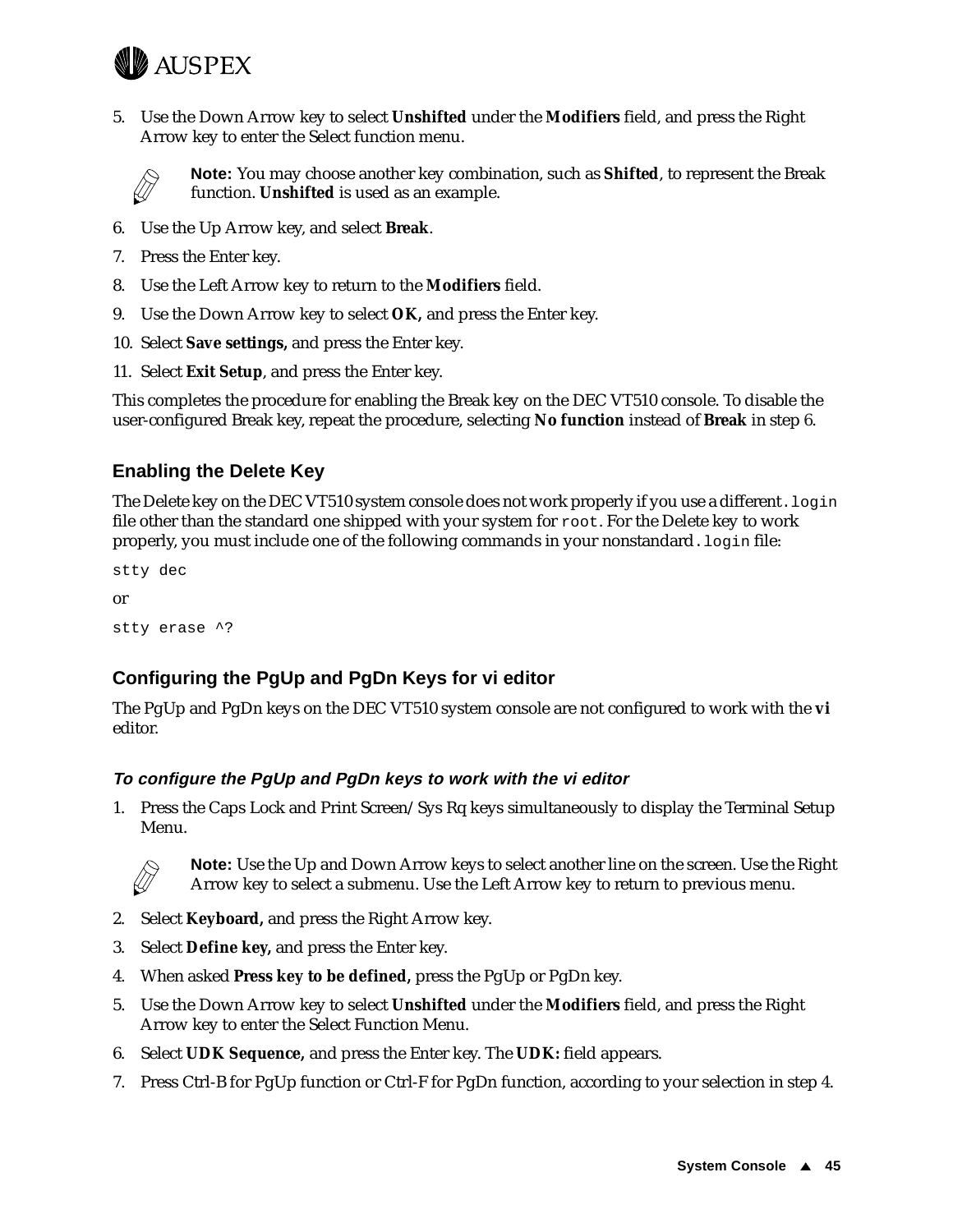5. Use the Down Arrow key to select **Unshifted** under the **Modifiers** field, and press the Right Arrow key to enter the Select function menu.

   **Note:** You may choose another key combination, such as **Shifted**, to represent the Break function. **Unshifted** is used as an example.

6. Use the Up Arrow key, and select **Break**.
7. Press the Enter key.
8. Use the Left Arrow key to return to the **Modifiers** field.
9. Use the Down Arrow key to select **OK,** and press the Enter key.
10. Select **Save settings,** and press the Enter key.
11. Select **Exit Setup**, and press the Enter key.

This completes the procedure for enabling the Break key on the DEC VT510 console. To disable the user-configured Break key, repeat the procedure, selecting **No function** instead of **Break** in step 6.

### Enabling the Delete Key

The Delete key on the DEC VT510 system console does not work properly if you use a different `.login` file other than the standard one shipped with your system for `root`. For the Delete key to work properly, you must include one of the following commands in your nonstandard `.login` file:

```
stty dec
```

or

```
stty erase ^?
```

### Configuring the PgUp and PgDn Keys for vi editor

The PgUp and PgDn keys on the DEC VT510 system console are not configured to work with the **vi** editor.

#### *To configure the PgUp and PgDn keys to work with the vi editor*

1. Press the Caps Lock and Print Screen/Sys Rq keys simultaneously to display the Terminal Setup Menu.

   **Note:** Use the Up and Down Arrow keys to select another line on the screen. Use the Right Arrow key to select a submenu. Use the Left Arrow key to return to previous menu.

2. Select **Keyboard,** and press the Right Arrow key.
3. Select **Define key,** and press the Enter key.
4. When asked **Press key to be defined,** press the PgUp or PgDn key.
5. Use the Down Arrow key to select **Unshifted** under the **Modifiers** field, and press the Right Arrow key to enter the Select Function Menu.
6. Select **UDK Sequence,** and press the Enter key. The **UDK:** field appears.
7. Press Ctrl-B for PgUp function or Ctrl-F for PgDn function, according to your selection in step 4.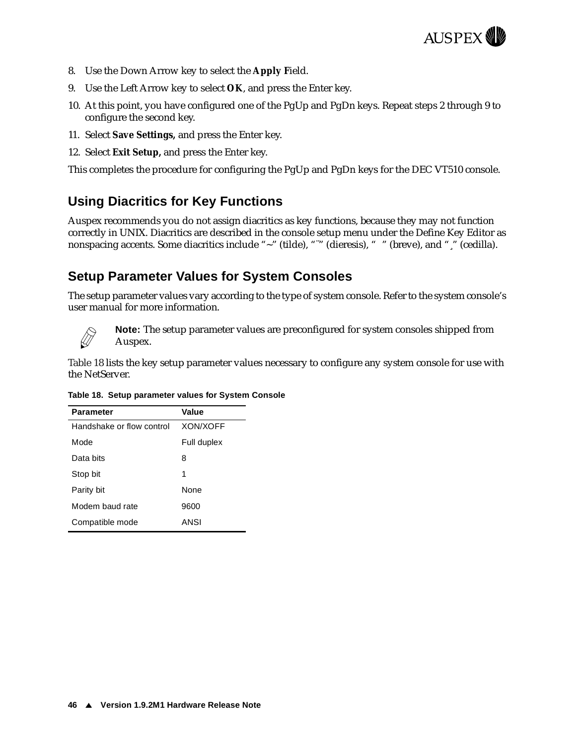8. Use the Down Arrow key to select the **Apply F**ield.
9. Use the Left Arrow key to select **OK**, and press the Enter key.
10. At this point, you have configured one of the PgUp and PgDn keys. Repeat steps 2 through 9 to configure the second key.
11. Select **Save Settings,** and press the Enter key.
12. Select **Exit Setup,** and press the Enter key.

This completes the procedure for configuring the PgUp and PgDn keys for the DEC VT510 console.

## Using Diacritics for Key Functions

Auspex recommends you do not assign diacritics as key functions, because they may not function correctly in UNIX. Diacritics are described in the console setup menu under the Define Key Editor as nonspacing accents. Some diacritics include "~" (tilde), "¨" (dieresis), "  " (breve), and "¸" (cedilla).

## Setup Parameter Values for System Consoles

The setup parameter values vary according to the type of system console. Refer to the system console's user manual for more information.

**Note:** The setup parameter values are preconfigured for system consoles shipped from Auspex.

Table 18 lists the key setup parameter values necessary to configure any system console for use with the NetServer.

**Table 18. Setup parameter values for System Console**

| Parameter | Value |
|---|---|
| Handshake or flow control | XON/XOFF |
| Mode | Full duplex |
| Data bits | 8 |
| Stop bit | 1 |
| Parity bit | None |
| Modem baud rate | 9600 |
| Compatible mode | ANSI |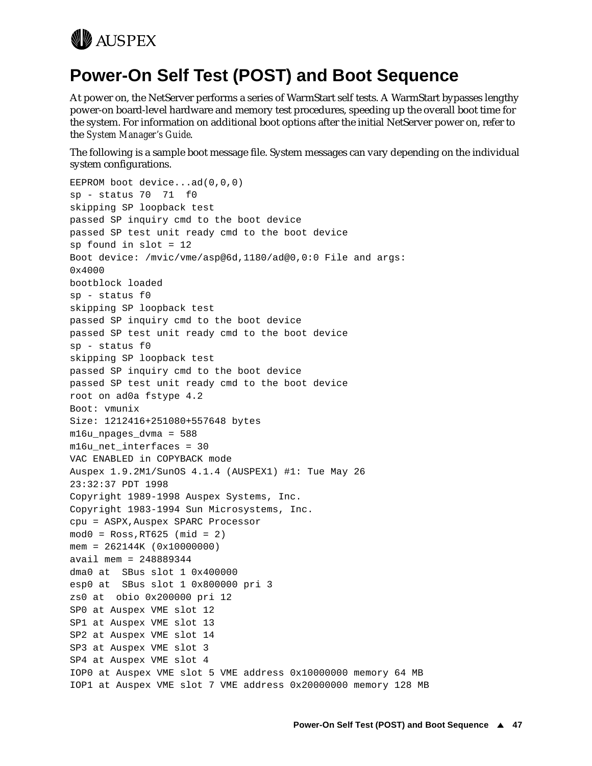# Power-On Self Test (POST) and Boot Sequence

At power on, the NetServer performs a series of WarmStart self tests. A WarmStart bypasses lengthy power-on board-level hardware and memory test procedures, speeding up the overall boot time for the system. For information on additional boot options after the initial NetServer power on, refer to the *System Manager's Guide*.

The following is a sample boot message file. System messages can vary depending on the individual system configurations.

```
EEPROM boot device...ad(0,0,0)
sp - status 70  71  f0
skipping SP loopback test
passed SP inquiry cmd to the boot device
passed SP test unit ready cmd to the boot device
sp found in slot = 12
Boot device: /mvic/vme/asp@6d,1180/ad@0,0:0 File and args:
0x4000
bootblock loaded
sp - status f0
skipping SP loopback test
passed SP inquiry cmd to the boot device
passed SP test unit ready cmd to the boot device
sp - status f0
skipping SP loopback test
passed SP inquiry cmd to the boot device
passed SP test unit ready cmd to the boot device
root on ad0a fstype 4.2
Boot: vmunix
Size: 1212416+251080+557648 bytes
m16u_npages_dvma = 588
m16u_net_interfaces = 30
VAC ENABLED in COPYBACK mode
Auspex 1.9.2M1/SunOS 4.1.4 (AUSPEX1) #1: Tue May 26
23:32:37 PDT 1998
Copyright 1989-1998 Auspex Systems, Inc.
Copyright 1983-1994 Sun Microsystems, Inc.
cpu = ASPX,Auspex SPARC Processor
mod0 = Ross,RT625 (mid = 2)
mem = 262144K (0x10000000)
avail mem = 248889344
dma0 at  SBus slot 1 0x400000
esp0 at  SBus slot 1 0x800000 pri 3
zs0 at  obio 0x200000 pri 12
SP0 at Auspex VME slot 12
SP1 at Auspex VME slot 13
SP2 at Auspex VME slot 14
SP3 at Auspex VME slot 3
SP4 at Auspex VME slot 4
IOP0 at Auspex VME slot 5 VME address 0x10000000 memory 64 MB
IOP1 at Auspex VME slot 7 VME address 0x20000000 memory 128 MB
```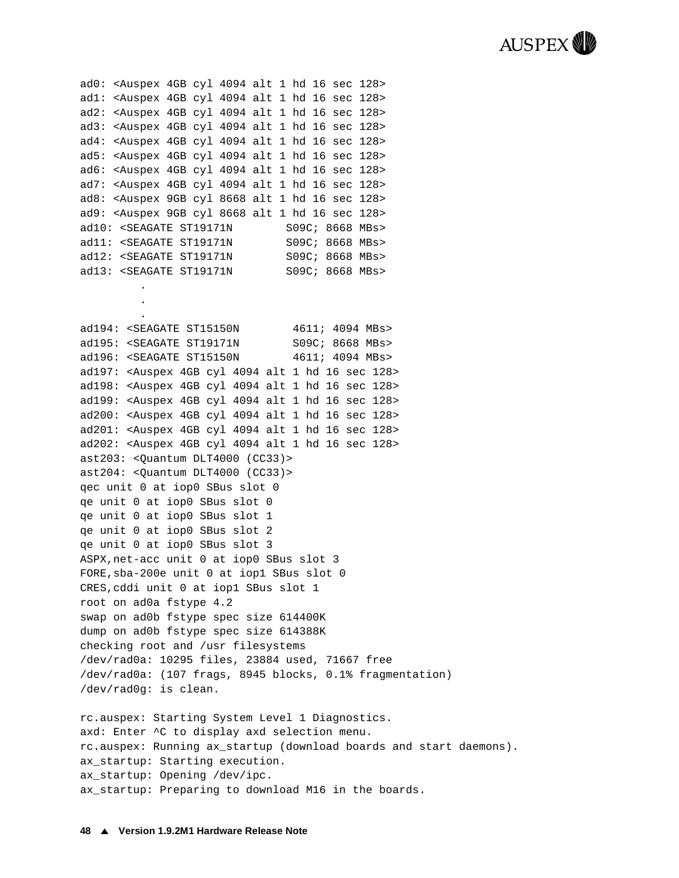```
ad0: <Auspex 4GB cyl 4094 alt 1 hd 16 sec 128>
ad1: <Auspex 4GB cyl 4094 alt 1 hd 16 sec 128>
ad2: <Auspex 4GB cyl 4094 alt 1 hd 16 sec 128>
ad3: <Auspex 4GB cyl 4094 alt 1 hd 16 sec 128>
ad4: <Auspex 4GB cyl 4094 alt 1 hd 16 sec 128>
ad5: <Auspex 4GB cyl 4094 alt 1 hd 16 sec 128>
ad6: <Auspex 4GB cyl 4094 alt 1 hd 16 sec 128>
ad7: <Auspex 4GB cyl 4094 alt 1 hd 16 sec 128>
ad8: <Auspex 9GB cyl 8668 alt 1 hd 16 sec 128>
ad9: <Auspex 9GB cyl 8668 alt 1 hd 16 sec 128>
ad10: <SEAGATE ST19171N        S09C; 8668 MBs>
ad11: <SEAGATE ST19171N        S09C; 8668 MBs>
ad12: <SEAGATE ST19171N        S09C; 8668 MBs>
ad13: <SEAGATE ST19171N        S09C; 8668 MBs>
         .
         .
         .
ad194: <SEAGATE ST15150N        4611; 4094 MBs>
ad195: <SEAGATE ST19171N        S09C; 8668 MBs>
ad196: <SEAGATE ST15150N        4611; 4094 MBs>
ad197: <Auspex 4GB cyl 4094 alt 1 hd 16 sec 128>
ad198: <Auspex 4GB cyl 4094 alt 1 hd 16 sec 128>
ad199: <Auspex 4GB cyl 4094 alt 1 hd 16 sec 128>
ad200: <Auspex 4GB cyl 4094 alt 1 hd 16 sec 128>
ad201: <Auspex 4GB cyl 4094 alt 1 hd 16 sec 128>
ad202: <Auspex 4GB cyl 4094 alt 1 hd 16 sec 128>
ast203: <Quantum DLT4000 (CC33)>
ast204: <Quantum DLT4000 (CC33)>
qec unit 0 at iop0 SBus slot 0
qe unit 0 at iop0 SBus slot 0
qe unit 0 at iop0 SBus slot 1
qe unit 0 at iop0 SBus slot 2
qe unit 0 at iop0 SBus slot 3
ASPX,net-acc unit 0 at iop0 SBus slot 3
FORE,sba-200e unit 0 at iop1 SBus slot 0
CRES,cddi unit 0 at iop1 SBus slot 1
root on ad0a fstype 4.2
swap on ad0b fstype spec size 614400K
dump on ad0b fstype spec size 614388K
checking root and /usr filesystems
/dev/rad0a: 10295 files, 23884 used, 71667 free
/dev/rad0a: (107 frags, 8945 blocks, 0.1% fragmentation)
/dev/rad0g: is clean.

rc.auspex: Starting System Level 1 Diagnostics.
axd: Enter ^C to display axd selection menu.
rc.auspex: Running ax_startup (download boards and start daemons).
ax_startup: Starting execution.
ax_startup: Opening /dev/ipc.
ax_startup: Preparing to download M16 in the boards.
```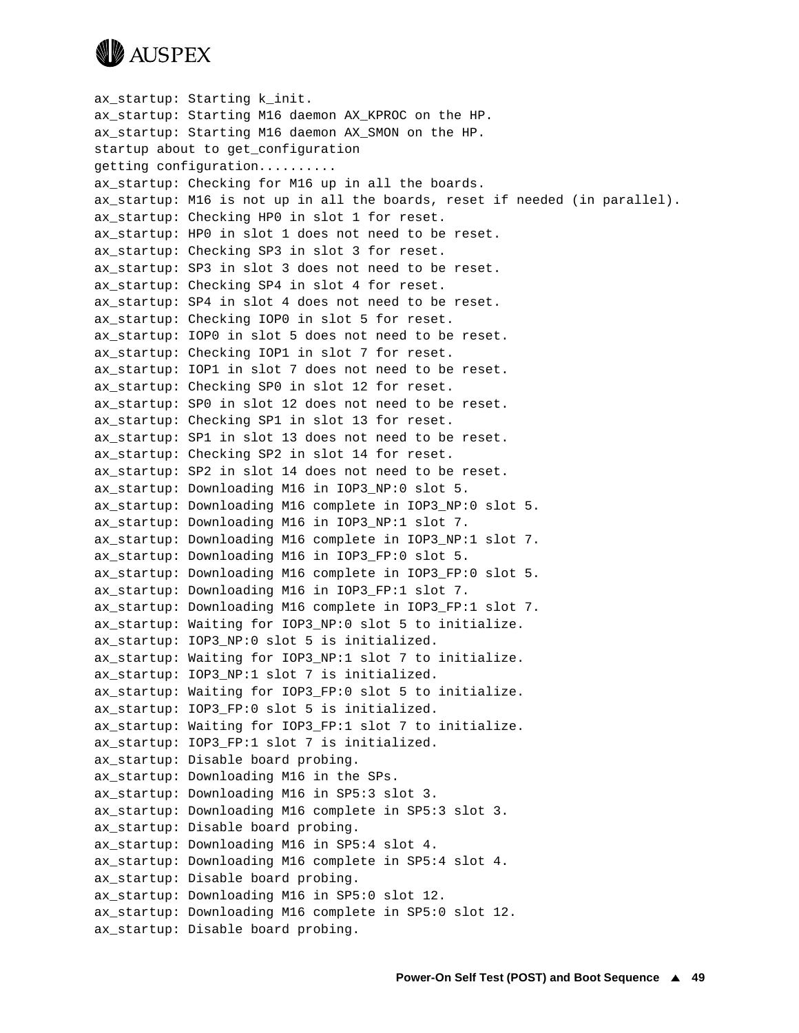```
ax_startup: Starting k_init.
ax_startup: Starting M16 daemon AX_KPROC on the HP.
ax_startup: Starting M16 daemon AX_SMON on the HP.
startup about to get_configuration
getting configuration..........
ax_startup: Checking for M16 up in all the boards.
ax_startup: M16 is not up in all the boards, reset if needed (in parallel).
ax_startup: Checking HP0 in slot 1 for reset.
ax_startup: HP0 in slot 1 does not need to be reset.
ax_startup: Checking SP3 in slot 3 for reset.
ax_startup: SP3 in slot 3 does not need to be reset.
ax_startup: Checking SP4 in slot 4 for reset.
ax_startup: SP4 in slot 4 does not need to be reset.
ax_startup: Checking IOP0 in slot 5 for reset.
ax_startup: IOP0 in slot 5 does not need to be reset.
ax_startup: Checking IOP1 in slot 7 for reset.
ax_startup: IOP1 in slot 7 does not need to be reset.
ax_startup: Checking SP0 in slot 12 for reset.
ax_startup: SP0 in slot 12 does not need to be reset.
ax_startup: Checking SP1 in slot 13 for reset.
ax_startup: SP1 in slot 13 does not need to be reset.
ax_startup: Checking SP2 in slot 14 for reset.
ax_startup: SP2 in slot 14 does not need to be reset.
ax_startup: Downloading M16 in IOP3_NP:0 slot 5.
ax_startup: Downloading M16 complete in IOP3_NP:0 slot 5.
ax_startup: Downloading M16 in IOP3_NP:1 slot 7.
ax_startup: Downloading M16 complete in IOP3_NP:1 slot 7.
ax_startup: Downloading M16 in IOP3_FP:0 slot 5.
ax_startup: Downloading M16 complete in IOP3_FP:0 slot 5.
ax_startup: Downloading M16 in IOP3_FP:1 slot 7.
ax_startup: Downloading M16 complete in IOP3_FP:1 slot 7.
ax_startup: Waiting for IOP3_NP:0 slot 5 to initialize.
ax_startup: IOP3_NP:0 slot 5 is initialized.
ax_startup: Waiting for IOP3_NP:1 slot 7 to initialize.
ax_startup: IOP3_NP:1 slot 7 is initialized.
ax_startup: Waiting for IOP3_FP:0 slot 5 to initialize.
ax_startup: IOP3_FP:0 slot 5 is initialized.
ax_startup: Waiting for IOP3_FP:1 slot 7 to initialize.
ax_startup: IOP3_FP:1 slot 7 is initialized.
ax_startup: Disable board probing.
ax_startup: Downloading M16 in the SPs.
ax_startup: Downloading M16 in SP5:3 slot 3.
ax_startup: Downloading M16 complete in SP5:3 slot 3.
ax_startup: Disable board probing.
ax_startup: Downloading M16 in SP5:4 slot 4.
ax_startup: Downloading M16 complete in SP5:4 slot 4.
ax_startup: Disable board probing.
ax_startup: Downloading M16 in SP5:0 slot 12.
ax_startup: Downloading M16 complete in SP5:0 slot 12.
ax_startup: Disable board probing.
```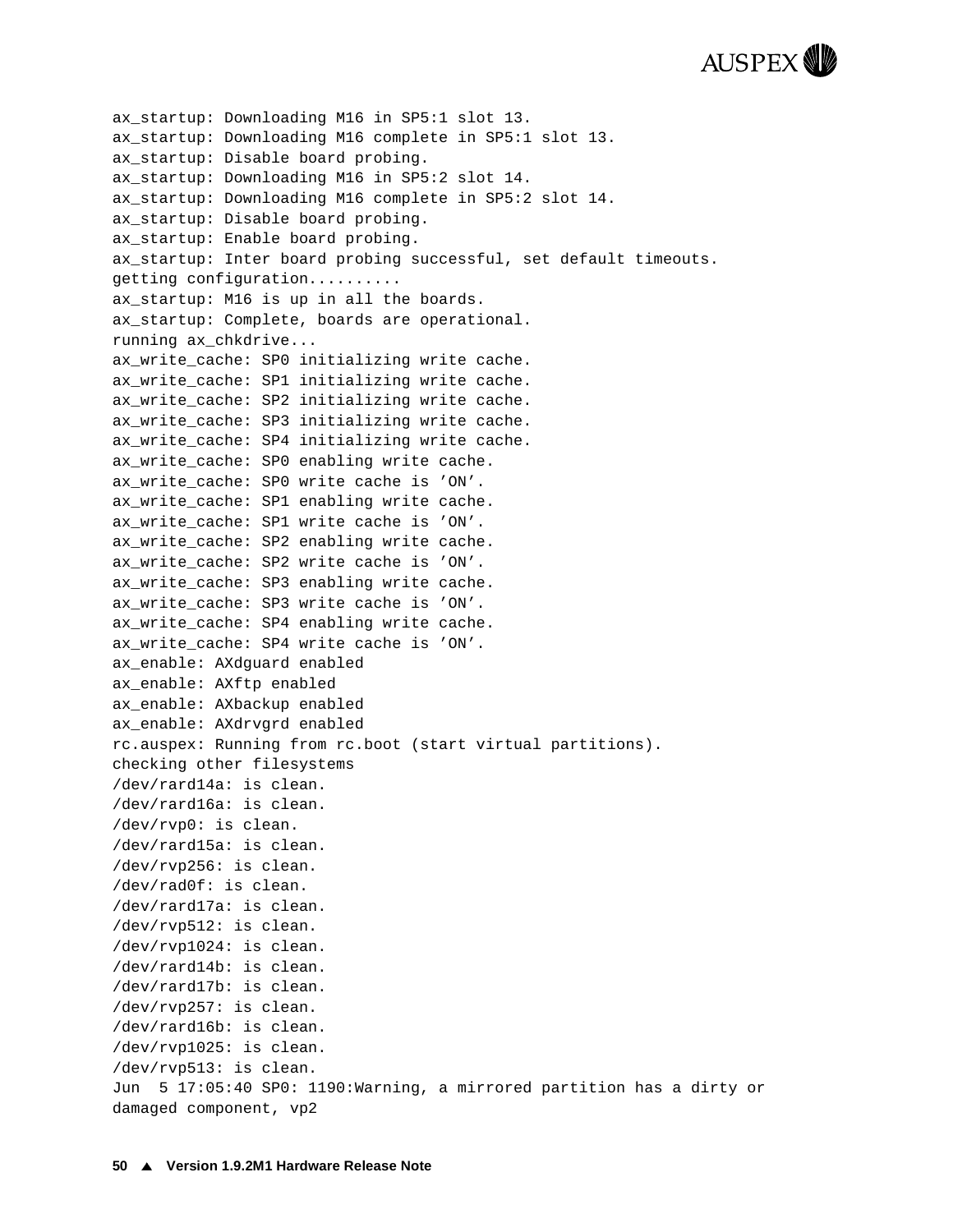```
ax_startup: Downloading M16 in SP5:1 slot 13.
ax_startup: Downloading M16 complete in SP5:1 slot 13.
ax_startup: Disable board probing.
ax_startup: Downloading M16 in SP5:2 slot 14.
ax_startup: Downloading M16 complete in SP5:2 slot 14.
ax_startup: Disable board probing.
ax_startup: Enable board probing.
ax_startup: Inter board probing successful, set default timeouts.
getting configuration..........
ax_startup: M16 is up in all the boards.
ax_startup: Complete, boards are operational.
running ax_chkdrive...
ax_write_cache: SP0 initializing write cache.
ax_write_cache: SP1 initializing write cache.
ax_write_cache: SP2 initializing write cache.
ax_write_cache: SP3 initializing write cache.
ax_write_cache: SP4 initializing write cache.
ax_write_cache: SP0 enabling write cache.
ax_write_cache: SP0 write cache is 'ON'.
ax_write_cache: SP1 enabling write cache.
ax_write_cache: SP1 write cache is 'ON'.
ax_write_cache: SP2 enabling write cache.
ax_write_cache: SP2 write cache is 'ON'.
ax_write_cache: SP3 enabling write cache.
ax_write_cache: SP3 write cache is 'ON'.
ax_write_cache: SP4 enabling write cache.
ax_write_cache: SP4 write cache is 'ON'.
ax_enable: AXdguard enabled
ax_enable: AXftp enabled
ax_enable: AXbackup enabled
ax_enable: AXdrvgrd enabled
rc.auspex: Running from rc.boot (start virtual partitions).
checking other filesystems
/dev/rard14a: is clean.
/dev/rard16a: is clean.
/dev/rvp0: is clean.
/dev/rard15a: is clean.
/dev/rvp256: is clean.
/dev/rad0f: is clean.
/dev/rard17a: is clean.
/dev/rvp512: is clean.
/dev/rvp1024: is clean.
/dev/rard14b: is clean.
/dev/rard17b: is clean.
/dev/rvp257: is clean.
/dev/rard16b: is clean.
/dev/rvp1025: is clean.
/dev/rvp513: is clean.
Jun  5 17:05:40 SP0: 1190:Warning, a mirrored partition has a dirty or
damaged component, vp2
```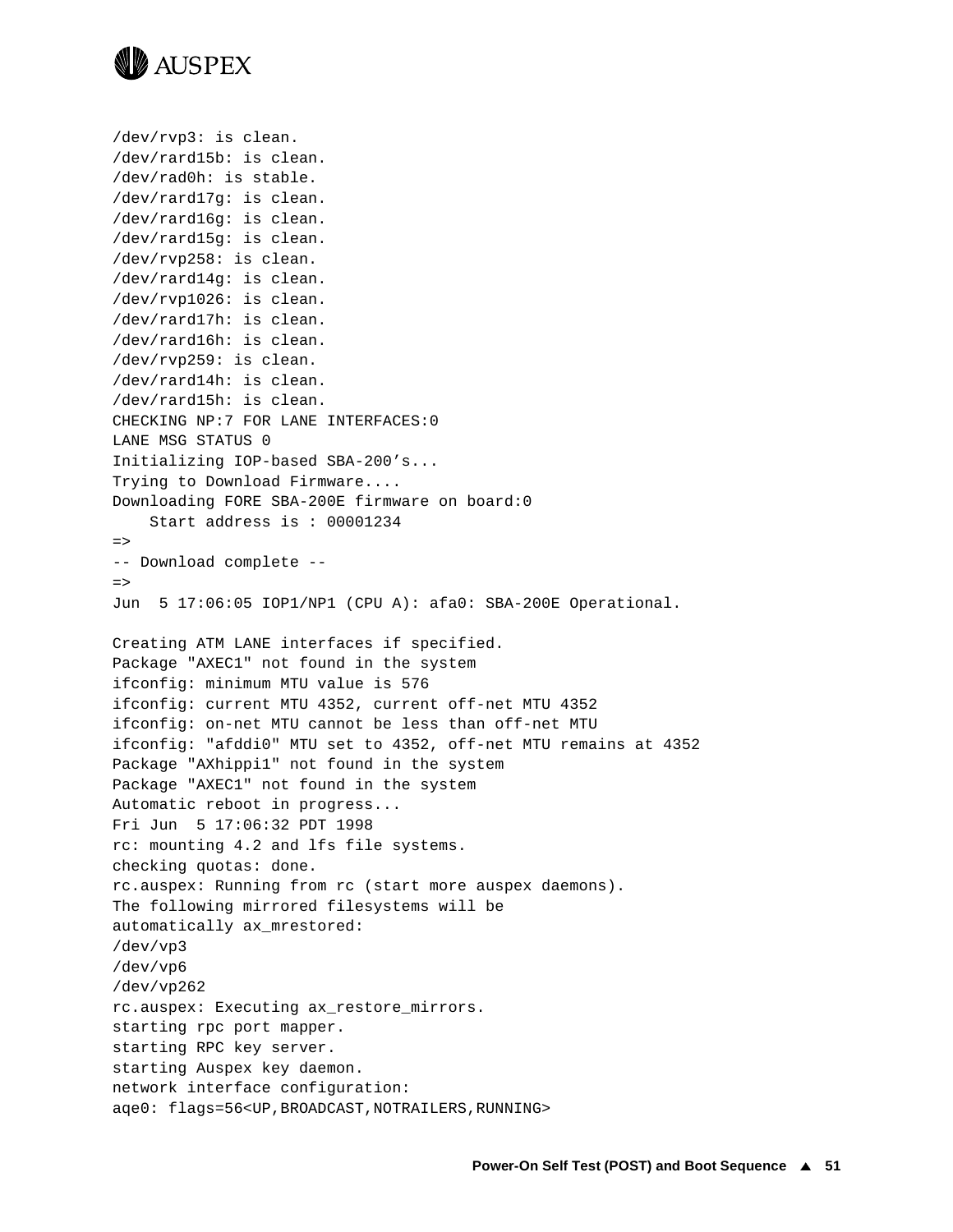```
/dev/rvp3: is clean.
/dev/rard15b: is clean.
/dev/rad0h: is stable.
/dev/rard17g: is clean.
/dev/rard16g: is clean.
/dev/rard15g: is clean.
/dev/rvp258: is clean.
/dev/rard14g: is clean.
/dev/rvp1026: is clean.
/dev/rard17h: is clean.
/dev/rard16h: is clean.
/dev/rvp259: is clean.
/dev/rard14h: is clean.
/dev/rard15h: is clean.
CHECKING NP:7 FOR LANE INTERFACES:0
LANE MSG STATUS 0
Initializing IOP-based SBA-200's...
Trying to Download Firmware....
Downloading FORE SBA-200E firmware on board:0
    Start address is : 00001234
=>
-- Download complete --
=>
Jun  5 17:06:05 IOP1/NP1 (CPU A): afa0: SBA-200E Operational.

Creating ATM LANE interfaces if specified.
Package "AXEC1" not found in the system
ifconfig: minimum MTU value is 576
ifconfig: current MTU 4352, current off-net MTU 4352
ifconfig: on-net MTU cannot be less than off-net MTU
ifconfig: "afddi0" MTU set to 4352, off-net MTU remains at 4352
Package "AXhippi1" not found in the system
Package "AXEC1" not found in the system
Automatic reboot in progress...
Fri Jun  5 17:06:32 PDT 1998
rc: mounting 4.2 and lfs file systems.
checking quotas: done.
rc.auspex: Running from rc (start more auspex daemons).
The following mirrored filesystems will be
automatically ax_mrestored:
/dev/vp3
/dev/vp6
/dev/vp262
rc.auspex: Executing ax_restore_mirrors.
starting rpc port mapper.
starting RPC key server.
starting Auspex key daemon.
network interface configuration:
aqe0: flags=56<UP,BROADCAST,NOTRAILERS,RUNNING>
```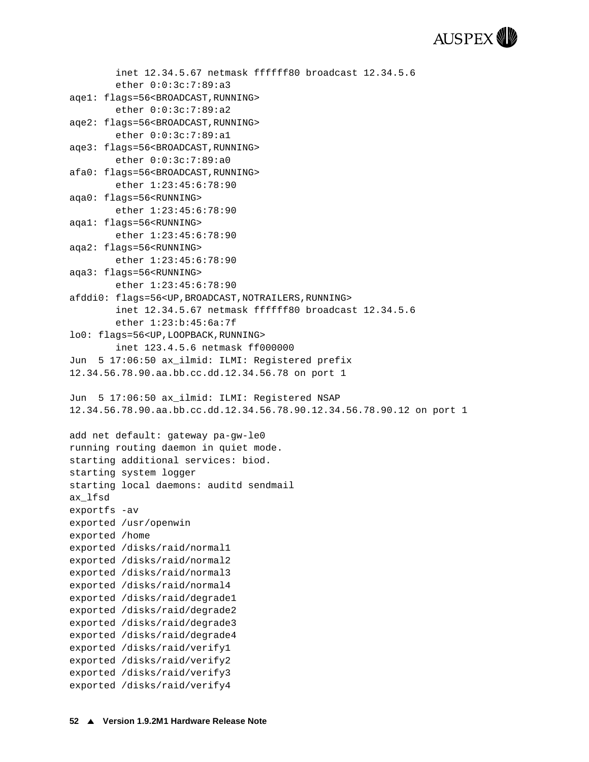```
        inet 12.34.5.67 netmask ffffff80 broadcast 12.34.5.6
        ether 0:0:3c:7:89:a3
aqe1: flags=56<BROADCAST,RUNNING>
        ether 0:0:3c:7:89:a2
aqe2: flags=56<BROADCAST,RUNNING>
        ether 0:0:3c:7:89:a1
aqe3: flags=56<BROADCAST,RUNNING>
        ether 0:0:3c:7:89:a0
afa0: flags=56<BROADCAST,RUNNING>
        ether 1:23:45:6:78:90
aqa0: flags=56<RUNNING>
        ether 1:23:45:6:78:90
aqa1: flags=56<RUNNING>
        ether 1:23:45:6:78:90
aqa2: flags=56<RUNNING>
        ether 1:23:45:6:78:90
aqa3: flags=56<RUNNING>
        ether 1:23:45:6:78:90
afddi0: flags=56<UP,BROADCAST,NOTRAILERS,RUNNING>
        inet 12.34.5.67 netmask ffffff80 broadcast 12.34.5.6
        ether 1:23:b:45:6a:7f
lo0: flags=56<UP,LOOPBACK,RUNNING>
        inet 123.4.5.6 netmask ff000000
Jun  5 17:06:50 ax_ilmid: ILMI: Registered prefix
12.34.56.78.90.aa.bb.cc.dd.12.34.56.78 on port 1

Jun  5 17:06:50 ax_ilmid: ILMI: Registered NSAP
12.34.56.78.90.aa.bb.cc.dd.12.34.56.78.90.12.34.56.78.90.12 on port 1

add net default: gateway pa-gw-le0
running routing daemon in quiet mode.
starting additional services: biod.
starting system logger
starting local daemons: auditd sendmail
ax_lfsd
exportfs -av
exported /usr/openwin
exported /home
exported /disks/raid/normal1
exported /disks/raid/normal2
exported /disks/raid/normal3
exported /disks/raid/normal4
exported /disks/raid/degrade1
exported /disks/raid/degrade2
exported /disks/raid/degrade3
exported /disks/raid/degrade4
exported /disks/raid/verify1
exported /disks/raid/verify2
exported /disks/raid/verify3
exported /disks/raid/verify4
```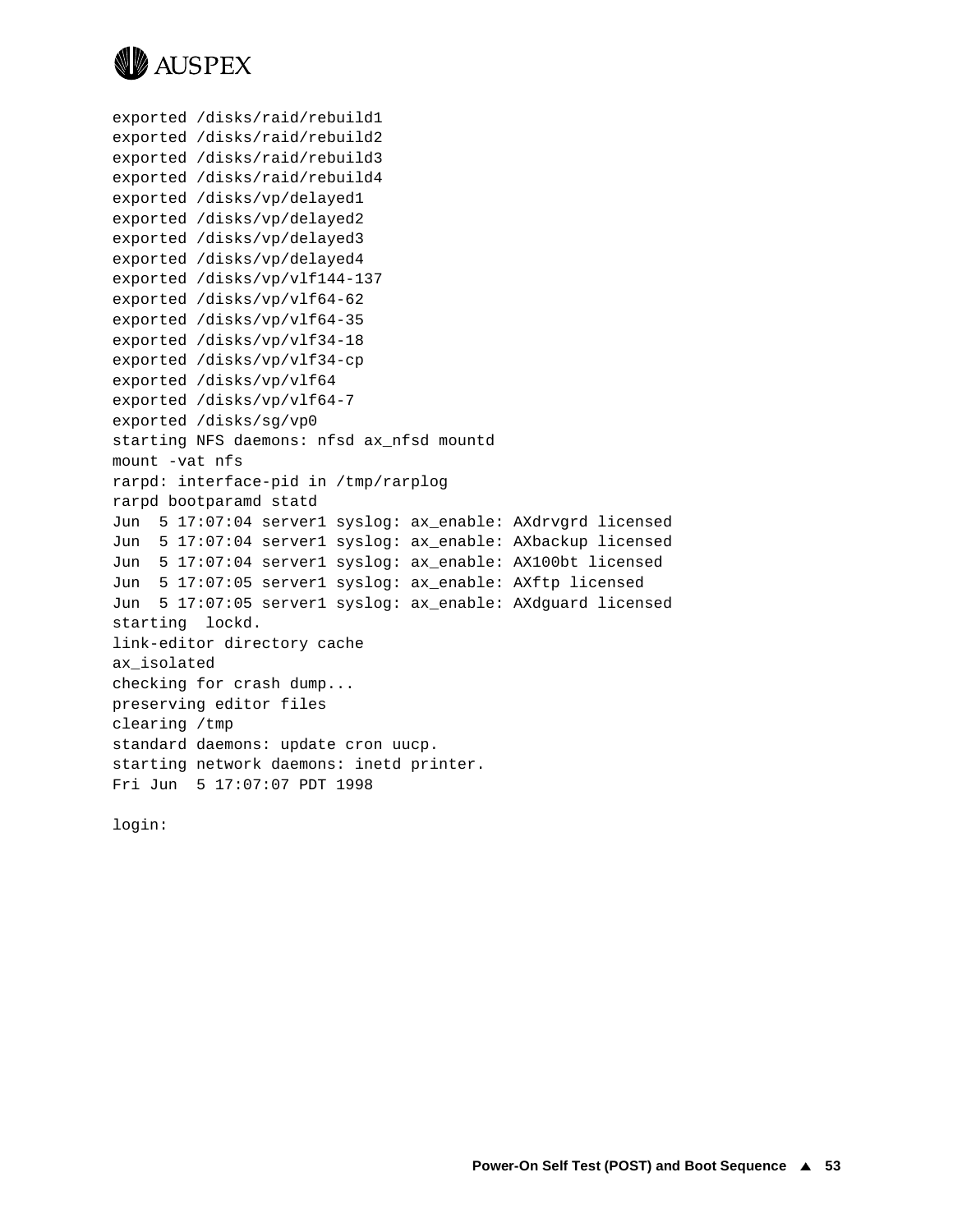```
exported /disks/raid/rebuild1
exported /disks/raid/rebuild2
exported /disks/raid/rebuild3
exported /disks/raid/rebuild4
exported /disks/vp/delayed1
exported /disks/vp/delayed2
exported /disks/vp/delayed3
exported /disks/vp/delayed4
exported /disks/vp/vlf144-137
exported /disks/vp/vlf64-62
exported /disks/vp/vlf64-35
exported /disks/vp/vlf34-18
exported /disks/vp/vlf34-cp
exported /disks/vp/vlf64
exported /disks/vp/vlf64-7
exported /disks/sg/vp0
starting NFS daemons: nfsd ax_nfsd mountd
mount -vat nfs
rarpd: interface-pid in /tmp/rarplog
rarpd bootparamd statd
Jun  5 17:07:04 server1 syslog: ax_enable: AXdrvgrd licensed
Jun  5 17:07:04 server1 syslog: ax_enable: AXbackup licensed
Jun  5 17:07:04 server1 syslog: ax_enable: AX100bt licensed
Jun  5 17:07:05 server1 syslog: ax_enable: AXftp licensed
Jun  5 17:07:05 server1 syslog: ax_enable: AXdguard licensed
starting  lockd.
link-editor directory cache
ax_isolated
checking for crash dump...
preserving editor files
clearing /tmp
standard daemons: update cron uucp.
starting network daemons: inetd printer.
Fri Jun  5 17:07:07 PDT 1998

login:
```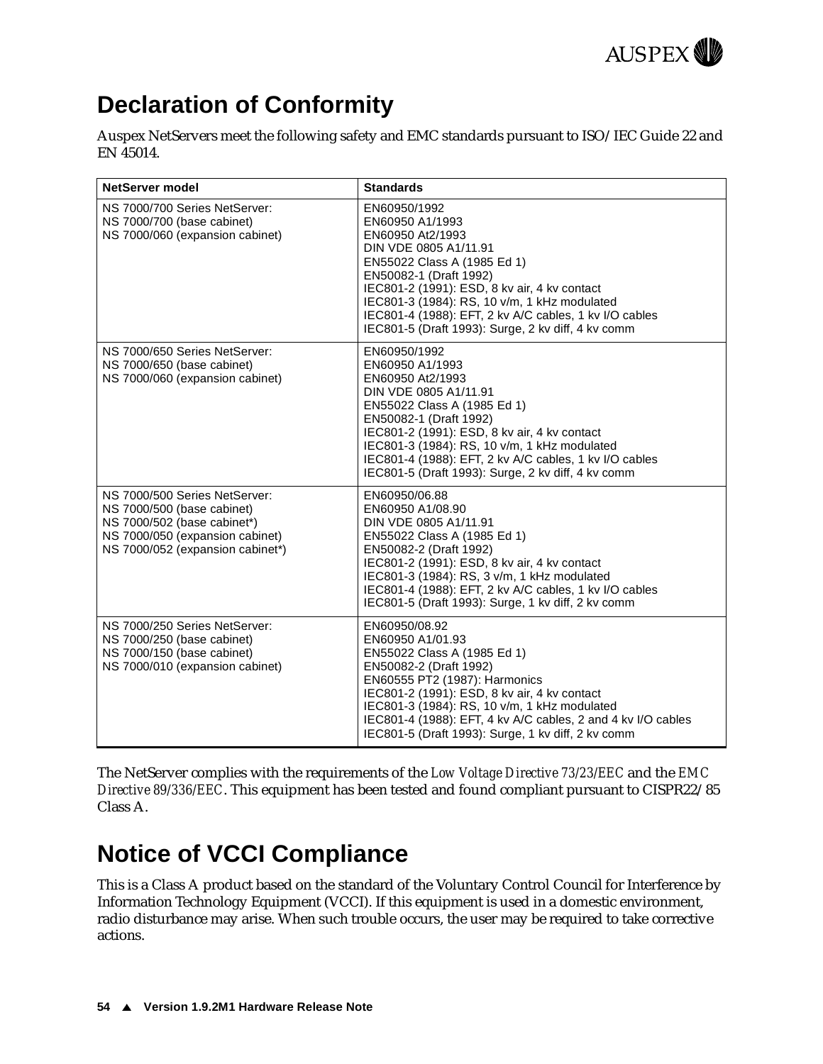# Declaration of Conformity

Auspex NetServers meet the following safety and EMC standards pursuant to ISO/IEC Guide 22 and EN 45014.

| NetServer model | Standards |
|---|---|
| NS 7000/700 Series NetServer:<br>NS 7000/700 (base cabinet)<br>NS 7000/060 (expansion cabinet) | EN60950/1992<br>EN60950 A1/1993<br>EN60950 At2/1993<br>DIN VDE 0805 A1/11.91<br>EN55022 Class A (1985 Ed 1)<br>EN50082-1 (Draft 1992)<br>IEC801-2 (1991): ESD, 8 kv air, 4 kv contact<br>IEC801-3 (1984): RS, 10 v/m, 1 kHz modulated<br>IEC801-4 (1988): EFT, 2 kv A/C cables, 1 kv I/O cables<br>IEC801-5 (Draft 1993): Surge, 2 kv diff, 4 kv comm |
| NS 7000/650 Series NetServer:<br>NS 7000/650 (base cabinet)<br>NS 7000/060 (expansion cabinet) | EN60950/1992<br>EN60950 A1/1993<br>EN60950 At2/1993<br>DIN VDE 0805 A1/11.91<br>EN55022 Class A (1985 Ed 1)<br>EN50082-1 (Draft 1992)<br>IEC801-2 (1991): ESD, 8 kv air, 4 kv contact<br>IEC801-3 (1984): RS, 10 v/m, 1 kHz modulated<br>IEC801-4 (1988): EFT, 2 kv A/C cables, 1 kv I/O cables<br>IEC801-5 (Draft 1993): Surge, 2 kv diff, 4 kv comm |
| NS 7000/500 Series NetServer:<br>NS 7000/500 (base cabinet)<br>NS 7000/502 (base cabinet*)<br>NS 7000/050 (expansion cabinet)<br>NS 7000/052 (expansion cabinet*) | EN60950/06.88<br>EN60950 A1/08.90<br>DIN VDE 0805 A1/11.91<br>EN55022 Class A (1985 Ed 1)<br>EN50082-2 (Draft 1992)<br>IEC801-2 (1991): ESD, 8 kv air, 4 kv contact<br>IEC801-3 (1984): RS, 3 v/m, 1 kHz modulated<br>IEC801-4 (1988): EFT, 2 kv A/C cables, 1 kv I/O cables<br>IEC801-5 (Draft 1993): Surge, 1 kv diff, 2 kv comm |
| NS 7000/250 Series NetServer:<br>NS 7000/250 (base cabinet)<br>NS 7000/150 (base cabinet)<br>NS 7000/010 (expansion cabinet) | EN60950/08.92<br>EN60950 A1/01.93<br>EN55022 Class A (1985 Ed 1)<br>EN50082-2 (Draft 1992)<br>EN60555 PT2 (1987): Harmonics<br>IEC801-2 (1991): ESD, 8 kv air, 4 kv contact<br>IEC801-3 (1984): RS, 10 v/m, 1 kHz modulated<br>IEC801-4 (1988): EFT, 4 kv A/C cables, 2 and 4 kv I/O cables<br>IEC801-5 (Draft 1993): Surge, 1 kv diff, 2 kv comm |

The NetServer complies with the requirements of the *Low Voltage Directive 73/23/EEC* and the *EMC Directive 89/336/EEC*. This equipment has been tested and found compliant pursuant to CISPR22/85 Class A.

# Notice of VCCI Compliance

This is a Class A product based on the standard of the Voluntary Control Council for Interference by Information Technology Equipment (VCCI). If this equipment is used in a domestic environment, radio disturbance may arise. When such trouble occurs, the user may be required to take corrective actions.